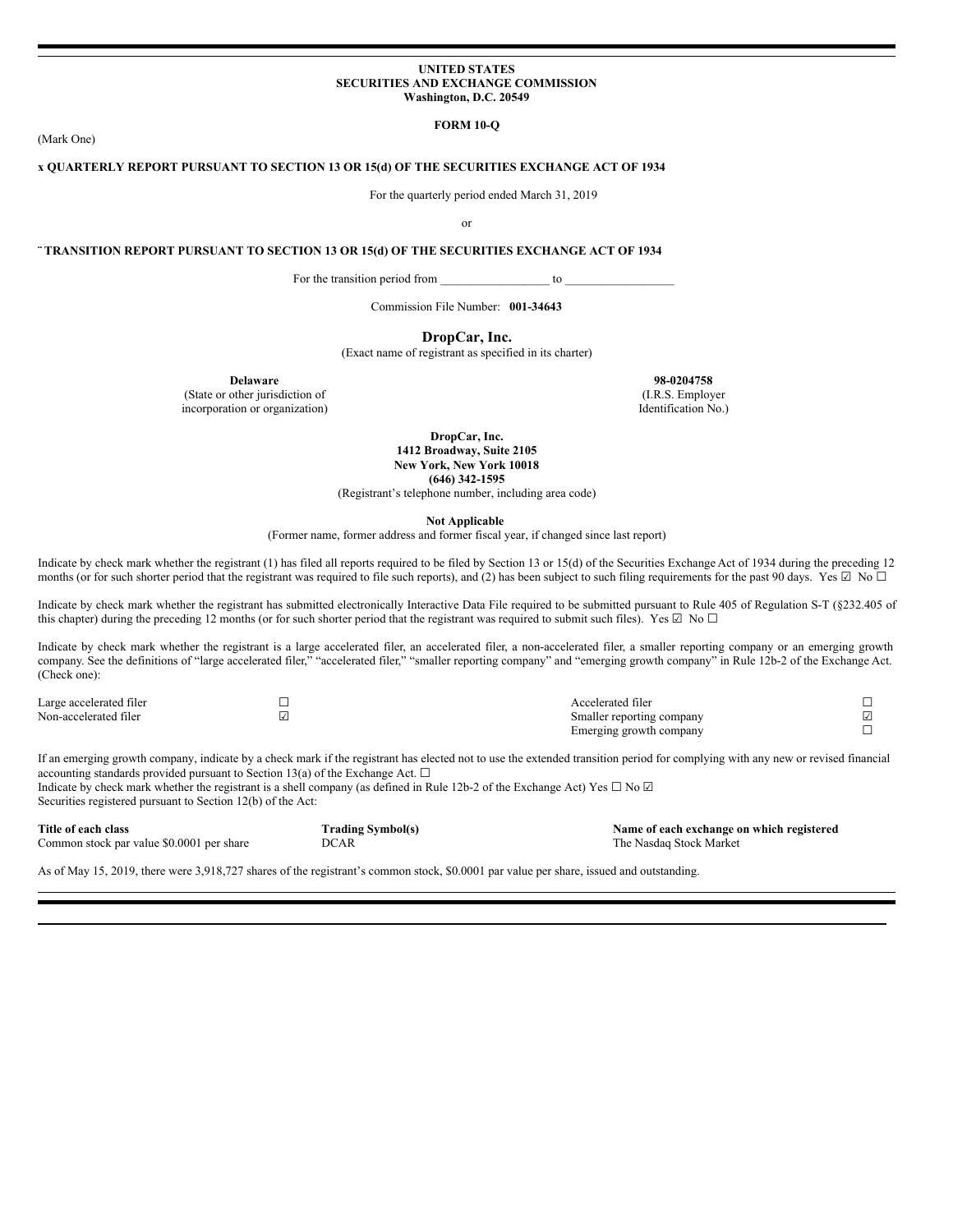**UNITED STATES**
**SECURITIES AND EXCHANGE COMMISSION**
**Washington, D.C. 20549**

**FORM 10-Q**

(Mark One)

**x QUARTERLY REPORT PURSUANT TO SECTION 13 OR 15(d) OF THE SECURITIES EXCHANGE ACT OF 1934**

For the quarterly period ended March 31, 2019

or

**¨ TRANSITION REPORT PURSUANT TO SECTION 13 OR 15(d) OF THE SECURITIES EXCHANGE ACT OF 1934**

For the transition period from __________________ to __________________

Commission File Number: **001-34643**

**DropCar, Inc.**
(Exact name of registrant as specified in its charter)

| **Delaware** | **98-0204758** |
|---|---|
| (State or other jurisdiction of incorporation or organization) | (I.R.S. Employer Identification No.) |

**DropCar, Inc.**
**1412 Broadway, Suite 2105**
**New York, New York 10018**
**(646) 342-1595**
(Registrant's telephone number, including area code)

**Not Applicable**
(Former name, former address and former fiscal year, if changed since last report)

Indicate by check mark whether the registrant (1) has filed all reports required to be filed by Section 13 or 15(d) of the Securities Exchange Act of 1934 during the preceding 12 months (or for such shorter period that the registrant was required to file such reports), and (2) has been subject to such filing requirements for the past 90 days. Yes ☑ No ☐

Indicate by check mark whether the registrant has submitted electronically Interactive Data File required to be submitted pursuant to Rule 405 of Regulation S-T (§232.405 of this chapter) during the preceding 12 months (or for such shorter period that the registrant was required to submit such files). Yes ☑ No ☐

Indicate by check mark whether the registrant is a large accelerated filer, an accelerated filer, a non-accelerated filer, a smaller reporting company or an emerging growth company. See the definitions of "large accelerated filer," "accelerated filer," "smaller reporting company" and "emerging growth company" in Rule 12b-2 of the Exchange Act. (Check one):

| | | | |
|---|---|---|---|
| Large accelerated filer | ☐ | Accelerated filer | ☐ |
| Non-accelerated filer | ☑ | Smaller reporting company | ☑ |
| | | Emerging growth company | ☐ |

If an emerging growth company, indicate by a check mark if the registrant has elected not to use the extended transition period for complying with any new or revised financial accounting standards provided pursuant to Section 13(a) of the Exchange Act. ☐
Indicate by check mark whether the registrant is a shell company (as defined in Rule 12b-2 of the Exchange Act) Yes ☐ No ☑
Securities registered pursuant to Section 12(b) of the Act:

| **Title of each class** | **Trading Symbol(s)** | **Name of each exchange on which registered** |
|---|---|---|
| Common stock par value $0.0001 per share | DCAR | The Nasdaq Stock Market |

As of May 15, 2019, there were 3,918,727 shares of the registrant's common stock, $0.0001 par value per share, issued and outstanding.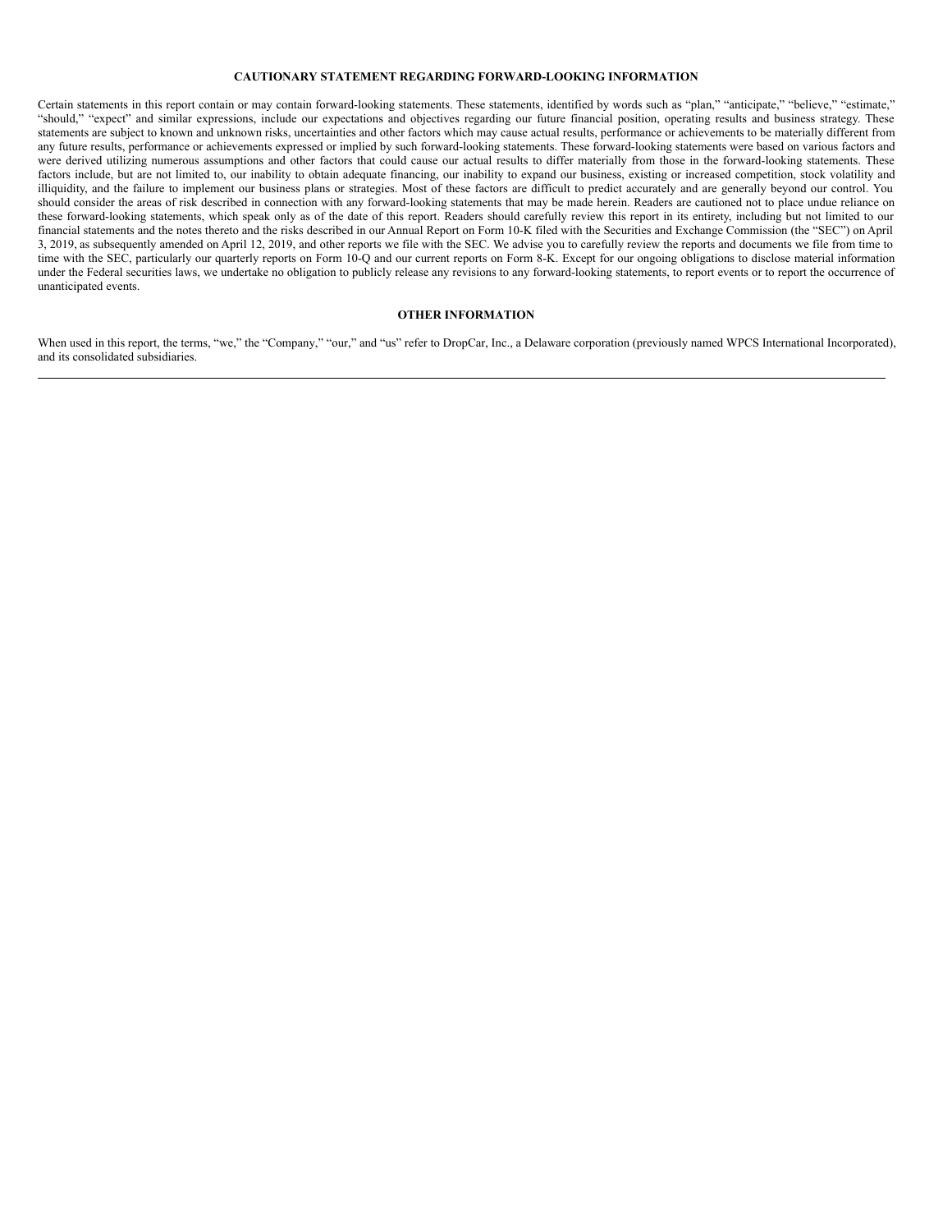## CAUTIONARY STATEMENT REGARDING FORWARD-LOOKING INFORMATION

Certain statements in this report contain or may contain forward-looking statements. These statements, identified by words such as "plan," "anticipate," "believe," "estimate," "should," "expect" and similar expressions, include our expectations and objectives regarding our future financial position, operating results and business strategy. These statements are subject to known and unknown risks, uncertainties and other factors which may cause actual results, performance or achievements to be materially different from any future results, performance or achievements expressed or implied by such forward-looking statements. These forward-looking statements were based on various factors and were derived utilizing numerous assumptions and other factors that could cause our actual results to differ materially from those in the forward-looking statements. These factors include, but are not limited to, our inability to obtain adequate financing, our inability to expand our business, existing or increased competition, stock volatility and illiquidity, and the failure to implement our business plans or strategies. Most of these factors are difficult to predict accurately and are generally beyond our control. You should consider the areas of risk described in connection with any forward-looking statements that may be made herein. Readers are cautioned not to place undue reliance on these forward-looking statements, which speak only as of the date of this report. Readers should carefully review this report in its entirety, including but not limited to our financial statements and the notes thereto and the risks described in our Annual Report on Form 10-K filed with the Securities and Exchange Commission (the "SEC") on April 3, 2019, as subsequently amended on April 12, 2019, and other reports we file with the SEC. We advise you to carefully review the reports and documents we file from time to time with the SEC, particularly our quarterly reports on Form 10-Q and our current reports on Form 8-K. Except for our ongoing obligations to disclose material information under the Federal securities laws, we undertake no obligation to publicly release any revisions to any forward-looking statements, to report events or to report the occurrence of unanticipated events.

## OTHER INFORMATION

When used in this report, the terms, "we," the "Company," "our," and "us" refer to DropCar, Inc., a Delaware corporation (previously named WPCS International Incorporated), and its consolidated subsidiaries.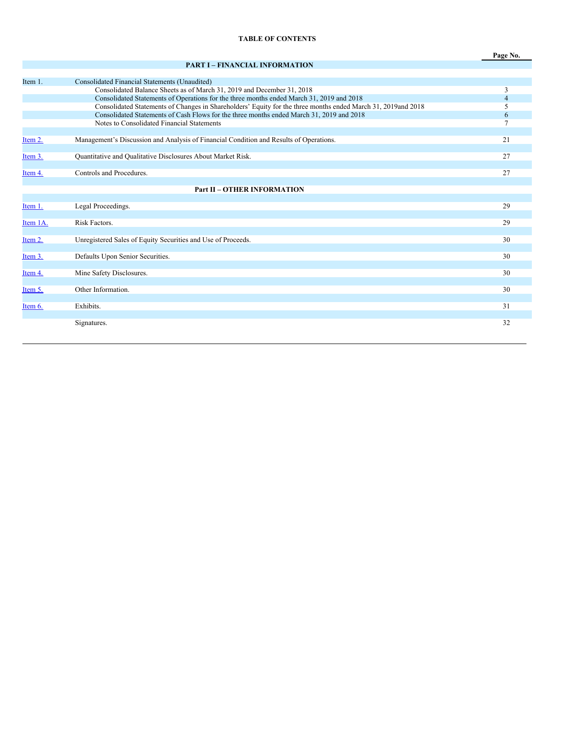**TABLE OF CONTENTS**

| | | Page No. |
|---|---|---|
| | **PART I – FINANCIAL INFORMATION** | |
| Item 1. | Consolidated Financial Statements (Unaudited) | |
| | Consolidated Balance Sheets as of March 31, 2019 and December 31, 2018 | 3 |
| | Consolidated Statements of Operations for the three months ended March 31, 2019 and 2018 | 4 |
| | Consolidated Statements of Changes in Shareholders' Equity for the three months ended March 31, 2019and 2018 | 5 |
| | Consolidated Statements of Cash Flows for the three months ended March 31, 2019 and 2018 | 6 |
| | Notes to Consolidated Financial Statements | 7 |
| Item 2. | Management's Discussion and Analysis of Financial Condition and Results of Operations. | 21 |
| Item 3. | Quantitative and Qualitative Disclosures About Market Risk. | 27 |
| Item 4. | Controls and Procedures. | 27 |
| | **Part II – OTHER INFORMATION** | |
| Item 1. | Legal Proceedings. | 29 |
| Item 1A. | Risk Factors. | 29 |
| Item 2. | Unregistered Sales of Equity Securities and Use of Proceeds. | 30 |
| Item 3. | Defaults Upon Senior Securities. | 30 |
| Item 4. | Mine Safety Disclosures. | 30 |
| Item 5. | Other Information. | 30 |
| Item 6. | Exhibits. | 31 |
| | Signatures. | 32 |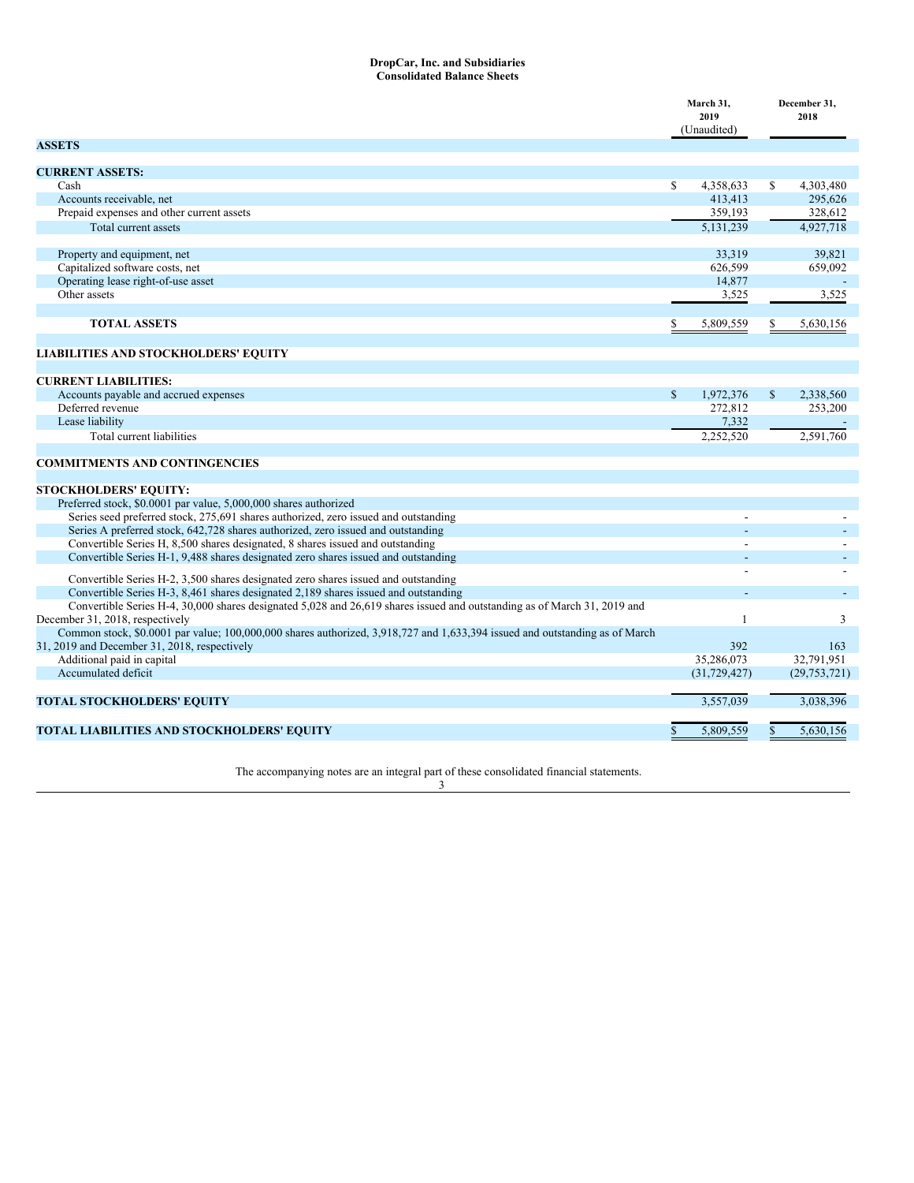# DropCar, Inc. and Subsidiaries
## Consolidated Balance Sheets

| | March 31, 2019 (Unaudited) | December 31, 2018 |
|---|---|---|
| **ASSETS** | | |
| **CURRENT ASSETS:** | | |
| Cash | $ 4,358,633 | $ 4,303,480 |
| Accounts receivable, net | 413,413 | 295,626 |
| Prepaid expenses and other current assets | 359,193 | 328,612 |
| Total current assets | 5,131,239 | 4,927,718 |
| Property and equipment, net | 33,319 | 39,821 |
| Capitalized software costs, net | 626,599 | 659,092 |
| Operating lease right-of-use asset | 14,877 | - |
| Other assets | 3,525 | 3,525 |
| **TOTAL ASSETS** | $ 5,809,559 | $ 5,630,156 |
| **LIABILITIES AND STOCKHOLDERS' EQUITY** | | |
| **CURRENT LIABILITIES:** | | |
| Accounts payable and accrued expenses | $ 1,972,376 | $ 2,338,560 |
| Deferred revenue | 272,812 | 253,200 |
| Lease liability | 7,332 | - |
| Total current liabilities | 2,252,520 | 2,591,760 |
| **COMMITMENTS AND CONTINGENCIES** | | |
| **STOCKHOLDERS' EQUITY:** | | |
| Preferred stock, $0.0001 par value, 5,000,000 shares authorized | | |
| Series seed preferred stock, 275,691 shares authorized, zero issued and outstanding | - | - |
| Series A preferred stock, 642,728 shares authorized, zero issued and outstanding | - | - |
| Convertible Series H, 8,500 shares designated, 8 shares issued and outstanding | - | - |
| Convertible Series H-1, 9,488 shares designated zero shares issued and outstanding | - | - |
| Convertible Series H-2, 3,500 shares designated zero shares issued and outstanding | - | - |
| Convertible Series H-3, 8,461 shares designated 2,189 shares issued and outstanding | - | - |
| Convertible Series H-4, 30,000 shares designated 5,028 and 26,619 shares issued and outstanding as of March 31, 2019 and December 31, 2018, respectively | 1 | 3 |
| Common stock, $0.0001 par value; 100,000,000 shares authorized, 3,918,727 and 1,633,394 issued and outstanding as of March 31, 2019 and December 31, 2018, respectively | 392 | 163 |
| Additional paid in capital | 35,286,073 | 32,791,951 |
| Accumulated deficit | (31,729,427) | (29,753,721) |
| **TOTAL STOCKHOLDERS' EQUITY** | 3,557,039 | 3,038,396 |
| **TOTAL LIABILITIES AND STOCKHOLDERS' EQUITY** | $ 5,809,559 | $ 5,630,156 |

The accompanying notes are an integral part of these consolidated financial statements.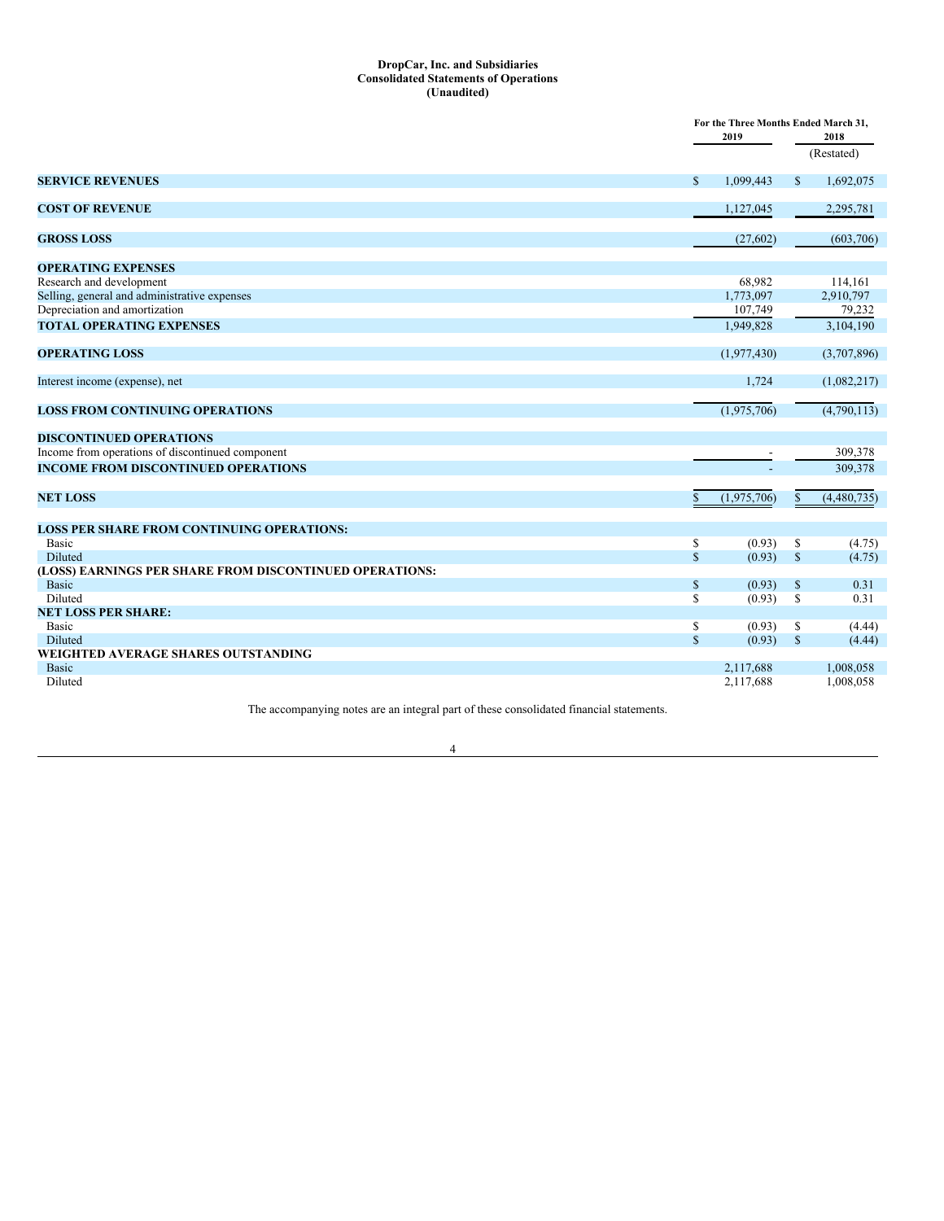**DropCar, Inc. and Subsidiaries**
**Consolidated Statements of Operations**
**(Unaudited)**

| | For the Three Months Ended March 31, | |
|---|---|---|
| | 2019 | 2018 |
| | | (Restated) |
| **SERVICE REVENUES** | $ 1,099,443 | $ 1,692,075 |
| **COST OF REVENUE** | 1,127,045 | 2,295,781 |
| **GROSS LOSS** | (27,602) | (603,706) |
| **OPERATING EXPENSES** | | |
| Research and development | 68,982 | 114,161 |
| Selling, general and administrative expenses | 1,773,097 | 2,910,797 |
| Depreciation and amortization | 107,749 | 79,232 |
| **TOTAL OPERATING EXPENSES** | 1,949,828 | 3,104,190 |
| **OPERATING LOSS** | (1,977,430) | (3,707,896) |
| Interest income (expense), net | 1,724 | (1,082,217) |
| **LOSS FROM CONTINUING OPERATIONS** | (1,975,706) | (4,790,113) |
| **DISCONTINUED OPERATIONS** | | |
| Income from operations of discontinued component | - | 309,378 |
| **INCOME FROM DISCONTINUED OPERATIONS** | - | 309,378 |
| **NET LOSS** | $ (1,975,706) | $ (4,480,735) |
| **LOSS PER SHARE FROM CONTINUING OPERATIONS:** | | |
| Basic | $ (0.93) | $ (4.75) |
| Diluted | $ (0.93) | $ (4.75) |
| **(LOSS) EARNINGS PER SHARE FROM DISCONTINUED OPERATIONS:** | | |
| Basic | $ (0.93) | $ 0.31 |
| Diluted | $ (0.93) | $ 0.31 |
| **NET LOSS PER SHARE:** | | |
| Basic | $ (0.93) | $ (4.44) |
| Diluted | $ (0.93) | $ (4.44) |
| **WEIGHTED AVERAGE SHARES OUTSTANDING** | | |
| Basic | 2,117,688 | 1,008,058 |
| Diluted | 2,117,688 | 1,008,058 |

The accompanying notes are an integral part of these consolidated financial statements.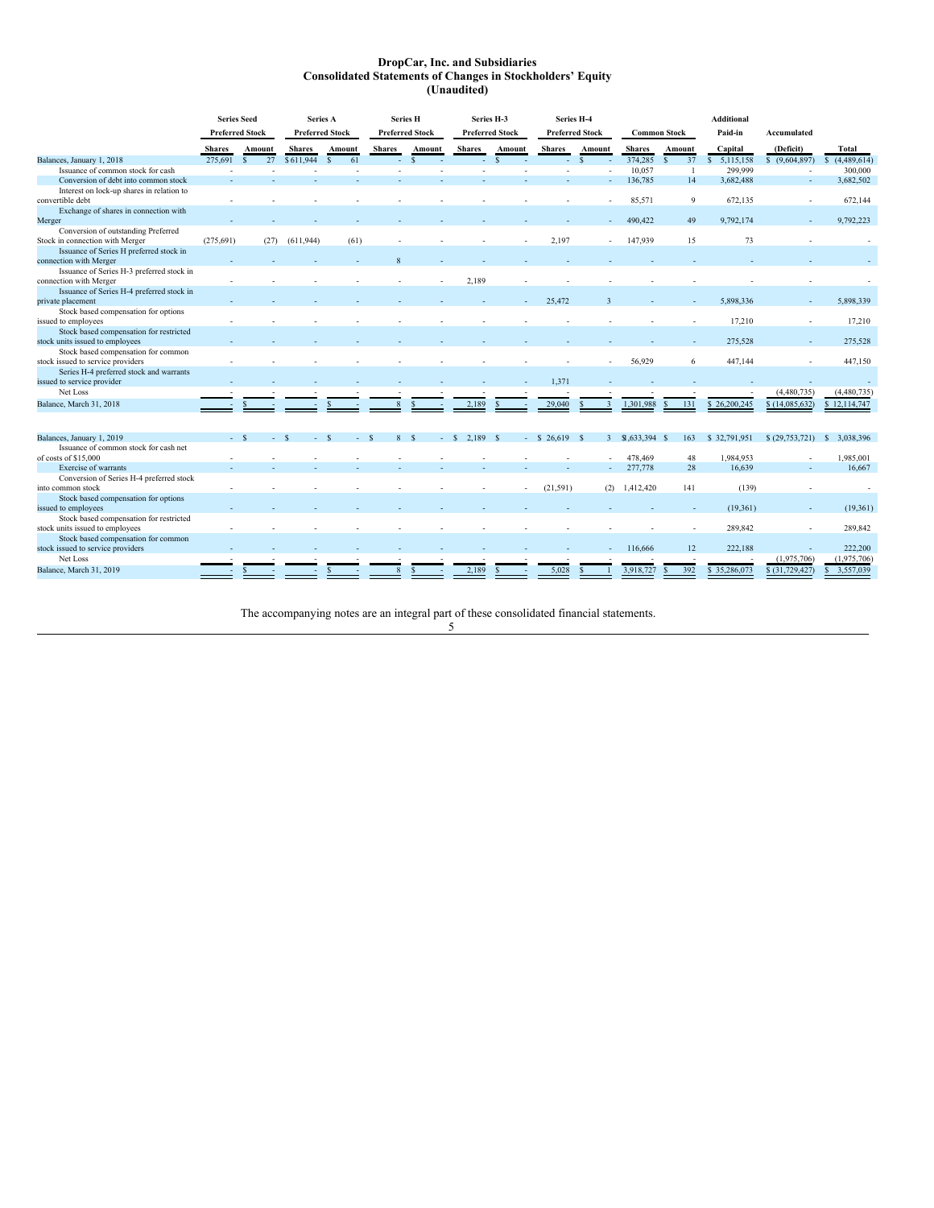# DropCar, Inc. and Subsidiaries
## Consolidated Statements of Changes in Stockholders' Equity
### (Unaudited)

| | Series Seed Preferred Stock | | Series A Preferred Stock | | Series H Preferred Stock | | Series H-3 Preferred Stock | | Series H-4 Preferred Stock | | Common Stock | | Additional Paid-in | Accumulated | |
|---|---|---|---|---|---|---|---|---|---|---|---|---|---|---|---|
| | Shares | Amount | Shares | Amount | Shares | Amount | Shares | Amount | Shares | Amount | Shares | Amount | Capital | (Deficit) | Total |
| Balances, January 1, 2018 | 275,691 | $ 27 | $ 611,944 | $ 61 | - | $ - | - | $ - | - | $ - | 374,285 | $ 37 | $ 5,115,158 | $ (9,604,897) | $ (4,489,614) |
| Issuance of common stock for cash | - | - | - | - | - | - | - | - | - | - | 10,057 | 1 | 299,999 | - | 300,000 |
| Conversion of debt into common stock | - | - | - | - | - | - | - | - | - | - | 136,785 | 14 | 3,682,488 | - | 3,682,502 |
| Interest on lock-up shares in relation to convertible debt | - | - | - | - | - | - | - | - | - | - | 85,571 | 9 | 672,135 | - | 672,144 |
| Exchange of shares in connection with Merger | - | - | - | - | - | - | - | - | - | - | 490,422 | 49 | 9,792,174 | - | 9,792,223 |
| Conversion of outstanding Preferred Stock in connection with Merger | (275,691) | (27) | (611,944) | (61) | - | - | - | - | 2,197 | - | 147,939 | 15 | 73 | - | - |
| Issuance of Series H preferred stock in connection with Merger | - | - | - | - | 8 | - | - | - | - | - | - | - | - | - | - |
| Issuance of Series H-3 preferred stock in connection with Merger | - | - | - | - | - | - | 2,189 | - | - | - | - | - | - | - | - |
| Issuance of Series H-4 preferred stock in private placement | - | - | - | - | - | - | - | - | 25,472 | 3 | - | - | 5,898,336 | - | 5,898,339 |
| Stock based compensation for options issued to employees | - | - | - | - | - | - | - | - | - | - | - | - | 17,210 | - | 17,210 |
| Stock based compensation for restricted stock units issued to employees | - | - | - | - | - | - | - | - | - | - | - | - | 275,528 | - | 275,528 |
| Stock based compensation for common stock issued to service providers | - | - | - | - | - | - | - | - | - | - | 56,929 | 6 | 447,144 | - | 447,150 |
| Series H-4 preferred stock and warrants issued to service provider | - | - | - | - | - | - | - | - | 1,371 | - | - | - | - | - | - |
| Net Loss | - | - | - | - | - | - | - | - | - | - | - | - | - | (4,480,735) | (4,480,735) |
| Balance, March 31, 2018 | - | $ - | - | $ - | 8 | $ - | 2,189 | $ - | 29,040 | $ 3 | 1,301,988 | $ 131 | $ 26,200,245 | $ (14,085,632) | $ 12,114,747 |
| | | | | | | | | | | | | | | | |
| Balances, January 1, 2019 | - | $ - | $ - | $ - | $ 8 | $ - | $ 2,189 | $ - | $ 26,619 | $ 3 | $1,633,394 | $ 163 | $ 32,791,951 | $ (29,753,721) | $ 3,038,396 |
| Issuance of common stock for cash net of costs of $15,000 | - | - | - | - | - | - | - | - | - | - | 478,469 | 48 | 1,984,953 | - | 1,985,001 |
| Exercise of warrants | - | - | - | - | - | - | - | - | - | - | 277,778 | 28 | 16,639 | - | 16,667 |
| Conversion of Series H-4 preferred stock into common stock | - | - | - | - | - | - | - | - | (21,591) | (2) | 1,412,420 | 141 | (139) | - | - |
| Stock based compensation for options issued to employees | - | - | - | - | - | - | - | - | - | - | - | - | (19,361) | - | (19,361) |
| Stock based compensation for restricted stock units issued to employees | - | - | - | - | - | - | - | - | - | - | - | - | 289,842 | - | 289,842 |
| Stock based compensation for common stock issued to service providers | - | - | - | - | - | - | - | - | - | - | 116,666 | 12 | 222,188 | - | 222,200 |
| Net Loss | - | - | - | - | - | - | - | - | - | - | - | - | - | (1,975,706) | (1,975,706) |
| Balance, March 31, 2019 | - | $ - | - | $ - | 8 | $ - | 2,189 | $ - | 5,028 | $ 1 | 3,918,727 | $ 392 | $ 35,286,073 | $ (31,729,427) | $ 3,557,039 |

The accompanying notes are an integral part of these consolidated financial statements.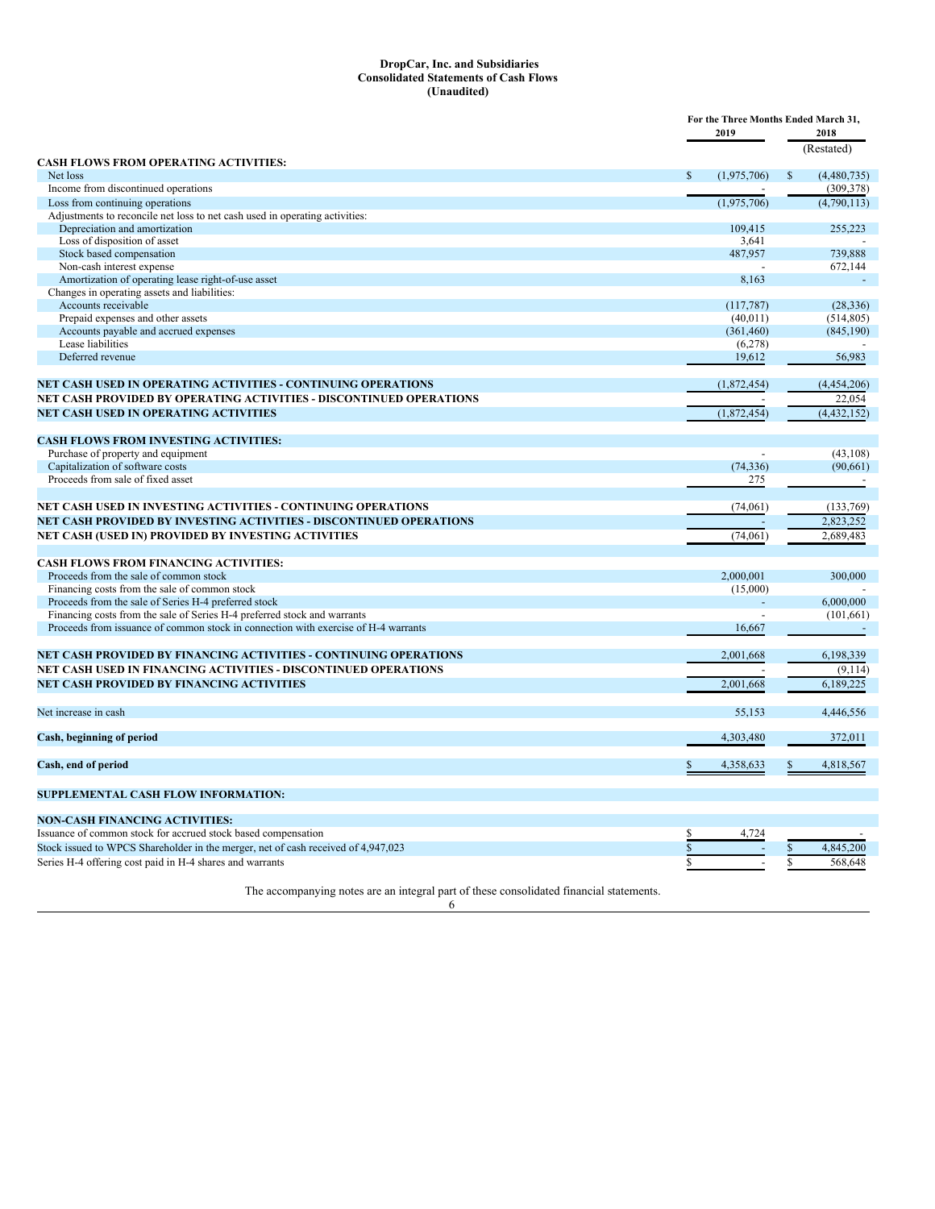# DropCar, Inc. and Subsidiaries
## Consolidated Statements of Cash Flows
## (Unaudited)

| | For the Three Months Ended March 31, 2019 | For the Three Months Ended March 31, 2018 (Restated) |
|---|---|---|
| **CASH FLOWS FROM OPERATING ACTIVITIES:** | | |
| Net loss | $ (1,975,706) | $ (4,480,735) |
| Income from discontinued operations | - | (309,378) |
| Loss from continuing operations | (1,975,706) | (4,790,113) |
| Adjustments to reconcile net loss to net cash used in operating activities: | | |
| Depreciation and amortization | 109,415 | 255,223 |
| Loss of disposition of asset | 3,641 | - |
| Stock based compensation | 487,957 | 739,888 |
| Non-cash interest expense | - | 672,144 |
| Amortization of operating lease right-of-use asset | 8,163 | - |
| Changes in operating assets and liabilities: | | |
| Accounts receivable | (117,787) | (28,336) |
| Prepaid expenses and other assets | (40,011) | (514,805) |
| Accounts payable and accrued expenses | (361,460) | (845,190) |
| Lease liabilities | (6,278) | - |
| Deferred revenue | 19,612 | 56,983 |
| **NET CASH USED IN OPERATING ACTIVITIES - CONTINUING OPERATIONS** | (1,872,454) | (4,454,206) |
| **NET CASH PROVIDED BY OPERATING ACTIVITIES - DISCONTINUED OPERATIONS** | - | 22,054 |
| **NET CASH USED IN OPERATING ACTIVITIES** | (1,872,454) | (4,432,152) |
| **CASH FLOWS FROM INVESTING ACTIVITIES:** | | |
| Purchase of property and equipment | - | (43,108) |
| Capitalization of software costs | (74,336) | (90,661) |
| Proceeds from sale of fixed asset | 275 | - |
| **NET CASH USED IN INVESTING ACTIVITIES - CONTINUING OPERATIONS** | (74,061) | (133,769) |
| **NET CASH PROVIDED BY INVESTING ACTIVITIES - DISCONTINUED OPERATIONS** | - | 2,823,252 |
| **NET CASH (USED IN) PROVIDED BY INVESTING ACTIVITIES** | (74,061) | 2,689,483 |
| **CASH FLOWS FROM FINANCING ACTIVITIES:** | | |
| Proceeds from the sale of common stock | 2,000,001 | 300,000 |
| Financing costs from the sale of common stock | (15,000) | - |
| Proceeds from the sale of Series H-4 preferred stock | - | 6,000,000 |
| Financing costs from the sale of Series H-4 preferred stock and warrants | - | (101,661) |
| Proceeds from issuance of common stock in connection with exercise of H-4 warrants | 16,667 | - |
| **NET CASH PROVIDED BY FINANCING ACTIVITIES - CONTINUING OPERATIONS** | 2,001,668 | 6,198,339 |
| **NET CASH USED IN FINANCING ACTIVITIES - DISCONTINUED OPERATIONS** | - | (9,114) |
| **NET CASH PROVIDED BY FINANCING ACTIVITIES** | 2,001,668 | 6,189,225 |
| Net increase in cash | 55,153 | 4,446,556 |
| **Cash, beginning of period** | 4,303,480 | 372,011 |
| **Cash, end of period** | $ 4,358,633 | $ 4,818,567 |
| **SUPPLEMENTAL CASH FLOW INFORMATION:** | | |
| **NON-CASH FINANCING ACTIVITIES:** | | |
| Issuance of common stock for accrued stock based compensation | $ 4,724 | - |
| Stock issued to WPCS Shareholder in the merger, net of cash received of 4,947,023 | $ - | $ 4,845,200 |
| Series H-4 offering cost paid in H-4 shares and warrants | $ - | $ 568,648 |

The accompanying notes are an integral part of these consolidated financial statements.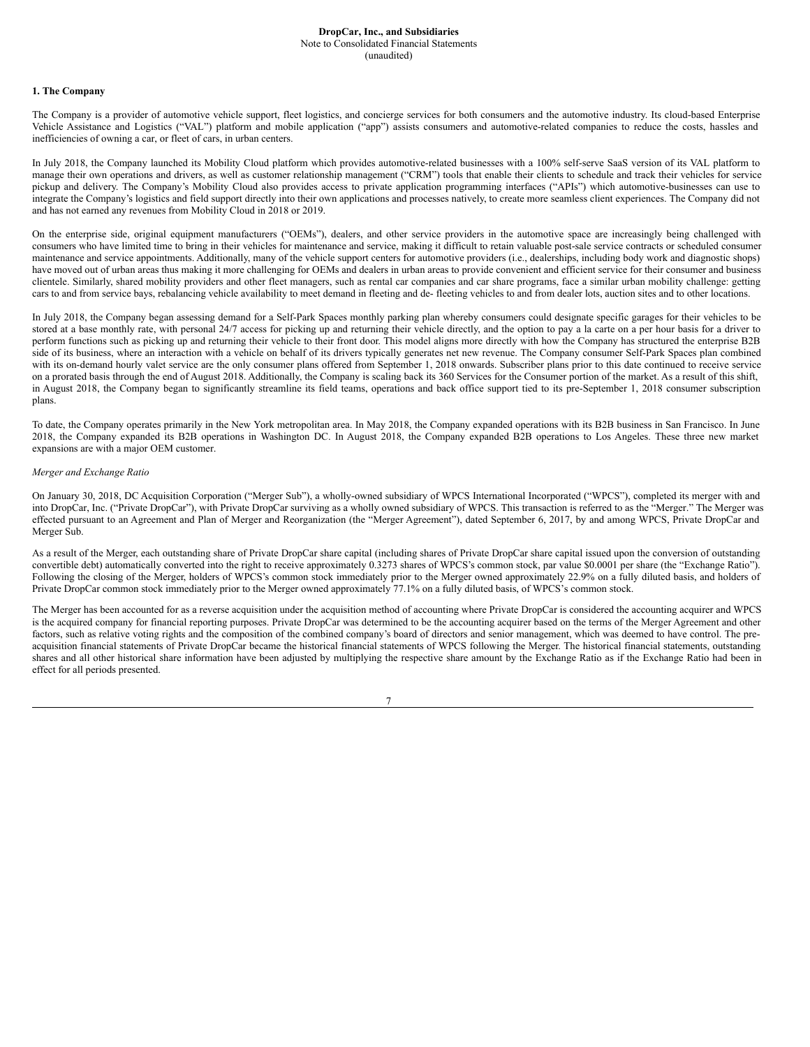# DropCar, Inc., and Subsidiaries

Note to Consolidated Financial Statements
(unaudited)

### 1. The Company

The Company is a provider of automotive vehicle support, fleet logistics, and concierge services for both consumers and the automotive industry. Its cloud-based Enterprise Vehicle Assistance and Logistics ("VAL") platform and mobile application ("app") assists consumers and automotive-related companies to reduce the costs, hassles and inefficiencies of owning a car, or fleet of cars, in urban centers.

In July 2018, the Company launched its Mobility Cloud platform which provides automotive-related businesses with a 100% self-serve SaaS version of its VAL platform to manage their own operations and drivers, as well as customer relationship management ("CRM") tools that enable their clients to schedule and track their vehicles for service pickup and delivery. The Company's Mobility Cloud also provides access to private application programming interfaces ("APIs") which automotive-businesses can use to integrate the Company's logistics and field support directly into their own applications and processes natively, to create more seamless client experiences. The Company did not and has not earned any revenues from Mobility Cloud in 2018 or 2019.

On the enterprise side, original equipment manufacturers ("OEMs"), dealers, and other service providers in the automotive space are increasingly being challenged with consumers who have limited time to bring in their vehicles for maintenance and service, making it difficult to retain valuable post-sale service contracts or scheduled consumer maintenance and service appointments. Additionally, many of the vehicle support centers for automotive providers (i.e., dealerships, including body work and diagnostic shops) have moved out of urban areas thus making it more challenging for OEMs and dealers in urban areas to provide convenient and efficient service for their consumer and business clientele. Similarly, shared mobility providers and other fleet managers, such as rental car companies and car share programs, face a similar urban mobility challenge: getting cars to and from service bays, rebalancing vehicle availability to meet demand in fleeting and de- fleeting vehicles to and from dealer lots, auction sites and to other locations.

In July 2018, the Company began assessing demand for a Self-Park Spaces monthly parking plan whereby consumers could designate specific garages for their vehicles to be stored at a base monthly rate, with personal 24/7 access for picking up and returning their vehicle directly, and the option to pay a la carte on a per hour basis for a driver to perform functions such as picking up and returning their vehicle to their front door. This model aligns more directly with how the Company has structured the enterprise B2B side of its business, where an interaction with a vehicle on behalf of its drivers typically generates net new revenue. The Company consumer Self-Park Spaces plan combined with its on-demand hourly valet service are the only consumer plans offered from September 1, 2018 onwards. Subscriber plans prior to this date continued to receive service on a prorated basis through the end of August 2018. Additionally, the Company is scaling back its 360 Services for the Consumer portion of the market. As a result of this shift, in August 2018, the Company began to significantly streamline its field teams, operations and back office support tied to its pre-September 1, 2018 consumer subscription plans.

To date, the Company operates primarily in the New York metropolitan area. In May 2018, the Company expanded operations with its B2B business in San Francisco. In June 2018, the Company expanded its B2B operations in Washington DC. In August 2018, the Company expanded B2B operations to Los Angeles. These three new market expansions are with a major OEM customer.

*Merger and Exchange Ratio*

On January 30, 2018, DC Acquisition Corporation ("Merger Sub"), a wholly-owned subsidiary of WPCS International Incorporated ("WPCS"), completed its merger with and into DropCar, Inc. ("Private DropCar"), with Private DropCar surviving as a wholly owned subsidiary of WPCS. This transaction is referred to as the "Merger." The Merger was effected pursuant to an Agreement and Plan of Merger and Reorganization (the "Merger Agreement"), dated September 6, 2017, by and among WPCS, Private DropCar and Merger Sub.

As a result of the Merger, each outstanding share of Private DropCar share capital (including shares of Private DropCar share capital issued upon the conversion of outstanding convertible debt) automatically converted into the right to receive approximately 0.3273 shares of WPCS's common stock, par value $0.0001 per share (the "Exchange Ratio"). Following the closing of the Merger, holders of WPCS's common stock immediately prior to the Merger owned approximately 22.9% on a fully diluted basis, and holders of Private DropCar common stock immediately prior to the Merger owned approximately 77.1% on a fully diluted basis, of WPCS's common stock.

The Merger has been accounted for as a reverse acquisition under the acquisition method of accounting where Private DropCar is considered the accounting acquirer and WPCS is the acquired company for financial reporting purposes. Private DropCar was determined to be the accounting acquirer based on the terms of the Merger Agreement and other factors, such as relative voting rights and the composition of the combined company's board of directors and senior management, which was deemed to have control. The pre-acquisition financial statements of Private DropCar became the historical financial statements of WPCS following the Merger. The historical financial statements, outstanding shares and all other historical share information have been adjusted by multiplying the respective share amount by the Exchange Ratio as if the Exchange Ratio had been in effect for all periods presented.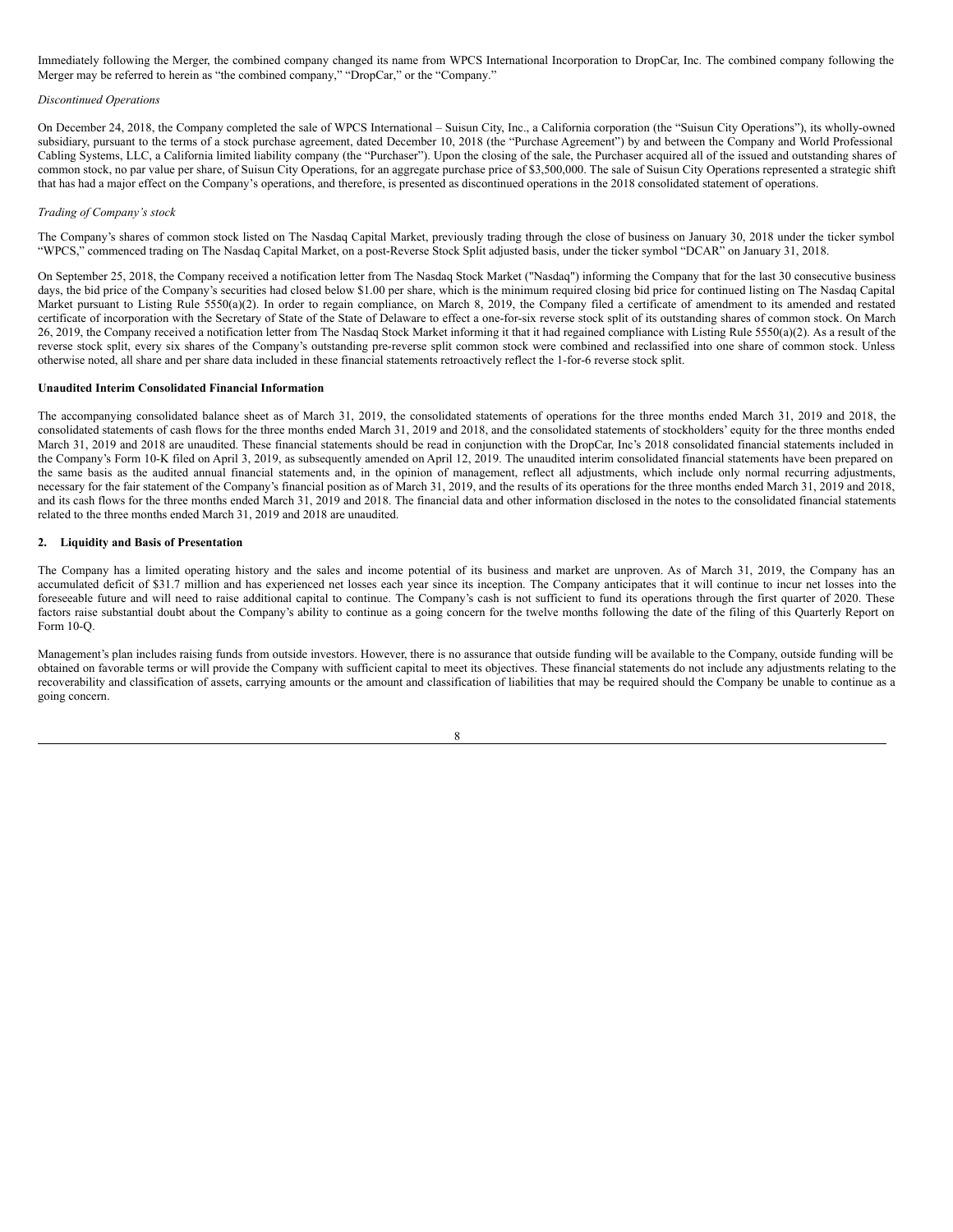Immediately following the Merger, the combined company changed its name from WPCS International Incorporation to DropCar, Inc. The combined company following the Merger may be referred to herein as "the combined company," "DropCar," or the "Company."

*Discontinued Operations*

On December 24, 2018, the Company completed the sale of WPCS International – Suisun City, Inc., a California corporation (the "Suisun City Operations"), its wholly-owned subsidiary, pursuant to the terms of a stock purchase agreement, dated December 10, 2018 (the "Purchase Agreement") by and between the Company and World Professional Cabling Systems, LLC, a California limited liability company (the "Purchaser"). Upon the closing of the sale, the Purchaser acquired all of the issued and outstanding shares of common stock, no par value per share, of Suisun City Operations, for an aggregate purchase price of $3,500,000. The sale of Suisun City Operations represented a strategic shift that has had a major effect on the Company's operations, and therefore, is presented as discontinued operations in the 2018 consolidated statement of operations.

*Trading of Company's stock*

The Company's shares of common stock listed on The Nasdaq Capital Market, previously trading through the close of business on January 30, 2018 under the ticker symbol "WPCS," commenced trading on The Nasdaq Capital Market, on a post-Reverse Stock Split adjusted basis, under the ticker symbol "DCAR" on January 31, 2018.

On September 25, 2018, the Company received a notification letter from The Nasdaq Stock Market ("Nasdaq") informing the Company that for the last 30 consecutive business days, the bid price of the Company's securities had closed below $1.00 per share, which is the minimum required closing bid price for continued listing on The Nasdaq Capital Market pursuant to Listing Rule 5550(a)(2). In order to regain compliance, on March 8, 2019, the Company filed a certificate of amendment to its amended and restated certificate of incorporation with the Secretary of State of the State of Delaware to effect a one-for-six reverse stock split of its outstanding shares of common stock. On March 26, 2019, the Company received a notification letter from The Nasdaq Stock Market informing it that it had regained compliance with Listing Rule 5550(a)(2). As a result of the reverse stock split, every six shares of the Company's outstanding pre-reverse split common stock were combined and reclassified into one share of common stock. Unless otherwise noted, all share and per share data included in these financial statements retroactively reflect the 1-for-6 reverse stock split.

**Unaudited Interim Consolidated Financial Information**

The accompanying consolidated balance sheet as of March 31, 2019, the consolidated statements of operations for the three months ended March 31, 2019 and 2018, the consolidated statements of cash flows for the three months ended March 31, 2019 and 2018, and the consolidated statements of stockholders' equity for the three months ended March 31, 2019 and 2018 are unaudited. These financial statements should be read in conjunction with the DropCar, Inc's 2018 consolidated financial statements included in the Company's Form 10-K filed on April 3, 2019, as subsequently amended on April 12, 2019. The unaudited interim consolidated financial statements have been prepared on the same basis as the audited annual financial statements and, in the opinion of management, reflect all adjustments, which include only normal recurring adjustments, necessary for the fair statement of the Company's financial position as of March 31, 2019, and the results of its operations for the three months ended March 31, 2019 and 2018, and its cash flows for the three months ended March 31, 2019 and 2018. The financial data and other information disclosed in the notes to the consolidated financial statements related to the three months ended March 31, 2019 and 2018 are unaudited.

**2. Liquidity and Basis of Presentation**

The Company has a limited operating history and the sales and income potential of its business and market are unproven. As of March 31, 2019, the Company has an accumulated deficit of $31.7 million and has experienced net losses each year since its inception. The Company anticipates that it will continue to incur net losses into the foreseeable future and will need to raise additional capital to continue. The Company's cash is not sufficient to fund its operations through the first quarter of 2020. These factors raise substantial doubt about the Company's ability to continue as a going concern for the twelve months following the date of the filing of this Quarterly Report on Form 10-Q.

Management's plan includes raising funds from outside investors. However, there is no assurance that outside funding will be available to the Company, outside funding will be obtained on favorable terms or will provide the Company with sufficient capital to meet its objectives. These financial statements do not include any adjustments relating to the recoverability and classification of assets, carrying amounts or the amount and classification of liabilities that may be required should the Company be unable to continue as a going concern.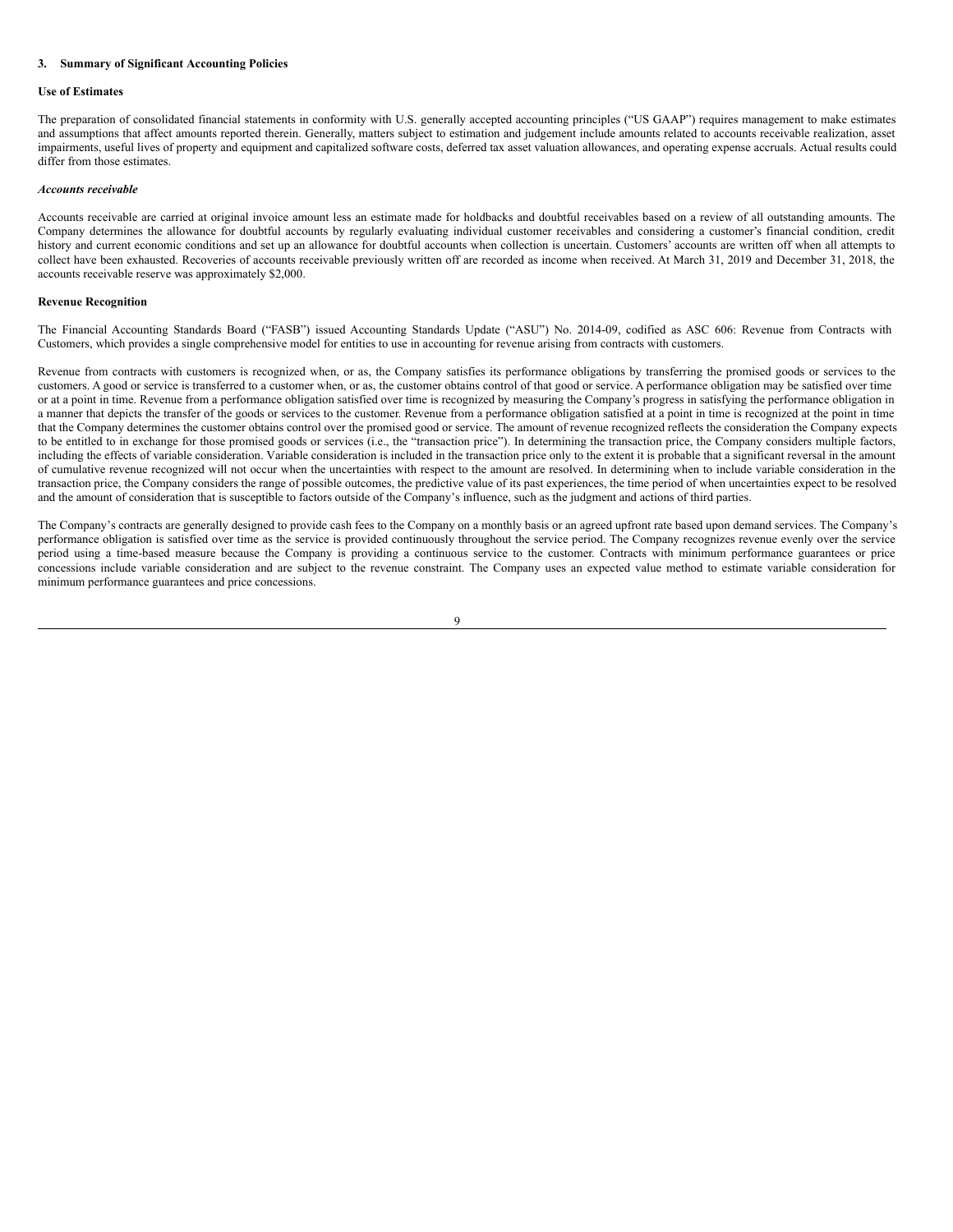## 3. Summary of Significant Accounting Policies

### Use of Estimates

The preparation of consolidated financial statements in conformity with U.S. generally accepted accounting principles ("US GAAP") requires management to make estimates and assumptions that affect amounts reported therein. Generally, matters subject to estimation and judgement include amounts related to accounts receivable realization, asset impairments, useful lives of property and equipment and capitalized software costs, deferred tax asset valuation allowances, and operating expense accruals. Actual results could differ from those estimates.

#### *Accounts receivable*

Accounts receivable are carried at original invoice amount less an estimate made for holdbacks and doubtful receivables based on a review of all outstanding amounts. The Company determines the allowance for doubtful accounts by regularly evaluating individual customer receivables and considering a customer's financial condition, credit history and current economic conditions and set up an allowance for doubtful accounts when collection is uncertain. Customers' accounts are written off when all attempts to collect have been exhausted. Recoveries of accounts receivable previously written off are recorded as income when received. At March 31, 2019 and December 31, 2018, the accounts receivable reserve was approximately $2,000.

### Revenue Recognition

The Financial Accounting Standards Board ("FASB") issued Accounting Standards Update ("ASU") No. 2014-09, codified as ASC 606: Revenue from Contracts with Customers, which provides a single comprehensive model for entities to use in accounting for revenue arising from contracts with customers.

Revenue from contracts with customers is recognized when, or as, the Company satisfies its performance obligations by transferring the promised goods or services to the customers. A good or service is transferred to a customer when, or as, the customer obtains control of that good or service. A performance obligation may be satisfied over time or at a point in time. Revenue from a performance obligation satisfied over time is recognized by measuring the Company's progress in satisfying the performance obligation in a manner that depicts the transfer of the goods or services to the customer. Revenue from a performance obligation satisfied at a point in time is recognized at the point in time that the Company determines the customer obtains control over the promised good or service. The amount of revenue recognized reflects the consideration the Company expects to be entitled to in exchange for those promised goods or services (i.e., the "transaction price"). In determining the transaction price, the Company considers multiple factors, including the effects of variable consideration. Variable consideration is included in the transaction price only to the extent it is probable that a significant reversal in the amount of cumulative revenue recognized will not occur when the uncertainties with respect to the amount are resolved. In determining when to include variable consideration in the transaction price, the Company considers the range of possible outcomes, the predictive value of its past experiences, the time period of when uncertainties expect to be resolved and the amount of consideration that is susceptible to factors outside of the Company's influence, such as the judgment and actions of third parties.

The Company's contracts are generally designed to provide cash fees to the Company on a monthly basis or an agreed upfront rate based upon demand services. The Company's performance obligation is satisfied over time as the service is provided continuously throughout the service period. The Company recognizes revenue evenly over the service period using a time-based measure because the Company is providing a continuous service to the customer. Contracts with minimum performance guarantees or price concessions include variable consideration and are subject to the revenue constraint. The Company uses an expected value method to estimate variable consideration for minimum performance guarantees and price concessions.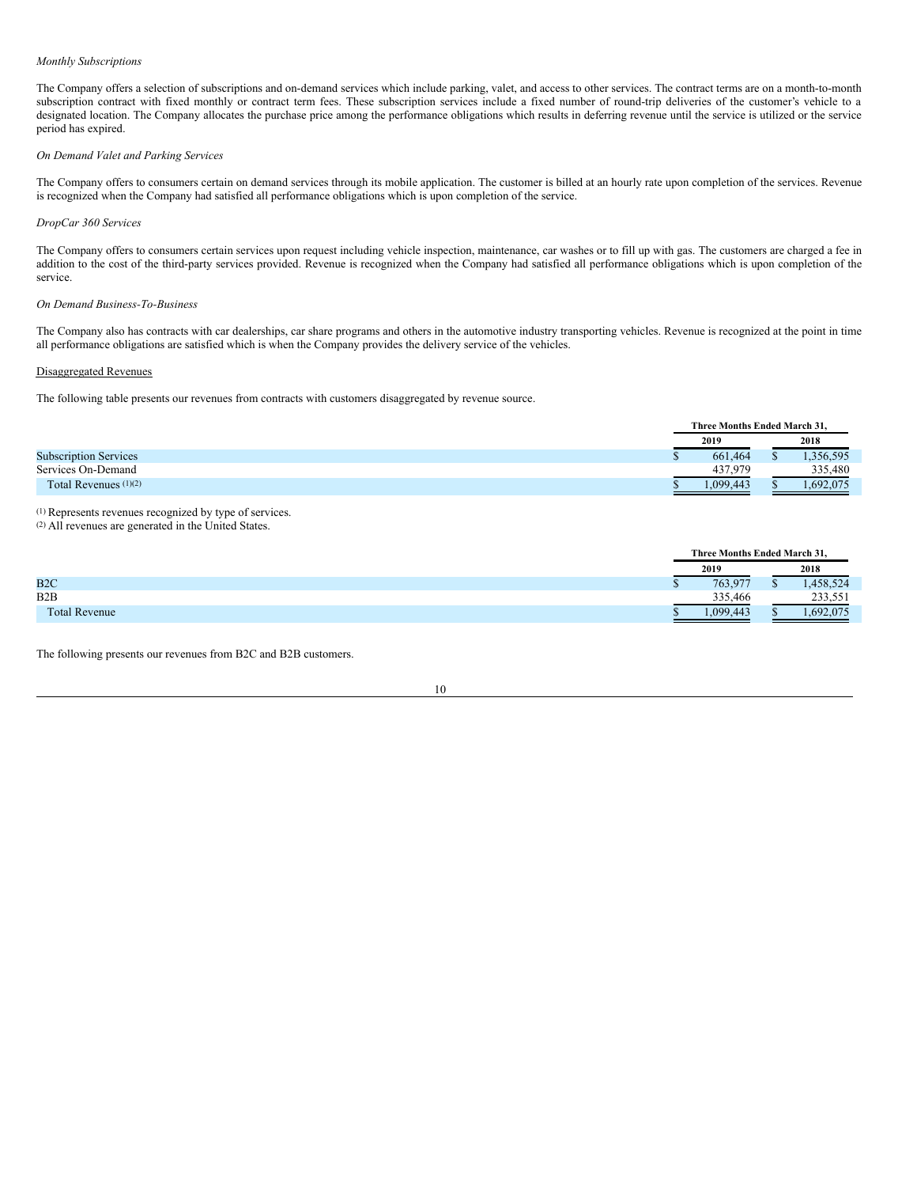*Monthly Subscriptions*

The Company offers a selection of subscriptions and on-demand services which include parking, valet, and access to other services. The contract terms are on a month-to-month subscription contract with fixed monthly or contract term fees. These subscription services include a fixed number of round-trip deliveries of the customer's vehicle to a designated location. The Company allocates the purchase price among the performance obligations which results in deferring revenue until the service is utilized or the service period has expired.

*On Demand Valet and Parking Services*

The Company offers to consumers certain on demand services through its mobile application. The customer is billed at an hourly rate upon completion of the services. Revenue is recognized when the Company had satisfied all performance obligations which is upon completion of the service.

*DropCar 360 Services*

The Company offers to consumers certain services upon request including vehicle inspection, maintenance, car washes or to fill up with gas. The customers are charged a fee in addition to the cost of the third-party services provided. Revenue is recognized when the Company had satisfied all performance obligations which is upon completion of the service.

*On Demand Business-To-Business*

The Company also has contracts with car dealerships, car share programs and others in the automotive industry transporting vehicles. Revenue is recognized at the point in time all performance obligations are satisfied which is when the Company provides the delivery service of the vehicles.

Disaggregated Revenues

The following table presents our revenues from contracts with customers disaggregated by revenue source.

| | Three Months Ended March 31, | |
|---|---|---|
| | 2019 | 2018 |
| Subscription Services | $ 661,464 | $ 1,356,595 |
| Services On-Demand | 437,979 | 335,480 |
| Total Revenues [1][2] | $ 1,099,443 | $ 1,692,075 |

[1] Represents revenues recognized by type of services.
[2] All revenues are generated in the United States.

| | Three Months Ended March 31, | |
|---|---|---|
| | 2019 | 2018 |
| B2C | $ 763,977 | $ 1,458,524 |
| B2B | 335,466 | 233,551 |
| Total Revenue | $ 1,099,443 | $ 1,692,075 |

The following presents our revenues from B2C and B2B customers.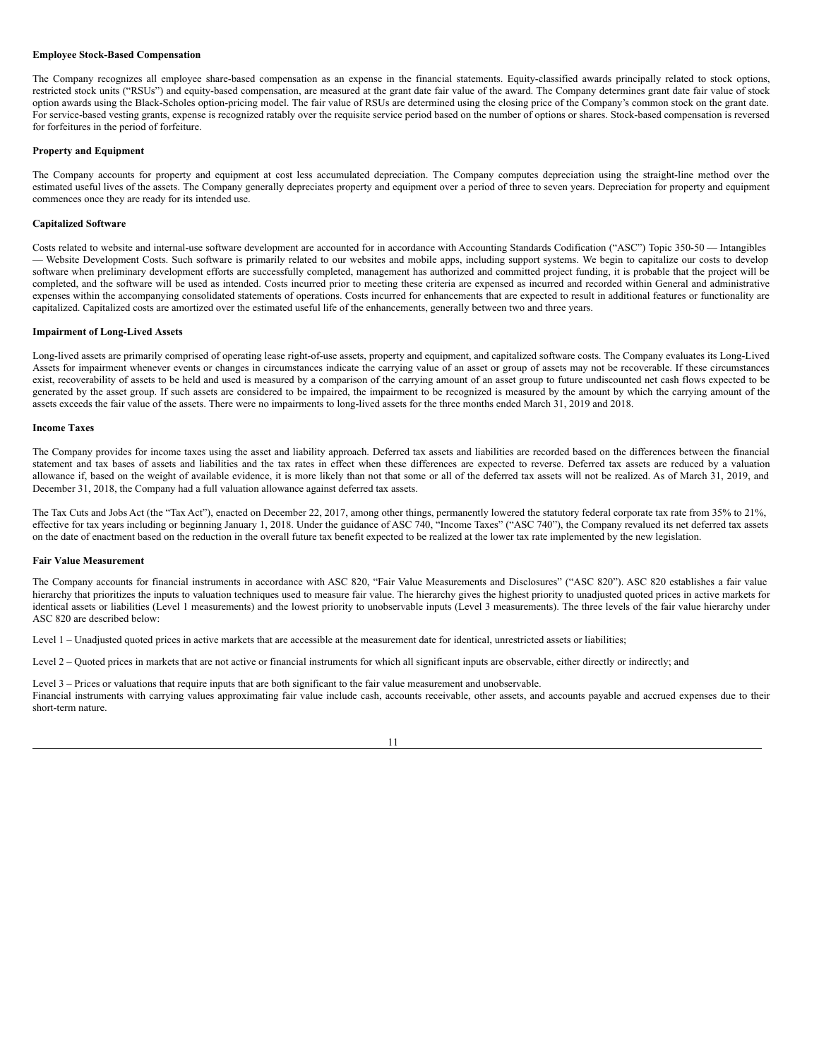**Employee Stock-Based Compensation**

The Company recognizes all employee share-based compensation as an expense in the financial statements. Equity-classified awards principally related to stock options, restricted stock units ("RSUs") and equity-based compensation, are measured at the grant date fair value of the award. The Company determines grant date fair value of stock option awards using the Black-Scholes option-pricing model. The fair value of RSUs are determined using the closing price of the Company's common stock on the grant date. For service-based vesting grants, expense is recognized ratably over the requisite service period based on the number of options or shares. Stock-based compensation is reversed for forfeitures in the period of forfeiture.

**Property and Equipment**

The Company accounts for property and equipment at cost less accumulated depreciation. The Company computes depreciation using the straight-line method over the estimated useful lives of the assets. The Company generally depreciates property and equipment over a period of three to seven years. Depreciation for property and equipment commences once they are ready for its intended use.

**Capitalized Software**

Costs related to website and internal-use software development are accounted for in accordance with Accounting Standards Codification ("ASC") Topic 350-50 — Intangibles — Website Development Costs. Such software is primarily related to our websites and mobile apps, including support systems. We begin to capitalize our costs to develop software when preliminary development efforts are successfully completed, management has authorized and committed project funding, it is probable that the project will be completed, and the software will be used as intended. Costs incurred prior to meeting these criteria are expensed as incurred and recorded within General and administrative expenses within the accompanying consolidated statements of operations. Costs incurred for enhancements that are expected to result in additional features or functionality are capitalized. Capitalized costs are amortized over the estimated useful life of the enhancements, generally between two and three years.

**Impairment of Long-Lived Assets**

Long-lived assets are primarily comprised of operating lease right-of-use assets, property and equipment, and capitalized software costs. The Company evaluates its Long-Lived Assets for impairment whenever events or changes in circumstances indicate the carrying value of an asset or group of assets may not be recoverable. If these circumstances exist, recoverability of assets to be held and used is measured by a comparison of the carrying amount of an asset group to future undiscounted net cash flows expected to be generated by the asset group. If such assets are considered to be impaired, the impairment to be recognized is measured by the amount by which the carrying amount of the assets exceeds the fair value of the assets. There were no impairments to long-lived assets for the three months ended March 31, 2019 and 2018.

**Income Taxes**

The Company provides for income taxes using the asset and liability approach. Deferred tax assets and liabilities are recorded based on the differences between the financial statement and tax bases of assets and liabilities and the tax rates in effect when these differences are expected to reverse. Deferred tax assets are reduced by a valuation allowance if, based on the weight of available evidence, it is more likely than not that some or all of the deferred tax assets will not be realized. As of March 31, 2019, and December 31, 2018, the Company had a full valuation allowance against deferred tax assets.

The Tax Cuts and Jobs Act (the "Tax Act"), enacted on December 22, 2017, among other things, permanently lowered the statutory federal corporate tax rate from 35% to 21%, effective for tax years including or beginning January 1, 2018. Under the guidance of ASC 740, "Income Taxes" ("ASC 740"), the Company revalued its net deferred tax assets on the date of enactment based on the reduction in the overall future tax benefit expected to be realized at the lower tax rate implemented by the new legislation.

**Fair Value Measurement**

The Company accounts for financial instruments in accordance with ASC 820, "Fair Value Measurements and Disclosures" ("ASC 820"). ASC 820 establishes a fair value hierarchy that prioritizes the inputs to valuation techniques used to measure fair value. The hierarchy gives the highest priority to unadjusted quoted prices in active markets for identical assets or liabilities (Level 1 measurements) and the lowest priority to unobservable inputs (Level 3 measurements). The three levels of the fair value hierarchy under ASC 820 are described below:

Level 1 – Unadjusted quoted prices in active markets that are accessible at the measurement date for identical, unrestricted assets or liabilities;

Level 2 – Quoted prices in markets that are not active or financial instruments for which all significant inputs are observable, either directly or indirectly; and

Level 3 – Prices or valuations that require inputs that are both significant to the fair value measurement and unobservable.

Financial instruments with carrying values approximating fair value include cash, accounts receivable, other assets, and accounts payable and accrued expenses due to their short-term nature.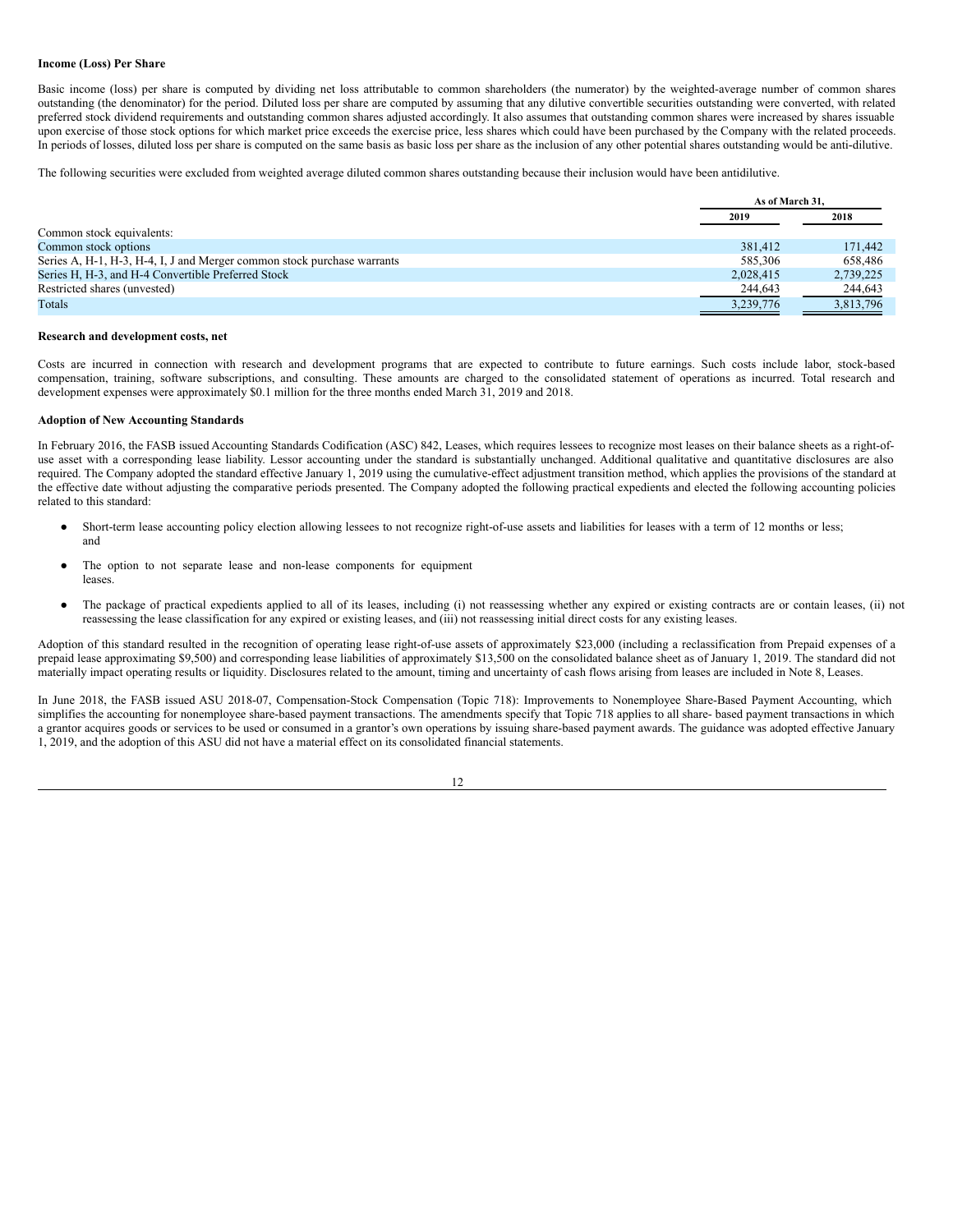**Income (Loss) Per Share**

Basic income (loss) per share is computed by dividing net loss attributable to common shareholders (the numerator) by the weighted-average number of common shares outstanding (the denominator) for the period. Diluted loss per share are computed by assuming that any dilutive convertible securities outstanding were converted, with related preferred stock dividend requirements and outstanding common shares adjusted accordingly. It also assumes that outstanding common shares were increased by shares issuable upon exercise of those stock options for which market price exceeds the exercise price, less shares which could have been purchased by the Company with the related proceeds. In periods of losses, diluted loss per share is computed on the same basis as basic loss per share as the inclusion of any other potential shares outstanding would be anti-dilutive.

The following securities were excluded from weighted average diluted common shares outstanding because their inclusion would have been antidilutive.

| | As of March 31, | |
|---|---|---|
| | 2019 | 2018 |
| Common stock equivalents: | | |
| Common stock options | 381,412 | 171,442 |
| Series A, H-1, H-3, H-4, I, J and Merger common stock purchase warrants | 585,306 | 658,486 |
| Series H, H-3, and H-4 Convertible Preferred Stock | 2,028,415 | 2,739,225 |
| Restricted shares (unvested) | 244,643 | 244,643 |
| Totals | 3,239,776 | 3,813,796 |

**Research and development costs, net**

Costs are incurred in connection with research and development programs that are expected to contribute to future earnings. Such costs include labor, stock-based compensation, training, software subscriptions, and consulting. These amounts are charged to the consolidated statement of operations as incurred. Total research and development expenses were approximately $0.1 million for the three months ended March 31, 2019 and 2018.

**Adoption of New Accounting Standards**

In February 2016, the FASB issued Accounting Standards Codification (ASC) 842, Leases, which requires lessees to recognize most leases on their balance sheets as a right-of-use asset with a corresponding lease liability. Lessor accounting under the standard is substantially unchanged. Additional qualitative and quantitative disclosures are also required. The Company adopted the standard effective January 1, 2019 using the cumulative-effect adjustment transition method, which applies the provisions of the standard at the effective date without adjusting the comparative periods presented. The Company adopted the following practical expedients and elected the following accounting policies related to this standard:

- Short-term lease accounting policy election allowing lessees to not recognize right-of-use assets and liabilities for leases with a term of 12 months or less; and
- The option to not separate lease and non-lease components for equipment leases.
- The package of practical expedients applied to all of its leases, including (i) not reassessing whether any expired or existing contracts are or contain leases, (ii) not reassessing the lease classification for any expired or existing leases, and (iii) not reassessing initial direct costs for any existing leases.

Adoption of this standard resulted in the recognition of operating lease right-of-use assets of approximately $23,000 (including a reclassification from Prepaid expenses of a prepaid lease approximating $9,500) and corresponding lease liabilities of approximately $13,500 on the consolidated balance sheet as of January 1, 2019. The standard did not materially impact operating results or liquidity. Disclosures related to the amount, timing and uncertainty of cash flows arising from leases are included in Note 8, Leases.

In June 2018, the FASB issued ASU 2018-07, Compensation-Stock Compensation (Topic 718): Improvements to Nonemployee Share-Based Payment Accounting, which simplifies the accounting for nonemployee share-based payment transactions. The amendments specify that Topic 718 applies to all share- based payment transactions in which a grantor acquires goods or services to be used or consumed in a grantor's own operations by issuing share-based payment awards. The guidance was adopted effective January 1, 2019, and the adoption of this ASU did not have a material effect on its consolidated financial statements.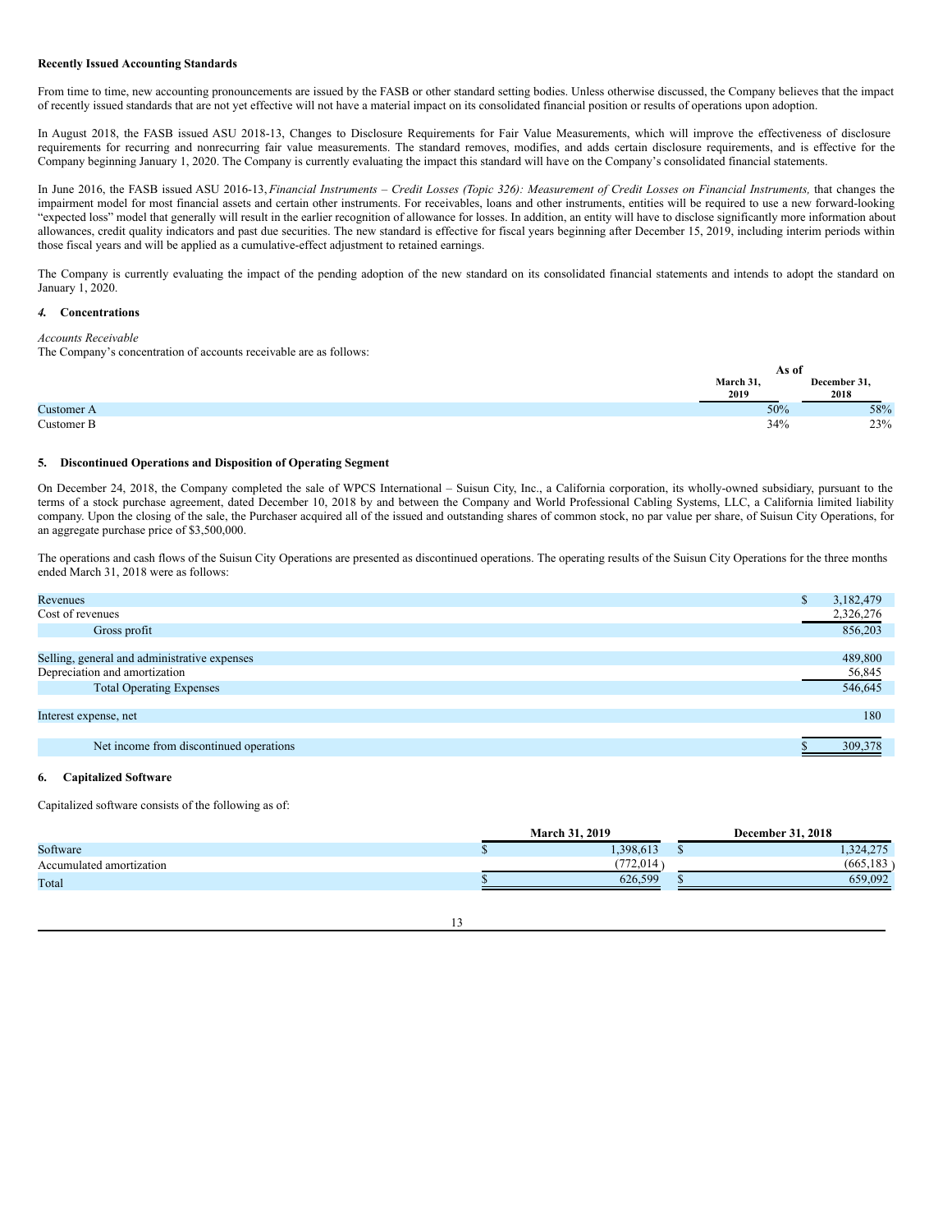**Recently Issued Accounting Standards**

From time to time, new accounting pronouncements are issued by the FASB or other standard setting bodies. Unless otherwise discussed, the Company believes that the impact of recently issued standards that are not yet effective will not have a material impact on its consolidated financial position or results of operations upon adoption.

In August 2018, the FASB issued ASU 2018-13, Changes to Disclosure Requirements for Fair Value Measurements, which will improve the effectiveness of disclosure requirements for recurring and nonrecurring fair value measurements. The standard removes, modifies, and adds certain disclosure requirements, and is effective for the Company beginning January 1, 2020. The Company is currently evaluating the impact this standard will have on the Company's consolidated financial statements.

In June 2016, the FASB issued ASU 2016-13, *Financial Instruments – Credit Losses (Topic 326): Measurement of Credit Losses on Financial Instruments,* that changes the impairment model for most financial assets and certain other instruments. For receivables, loans and other instruments, entities will be required to use a new forward-looking "expected loss" model that generally will result in the earlier recognition of allowance for losses. In addition, an entity will have to disclose significantly more information about allowances, credit quality indicators and past due securities. The new standard is effective for fiscal years beginning after December 15, 2019, including interim periods within those fiscal years and will be applied as a cumulative-effect adjustment to retained earnings.

The Company is currently evaluating the impact of the pending adoption of the new standard on its consolidated financial statements and intends to adopt the standard on January 1, 2020.

### *4.* Concentrations

*Accounts Receivable*

The Company's concentration of accounts receivable are as follows:

| | As of | |
|---|---|---|
| | March 31, 2019 | December 31, 2018 |
| Customer A | 50% | 58% |
| Customer B | 34% | 23% |

### 5. Discontinued Operations and Disposition of Operating Segment

On December 24, 2018, the Company completed the sale of WPCS International – Suisun City, Inc., a California corporation, its wholly-owned subsidiary, pursuant to the terms of a stock purchase agreement, dated December 10, 2018 by and between the Company and World Professional Cabling Systems, LLC, a California limited liability company. Upon the closing of the sale, the Purchaser acquired all of the issued and outstanding shares of common stock, no par value per share, of Suisun City Operations, for an aggregate purchase price of $3,500,000.

The operations and cash flows of the Suisun City Operations are presented as discontinued operations. The operating results of the Suisun City Operations for the three months ended March 31, 2018 were as follows:

| | |
|---|---|
| Revenues | $ 3,182,479 |
| Cost of revenues | 2,326,276 |
| Gross profit | 856,203 |
| | |
| Selling, general and administrative expenses | 489,800 |
| Depreciation and amortization | 56,845 |
| Total Operating Expenses | 546,645 |
| | |
| Interest expense, net | 180 |
| | |
| Net income from discontinued operations | $ 309,378 |

### 6. Capitalized Software

Capitalized software consists of the following as of:

| | March 31, 2019 | December 31, 2018 |
|---|---|---|
| Software | $ 1,398,613 | $ 1,324,275 |
| Accumulated amortization | (772,014) | (665,183) |
| Total | $ 626,599 | $ 659,092 |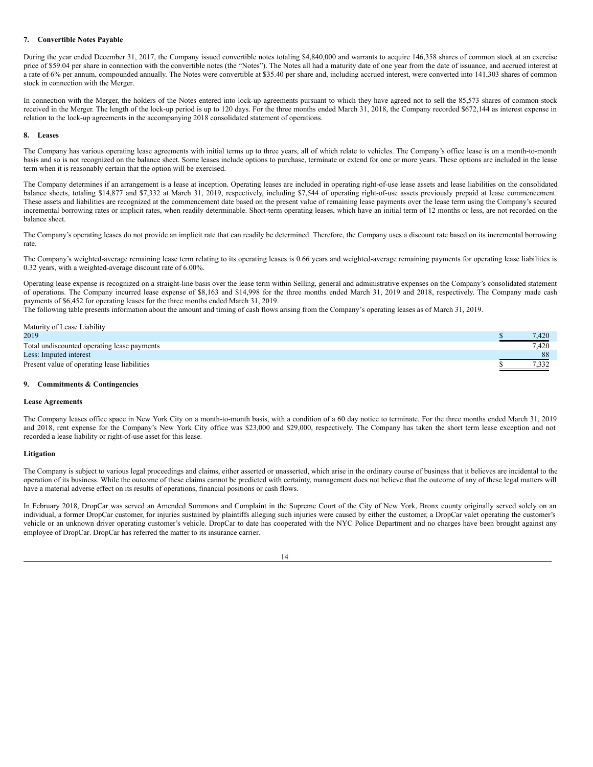## 7. Convertible Notes Payable

During the year ended December 31, 2017, the Company issued convertible notes totaling $4,840,000 and warrants to acquire 146,358 shares of common stock at an exercise price of $59.04 per share in connection with the convertible notes (the "Notes"). The Notes all had a maturity date of one year from the date of issuance, and accrued interest at a rate of 6% per annum, compounded annually. The Notes were convertible at $35.40 per share and, including accrued interest, were converted into 141,303 shares of common stock in connection with the Merger.

In connection with the Merger, the holders of the Notes entered into lock-up agreements pursuant to which they have agreed not to sell the 85,573 shares of common stock received in the Merger. The length of the lock-up period is up to 120 days. For the three months ended March 31, 2018, the Company recorded $672,144 as interest expense in relation to the lock-up agreements in the accompanying 2018 consolidated statement of operations.

## 8. Leases

The Company has various operating lease agreements with initial terms up to three years, all of which relate to vehicles. The Company's office lease is on a month-to-month basis and so is not recognized on the balance sheet. Some leases include options to purchase, terminate or extend for one or more years. These options are included in the lease term when it is reasonably certain that the option will be exercised.

The Company determines if an arrangement is a lease at inception. Operating leases are included in operating right-of-use lease assets and lease liabilities on the consolidated balance sheets, totaling $14,877 and $7,332 at March 31, 2019, respectively, including $7,544 of operating right-of-use assets previously prepaid at lease commencement. These assets and liabilities are recognized at the commencement date based on the present value of remaining lease payments over the lease term using the Company's secured incremental borrowing rates or implicit rates, when readily determinable. Short-term operating leases, which have an initial term of 12 months or less, are not recorded on the balance sheet.

The Company's operating leases do not provide an implicit rate that can readily be determined. Therefore, the Company uses a discount rate based on its incremental borrowing rate.

The Company's weighted-average remaining lease term relating to its operating leases is 0.66 years and weighted-average remaining payments for operating lease liabilities is 0.32 years, with a weighted-average discount rate of 6.00%.

Operating lease expense is recognized on a straight-line basis over the lease term within Selling, general and administrative expenses on the Company's consolidated statement of operations. The Company incurred lease expense of $8,163 and $14,998 for the three months ended March 31, 2019 and 2018, respectively. The Company made cash payments of $6,452 for operating leases for the three months ended March 31, 2019.

The following table presents information about the amount and timing of cash flows arising from the Company's operating leases as of March 31, 2019.

| Maturity of Lease Liability | | |
|---|---|---|
| 2019 | $ | 7,420 |
| Total undiscounted operating lease payments | | 7,420 |
| Less: Imputed interest | | 88 |
| Present value of operating lease liabilities | $ | 7,332 |

## 9. Commitments & Contingencies

### Lease Agreements

The Company leases office space in New York City on a month-to-month basis, with a condition of a 60 day notice to terminate. For the three months ended March 31, 2019 and 2018, rent expense for the Company's New York City office was $23,000 and $29,000, respectively. The Company has taken the short term lease exception and not recorded a lease liability or right-of-use asset for this lease.

### Litigation

The Company is subject to various legal proceedings and claims, either asserted or unasserted, which arise in the ordinary course of business that it believes are incidental to the operation of its business. While the outcome of these claims cannot be predicted with certainty, management does not believe that the outcome of any of these legal matters will have a material adverse effect on its results of operations, financial positions or cash flows.

In February 2018, DropCar was served an Amended Summons and Complaint in the Supreme Court of the City of New York, Bronx county originally served solely on an individual, a former DropCar customer, for injuries sustained by plaintiffs alleging such injuries were caused by either the customer, a DropCar valet operating the customer's vehicle or an unknown driver operating customer's vehicle. DropCar to date has cooperated with the NYC Police Department and no charges have been brought against any employee of DropCar. DropCar has referred the matter to its insurance carrier.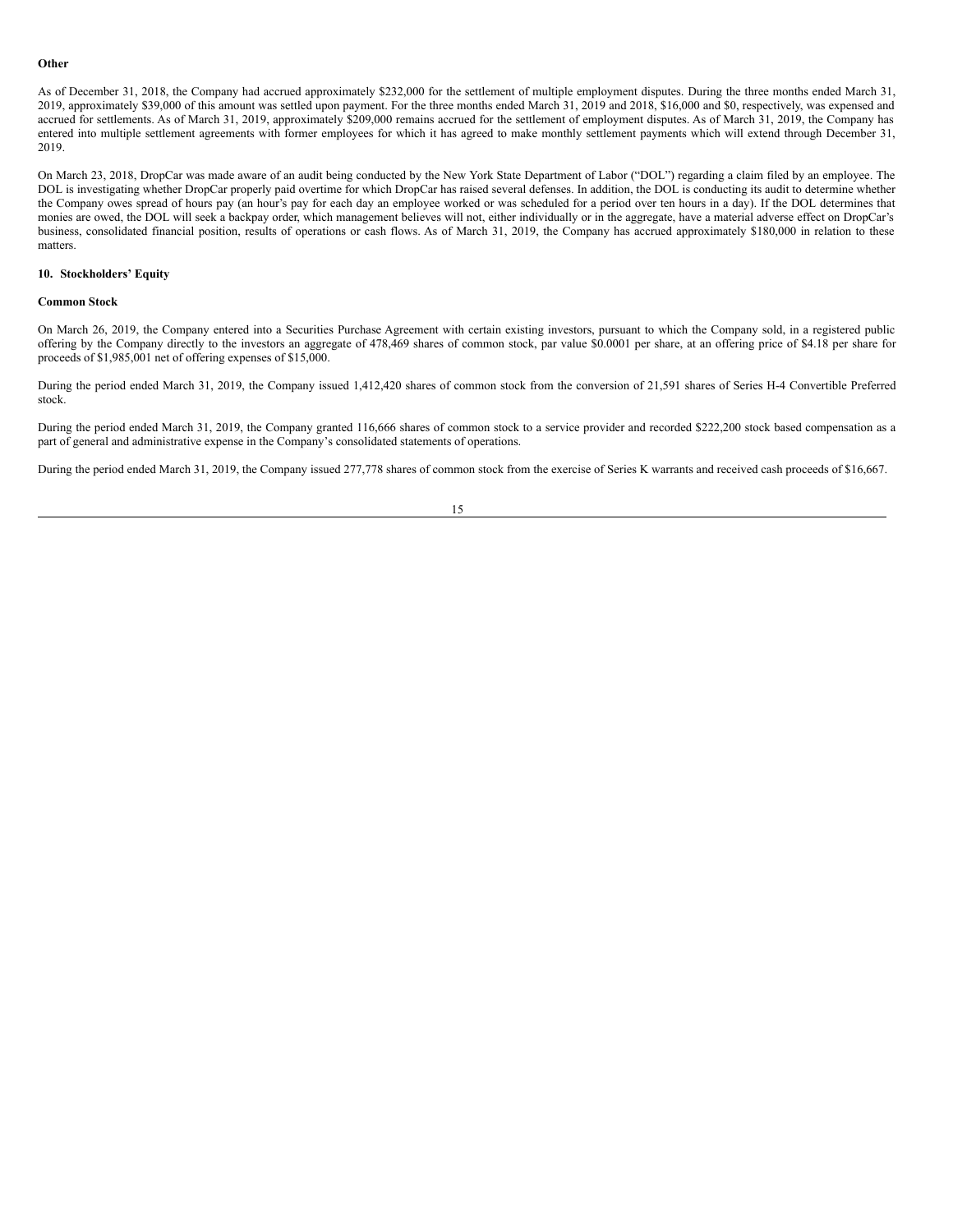**Other**

As of December 31, 2018, the Company had accrued approximately $232,000 for the settlement of multiple employment disputes. During the three months ended March 31, 2019, approximately $39,000 of this amount was settled upon payment. For the three months ended March 31, 2019 and 2018, $16,000 and $0, respectively, was expensed and accrued for settlements. As of March 31, 2019, approximately $209,000 remains accrued for the settlement of employment disputes. As of March 31, 2019, the Company has entered into multiple settlement agreements with former employees for which it has agreed to make monthly settlement payments which will extend through December 31, 2019.

On March 23, 2018, DropCar was made aware of an audit being conducted by the New York State Department of Labor ("DOL") regarding a claim filed by an employee. The DOL is investigating whether DropCar properly paid overtime for which DropCar has raised several defenses. In addition, the DOL is conducting its audit to determine whether the Company owes spread of hours pay (an hour's pay for each day an employee worked or was scheduled for a period over ten hours in a day). If the DOL determines that monies are owed, the DOL will seek a backpay order, which management believes will not, either individually or in the aggregate, have a material adverse effect on DropCar's business, consolidated financial position, results of operations or cash flows. As of March 31, 2019, the Company has accrued approximately $180,000 in relation to these matters.

## 10. Stockholders' Equity

**Common Stock**

On March 26, 2019, the Company entered into a Securities Purchase Agreement with certain existing investors, pursuant to which the Company sold, in a registered public offering by the Company directly to the investors an aggregate of 478,469 shares of common stock, par value $0.0001 per share, at an offering price of $4.18 per share for proceeds of $1,985,001 net of offering expenses of $15,000.

During the period ended March 31, 2019, the Company issued 1,412,420 shares of common stock from the conversion of 21,591 shares of Series H-4 Convertible Preferred stock.

During the period ended March 31, 2019, the Company granted 116,666 shares of common stock to a service provider and recorded $222,200 stock based compensation as a part of general and administrative expense in the Company's consolidated statements of operations.

During the period ended March 31, 2019, the Company issued 277,778 shares of common stock from the exercise of Series K warrants and received cash proceeds of $16,667.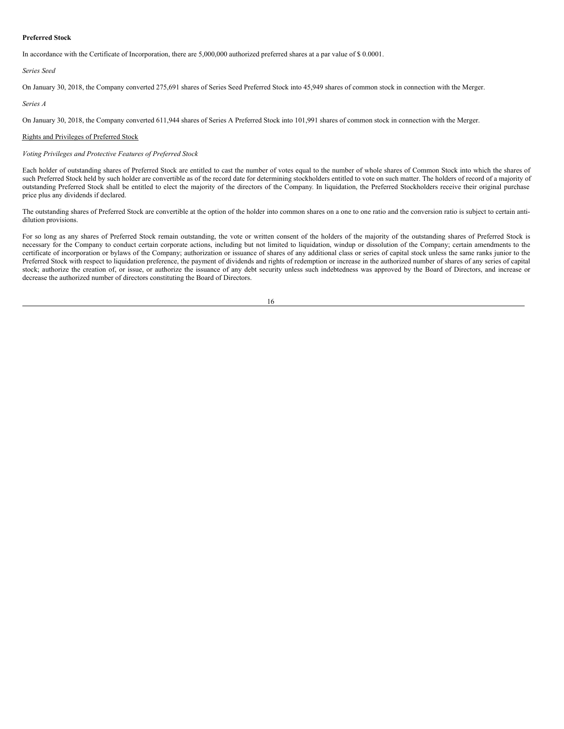**Preferred Stock**

In accordance with the Certificate of Incorporation, there are 5,000,000 authorized preferred shares at a par value of $ 0.0001.

*Series Seed*

On January 30, 2018, the Company converted 275,691 shares of Series Seed Preferred Stock into 45,949 shares of common stock in connection with the Merger.

*Series A*

On January 30, 2018, the Company converted 611,944 shares of Series A Preferred Stock into 101,991 shares of common stock in connection with the Merger.

Rights and Privileges of Preferred Stock

*Voting Privileges and Protective Features of Preferred Stock*

Each holder of outstanding shares of Preferred Stock are entitled to cast the number of votes equal to the number of whole shares of Common Stock into which the shares of such Preferred Stock held by such holder are convertible as of the record date for determining stockholders entitled to vote on such matter. The holders of record of a majority of outstanding Preferred Stock shall be entitled to elect the majority of the directors of the Company. In liquidation, the Preferred Stockholders receive their original purchase price plus any dividends if declared.

The outstanding shares of Preferred Stock are convertible at the option of the holder into common shares on a one to one ratio and the conversion ratio is subject to certain anti-dilution provisions.

For so long as any shares of Preferred Stock remain outstanding, the vote or written consent of the holders of the majority of the outstanding shares of Preferred Stock is necessary for the Company to conduct certain corporate actions, including but not limited to liquidation, windup or dissolution of the Company; certain amendments to the certificate of incorporation or bylaws of the Company; authorization or issuance of shares of any additional class or series of capital stock unless the same ranks junior to the Preferred Stock with respect to liquidation preference, the payment of dividends and rights of redemption or increase in the authorized number of shares of any series of capital stock; authorize the creation of, or issue, or authorize the issuance of any debt security unless such indebtedness was approved by the Board of Directors, and increase or decrease the authorized number of directors constituting the Board of Directors.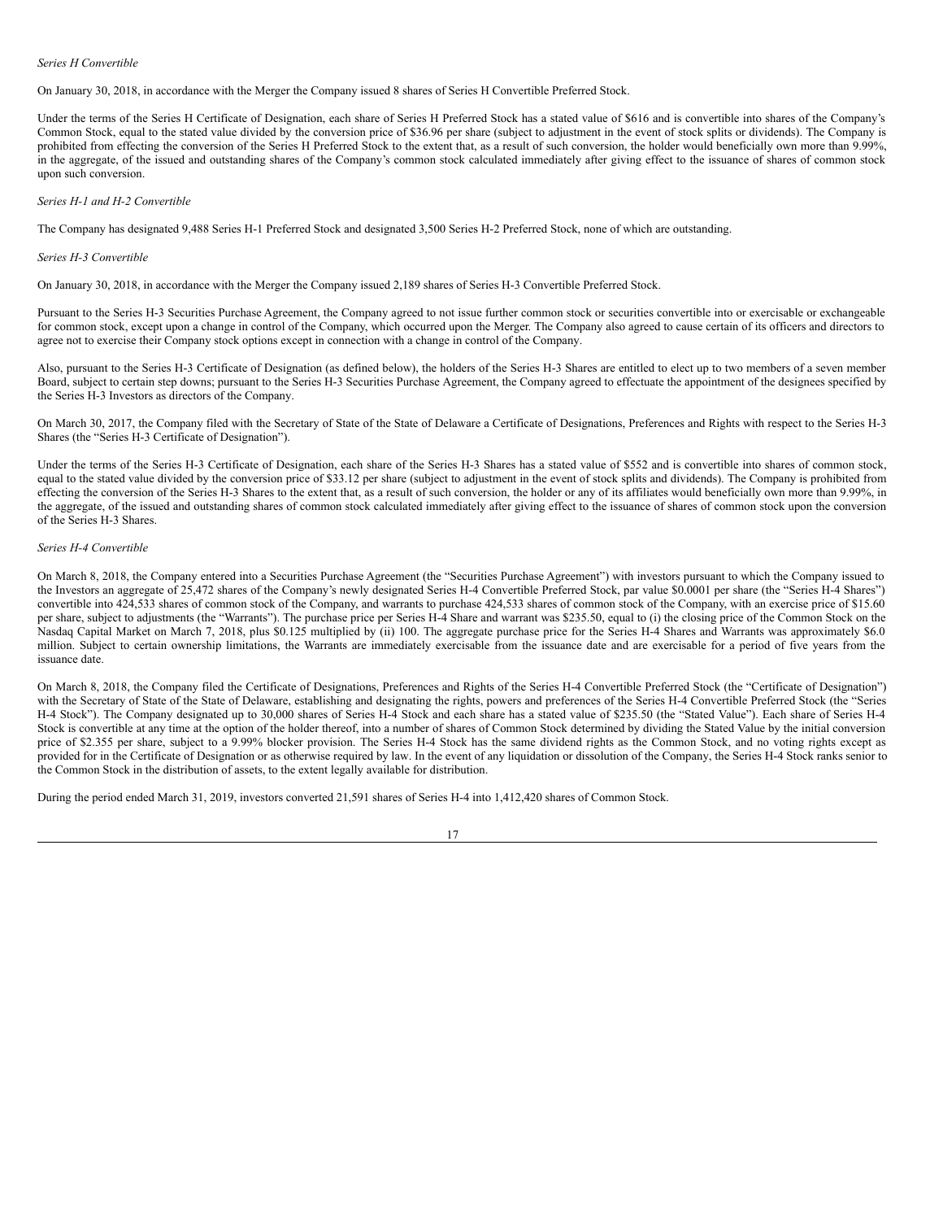*Series H Convertible*

On January 30, 2018, in accordance with the Merger the Company issued 8 shares of Series H Convertible Preferred Stock.

Under the terms of the Series H Certificate of Designation, each share of Series H Preferred Stock has a stated value of $616 and is convertible into shares of the Company's Common Stock, equal to the stated value divided by the conversion price of $36.96 per share (subject to adjustment in the event of stock splits or dividends). The Company is prohibited from effecting the conversion of the Series H Preferred Stock to the extent that, as a result of such conversion, the holder would beneficially own more than 9.99%, in the aggregate, of the issued and outstanding shares of the Company's common stock calculated immediately after giving effect to the issuance of shares of common stock upon such conversion.

*Series H-1 and H-2 Convertible*

The Company has designated 9,488 Series H-1 Preferred Stock and designated 3,500 Series H-2 Preferred Stock, none of which are outstanding.

*Series H-3 Convertible*

On January 30, 2018, in accordance with the Merger the Company issued 2,189 shares of Series H-3 Convertible Preferred Stock.

Pursuant to the Series H-3 Securities Purchase Agreement, the Company agreed to not issue further common stock or securities convertible into or exercisable or exchangeable for common stock, except upon a change in control of the Company, which occurred upon the Merger. The Company also agreed to cause certain of its officers and directors to agree not to exercise their Company stock options except in connection with a change in control of the Company.

Also, pursuant to the Series H-3 Certificate of Designation (as defined below), the holders of the Series H-3 Shares are entitled to elect up to two members of a seven member Board, subject to certain step downs; pursuant to the Series H-3 Securities Purchase Agreement, the Company agreed to effectuate the appointment of the designees specified by the Series H-3 Investors as directors of the Company.

On March 30, 2017, the Company filed with the Secretary of State of the State of Delaware a Certificate of Designations, Preferences and Rights with respect to the Series H-3 Shares (the "Series H-3 Certificate of Designation").

Under the terms of the Series H-3 Certificate of Designation, each share of the Series H-3 Shares has a stated value of $552 and is convertible into shares of common stock, equal to the stated value divided by the conversion price of $33.12 per share (subject to adjustment in the event of stock splits and dividends). The Company is prohibited from effecting the conversion of the Series H-3 Shares to the extent that, as a result of such conversion, the holder or any of its affiliates would beneficially own more than 9.99%, in the aggregate, of the issued and outstanding shares of common stock calculated immediately after giving effect to the issuance of shares of common stock upon the conversion of the Series H-3 Shares.

*Series H-4 Convertible*

On March 8, 2018, the Company entered into a Securities Purchase Agreement (the "Securities Purchase Agreement") with investors pursuant to which the Company issued to the Investors an aggregate of 25,472 shares of the Company's newly designated Series H-4 Convertible Preferred Stock, par value $0.0001 per share (the "Series H-4 Shares") convertible into 424,533 shares of common stock of the Company, and warrants to purchase 424,533 shares of common stock of the Company, with an exercise price of $15.60 per share, subject to adjustments (the "Warrants"). The purchase price per Series H-4 Share and warrant was $235.50, equal to (i) the closing price of the Common Stock on the Nasdaq Capital Market on March 7, 2018, plus $0.125 multiplied by (ii) 100. The aggregate purchase price for the Series H-4 Shares and Warrants was approximately $6.0 million. Subject to certain ownership limitations, the Warrants are immediately exercisable from the issuance date and are exercisable for a period of five years from the issuance date.

On March 8, 2018, the Company filed the Certificate of Designations, Preferences and Rights of the Series H-4 Convertible Preferred Stock (the "Certificate of Designation") with the Secretary of State of the State of Delaware, establishing and designating the rights, powers and preferences of the Series H-4 Convertible Preferred Stock (the "Series H-4 Stock"). The Company designated up to 30,000 shares of Series H-4 Stock and each share has a stated value of $235.50 (the "Stated Value"). Each share of Series H-4 Stock is convertible at any time at the option of the holder thereof, into a number of shares of Common Stock determined by dividing the Stated Value by the initial conversion price of $2.355 per share, subject to a 9.99% blocker provision. The Series H-4 Stock has the same dividend rights as the Common Stock, and no voting rights except as provided for in the Certificate of Designation or as otherwise required by law. In the event of any liquidation or dissolution of the Company, the Series H-4 Stock ranks senior to the Common Stock in the distribution of assets, to the extent legally available for distribution.

During the period ended March 31, 2019, investors converted 21,591 shares of Series H-4 into 1,412,420 shares of Common Stock.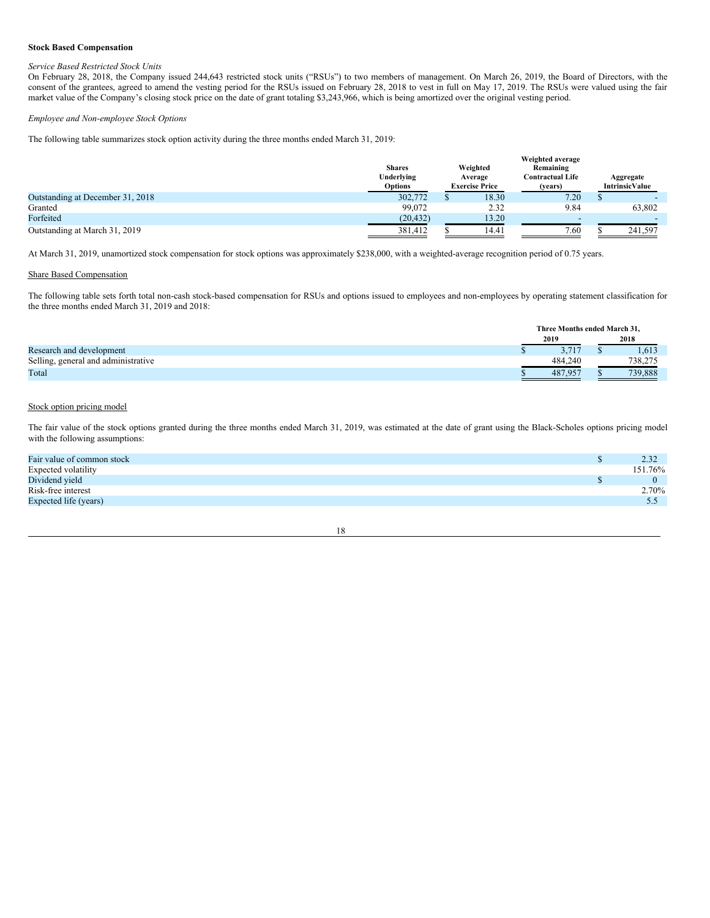**Stock Based Compensation**

*Service Based Restricted Stock Units*

On February 28, 2018, the Company issued 244,643 restricted stock units ("RSUs") to two members of management. On March 26, 2019, the Board of Directors, with the consent of the grantees, agreed to amend the vesting period for the RSUs issued on February 28, 2018 to vest in full on May 17, 2019. The RSUs were valued using the fair market value of the Company's closing stock price on the date of grant totaling $3,243,966, which is being amortized over the original vesting period.

*Employee and Non-employee Stock Options*

The following table summarizes stock option activity during the three months ended March 31, 2019:

| | Shares Underlying Options | Weighted Average Exercise Price | Weighted average Remaining Contractual Life (years) | Aggregate IntrinsicValue |
|---|---|---|---|---|
| Outstanding at December 31, 2018 | 302,772 | $ 18.30 | 7.20 | $ - |
| Granted | 99,072 | 2.32 | 9.84 | 63,802 |
| Forfeited | (20,432) | 13.20 | - | - |
| Outstanding at March 31, 2019 | 381,412 | $ 14.41 | 7.60 | $ 241,597 |

At March 31, 2019, unamortized stock compensation for stock options was approximately $238,000, with a weighted-average recognition period of 0.75 years.

Share Based Compensation

The following table sets forth total non-cash stock-based compensation for RSUs and options issued to employees and non-employees by operating statement classification for the three months ended March 31, 2019 and 2018:

| | Three Months ended March 31, | |
|---|---|---|
| | 2019 | 2018 |
| Research and development | $ 3,717 | $ 1,613 |
| Selling, general and administrative | 484,240 | 738,275 |
| Total | $ 487,957 | $ 739,888 |

Stock option pricing model

The fair value of the stock options granted during the three months ended March 31, 2019, was estimated at the date of grant using the Black-Scholes options pricing model with the following assumptions:

| | |
|---|---|
| Fair value of common stock | $ 2.32 |
| Expected volatility | 151.76% |
| Dividend yield | $ 0 |
| Risk-free interest | 2.70% |
| Expected life (years) | 5.5 |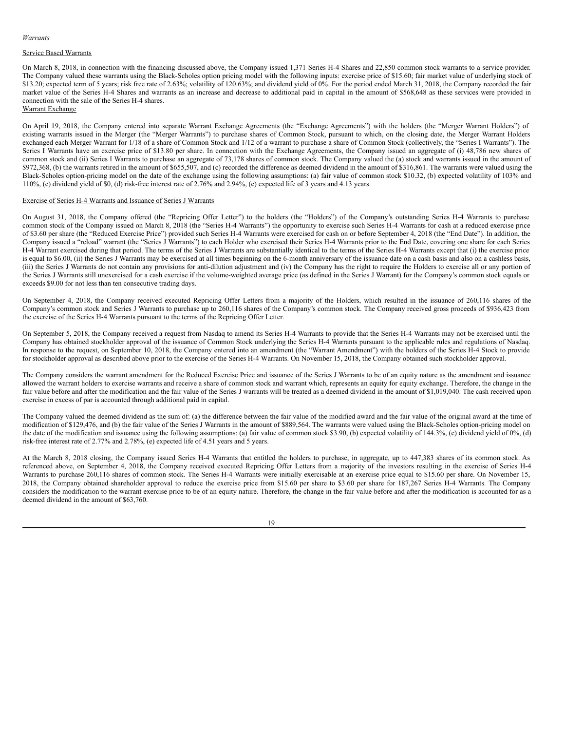*Warrants*

Service Based Warrants

On March 8, 2018, in connection with the financing discussed above, the Company issued 1,371 Series H-4 Shares and 22,850 common stock warrants to a service provider. The Company valued these warrants using the Black-Scholes option pricing model with the following inputs: exercise price of $15.60; fair market value of underlying stock of $13.20; expected term of 5 years; risk free rate of 2.63%; volatility of 120.63%; and dividend yield of 0%. For the period ended March 31, 2018, the Company recorded the fair market value of the Series H-4 Shares and warrants as an increase and decrease to additional paid in capital in the amount of $568,648 as these services were provided in connection with the sale of the Series H-4 shares.

Warrant Exchange

On April 19, 2018, the Company entered into separate Warrant Exchange Agreements (the "Exchange Agreements") with the holders (the "Merger Warrant Holders") of existing warrants issued in the Merger (the "Merger Warrants") to purchase shares of Common Stock, pursuant to which, on the closing date, the Merger Warrant Holders exchanged each Merger Warrant for 1/18 of a share of Common Stock and 1/12 of a warrant to purchase a share of Common Stock (collectively, the "Series I Warrants"). The Series I Warrants have an exercise price of $13.80 per share. In connection with the Exchange Agreements, the Company issued an aggregate of (i) 48,786 new shares of common stock and (ii) Series I Warrants to purchase an aggregate of 73,178 shares of common stock. The Company valued the (a) stock and warrants issued in the amount of $972,368, (b) the warrants retired in the amount of $655,507, and (c) recorded the difference as deemed dividend in the amount of $316,861. The warrants were valued using the Black-Scholes option-pricing model on the date of the exchange using the following assumptions: (a) fair value of common stock $10.32, (b) expected volatility of 103% and 110%, (c) dividend yield of $0, (d) risk-free interest rate of 2.76% and 2.94%, (e) expected life of 3 years and 4.13 years.

Exercise of Series H-4 Warrants and Issuance of Series J Warrants

On August 31, 2018, the Company offered (the "Repricing Offer Letter") to the holders (the "Holders") of the Company's outstanding Series H-4 Warrants to purchase common stock of the Company issued on March 8, 2018 (the "Series H-4 Warrants") the opportunity to exercise such Series H-4 Warrants for cash at a reduced exercise price of $3.60 per share (the "Reduced Exercise Price") provided such Series H-4 Warrants were exercised for cash on or before September 4, 2018 (the "End Date"). In addition, the Company issued a "reload" warrant (the "Series J Warrants") to each Holder who exercised their Series H-4 Warrants prior to the End Date, covering one share for each Series H-4 Warrant exercised during that period. The terms of the Series J Warrants are substantially identical to the terms of the Series H-4 Warrants except that (i) the exercise price is equal to $6.00, (ii) the Series J Warrants may be exercised at all times beginning on the 6-month anniversary of the issuance date on a cash basis and also on a cashless basis, (iii) the Series J Warrants do not contain any provisions for anti-dilution adjustment and (iv) the Company has the right to require the Holders to exercise all or any portion of the Series J Warrants still unexercised for a cash exercise if the volume-weighted average price (as defined in the Series J Warrant) for the Company's common stock equals or exceeds $9.00 for not less than ten consecutive trading days.

On September 4, 2018, the Company received executed Repricing Offer Letters from a majority of the Holders, which resulted in the issuance of 260,116 shares of the Company's common stock and Series J Warrants to purchase up to 260,116 shares of the Company's common stock. The Company received gross proceeds of $936,423 from the exercise of the Series H-4 Warrants pursuant to the terms of the Repricing Offer Letter.

On September 5, 2018, the Company received a request from Nasdaq to amend its Series H-4 Warrants to provide that the Series H-4 Warrants may not be exercised until the Company has obtained stockholder approval of the issuance of Common Stock underlying the Series H-4 Warrants pursuant to the applicable rules and regulations of Nasdaq. In response to the request, on September 10, 2018, the Company entered into an amendment (the "Warrant Amendment") with the holders of the Series H-4 Stock to provide for stockholder approval as described above prior to the exercise of the Series H-4 Warrants. On November 15, 2018, the Company obtained such stockholder approval.

The Company considers the warrant amendment for the Reduced Exercise Price and issuance of the Series J Warrants to be of an equity nature as the amendment and issuance allowed the warrant holders to exercise warrants and receive a share of common stock and warrant which, represents an equity for equity exchange. Therefore, the change in the fair value before and after the modification and the fair value of the Series J warrants will be treated as a deemed dividend in the amount of $1,019,040. The cash received upon exercise in excess of par is accounted through additional paid in capital.

The Company valued the deemed dividend as the sum of: (a) the difference between the fair value of the modified award and the fair value of the original award at the time of modification of $129,476, and (b) the fair value of the Series J Warrants in the amount of $889,564. The warrants were valued using the Black-Scholes option-pricing model on the date of the modification and issuance using the following assumptions: (a) fair value of common stock $3.90, (b) expected volatility of 144.3%, (c) dividend yield of 0%, (d) risk-free interest rate of 2.77% and 2.78%, (e) expected life of 4.51 years and 5 years.

At the March 8, 2018 closing, the Company issued Series H-4 Warrants that entitled the holders to purchase, in aggregate, up to 447,383 shares of its common stock. As referenced above, on September 4, 2018, the Company received executed Repricing Offer Letters from a majority of the investors resulting in the exercise of Series H-4 Warrants to purchase 260,116 shares of common stock. The Series H-4 Warrants were initially exercisable at an exercise price equal to $15.60 per share. On November 15, 2018, the Company obtained shareholder approval to reduce the exercise price from $15.60 per share to $3.60 per share for 187,267 Series H-4 Warrants. The Company considers the modification to the warrant exercise price to be of an equity nature. Therefore, the change in the fair value before and after the modification is accounted for as a deemed dividend in the amount of $63,760.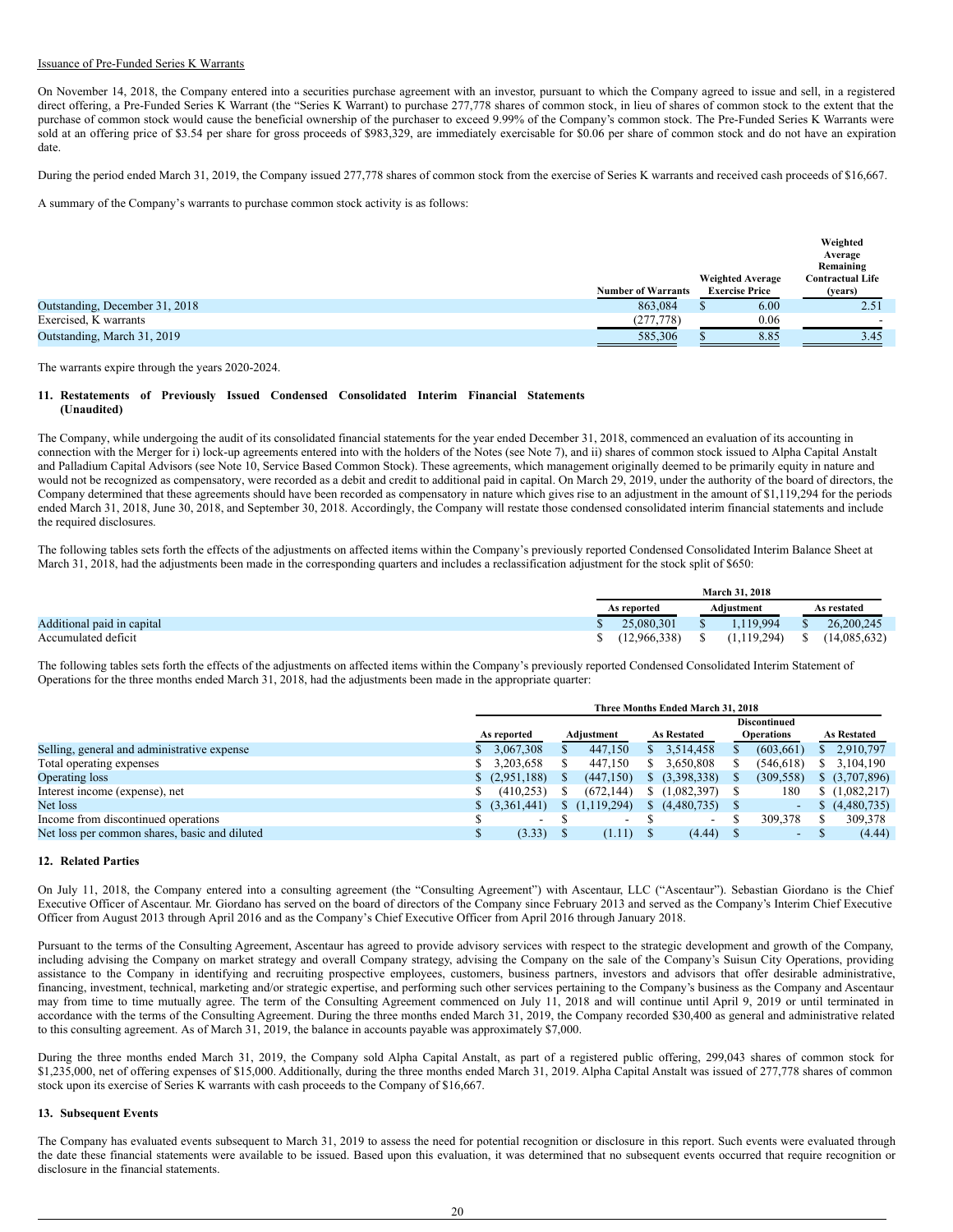Issuance of Pre-Funded Series K Warrants

On November 14, 2018, the Company entered into a securities purchase agreement with an investor, pursuant to which the Company agreed to issue and sell, in a registered direct offering, a Pre-Funded Series K Warrant (the "Series K Warrant) to purchase 277,778 shares of common stock, in lieu of shares of common stock to the extent that the purchase of common stock would cause the beneficial ownership of the purchaser to exceed 9.99% of the Company's common stock. The Pre-Funded Series K Warrants were sold at an offering price of $3.54 per share for gross proceeds of $983,329, are immediately exercisable for $0.06 per share of common stock and do not have an expiration date.

During the period ended March 31, 2019, the Company issued 277,778 shares of common stock from the exercise of Series K warrants and received cash proceeds of $16,667.

A summary of the Company's warrants to purchase common stock activity is as follows:

| | Number of Warrants | Weighted Average Exercise Price | Weighted Average Remaining Contractual Life (years) |
|---|---|---|---|
| Outstanding, December 31, 2018 | 863,084 | $ 6.00 | 2.51 |
| Exercised, K warrants | (277,778) | 0.06 | - |
| Outstanding, March 31, 2019 | 585,306 | $ 8.85 | 3.45 |

The warrants expire through the years 2020-2024.

## 11. Restatements of Previously Issued Condensed Consolidated Interim Financial Statements (Unaudited)

The Company, while undergoing the audit of its consolidated financial statements for the year ended December 31, 2018, commenced an evaluation of its accounting in connection with the Merger for i) lock-up agreements entered into with the holders of the Notes (see Note 7), and ii) shares of common stock issued to Alpha Capital Anstalt and Palladium Capital Advisors (see Note 10, Service Based Common Stock). These agreements, which management originally deemed to be primarily equity in nature and would not be recognized as compensatory, were recorded as a debit and credit to additional paid in capital. On March 29, 2019, under the authority of the board of directors, the Company determined that these agreements should have been recorded as compensatory in nature which gives rise to an adjustment in the amount of $1,119,294 for the periods ended March 31, 2018, June 30, 2018, and September 30, 2018. Accordingly, the Company will restate those condensed consolidated interim financial statements and include the required disclosures.

The following tables sets forth the effects of the adjustments on affected items within the Company's previously reported Condensed Consolidated Interim Balance Sheet at March 31, 2018, had the adjustments been made in the corresponding quarters and includes a reclassification adjustment for the stock split of $650:

| | March 31, 2018 | | |
|---|---|---|---|
| | As reported | Adjustment | As restated |
| Additional paid in capital | $ 25,080,301 | $ 1,119,994 | $ 26,200,245 |
| Accumulated deficit | $ (12,966,338) | $ (1,119,294) | $ (14,085,632) |

The following tables sets forth the effects of the adjustments on affected items within the Company's previously reported Condensed Consolidated Interim Statement of Operations for the three months ended March 31, 2018, had the adjustments been made in the appropriate quarter:

| | Three Months Ended March 31, 2018 | | | | |
|---|---|---|---|---|---|
| | As reported | Adjustment | As Restated | Discontinued Operations | As Restated |
| Selling, general and administrative expense | $ 3,067,308 | $ 447,150 | $ 3,514,458 | $ (603,661) | $ 2,910,797 |
| Total operating expenses | $ 3,203,658 | $ 447,150 | $ 3,650,808 | $ (546,618) | $ 3,104,190 |
| Operating loss | $ (2,951,188) | $ (447,150) | $ (3,398,338) | $ (309,558) | $ (3,707,896) |
| Interest income (expense), net | $ (410,253) | $ (672,144) | $ (1,082,397) | $ 180 | $ (1,082,217) |
| Net loss | $ (3,361,441) | $ (1,119,294) | $ (4,480,735) | $ - | $ (4,480,735) |
| Income from discontinued operations | $ - | $ - | $ - | $ 309,378 | $ 309,378 |
| Net loss per common shares, basic and diluted | $ (3.33) | $ (1.11) | $ (4.44) | $ - | $ (4.44) |

## 12. Related Parties

On July 11, 2018, the Company entered into a consulting agreement (the "Consulting Agreement") with Ascentaur, LLC ("Ascentaur"). Sebastian Giordano is the Chief Executive Officer of Ascentaur. Mr. Giordano has served on the board of directors of the Company since February 2013 and served as the Company's Interim Chief Executive Officer from August 2013 through April 2016 and as the Company's Chief Executive Officer from April 2016 through January 2018.

Pursuant to the terms of the Consulting Agreement, Ascentaur has agreed to provide advisory services with respect to the strategic development and growth of the Company, including advising the Company on market strategy and overall Company strategy, advising the Company on the sale of the Company's Suisun City Operations, providing assistance to the Company in identifying and recruiting prospective employees, customers, business partners, investors and advisors that offer desirable administrative, financing, investment, technical, marketing and/or strategic expertise, and performing such other services pertaining to the Company's business as the Company and Ascentaur may from time to time mutually agree. The term of the Consulting Agreement commenced on July 11, 2018 and will continue until April 9, 2019 or until terminated in accordance with the terms of the Consulting Agreement. During the three months ended March 31, 2019, the Company recorded $30,400 as general and administrative related to this consulting agreement. As of March 31, 2019, the balance in accounts payable was approximately $7,000.

During the three months ended March 31, 2019, the Company sold Alpha Capital Anstalt, as part of a registered public offering, 299,043 shares of common stock for $1,235,000, net of offering expenses of $15,000. Additionally, during the three months ended March 31, 2019. Alpha Capital Anstalt was issued of 277,778 shares of common stock upon its exercise of Series K warrants with cash proceeds to the Company of $16,667.

## 13. Subsequent Events

The Company has evaluated events subsequent to March 31, 2019 to assess the need for potential recognition or disclosure in this report. Such events were evaluated through the date these financial statements were available to be issued. Based upon this evaluation, it was determined that no subsequent events occurred that require recognition or disclosure in the financial statements.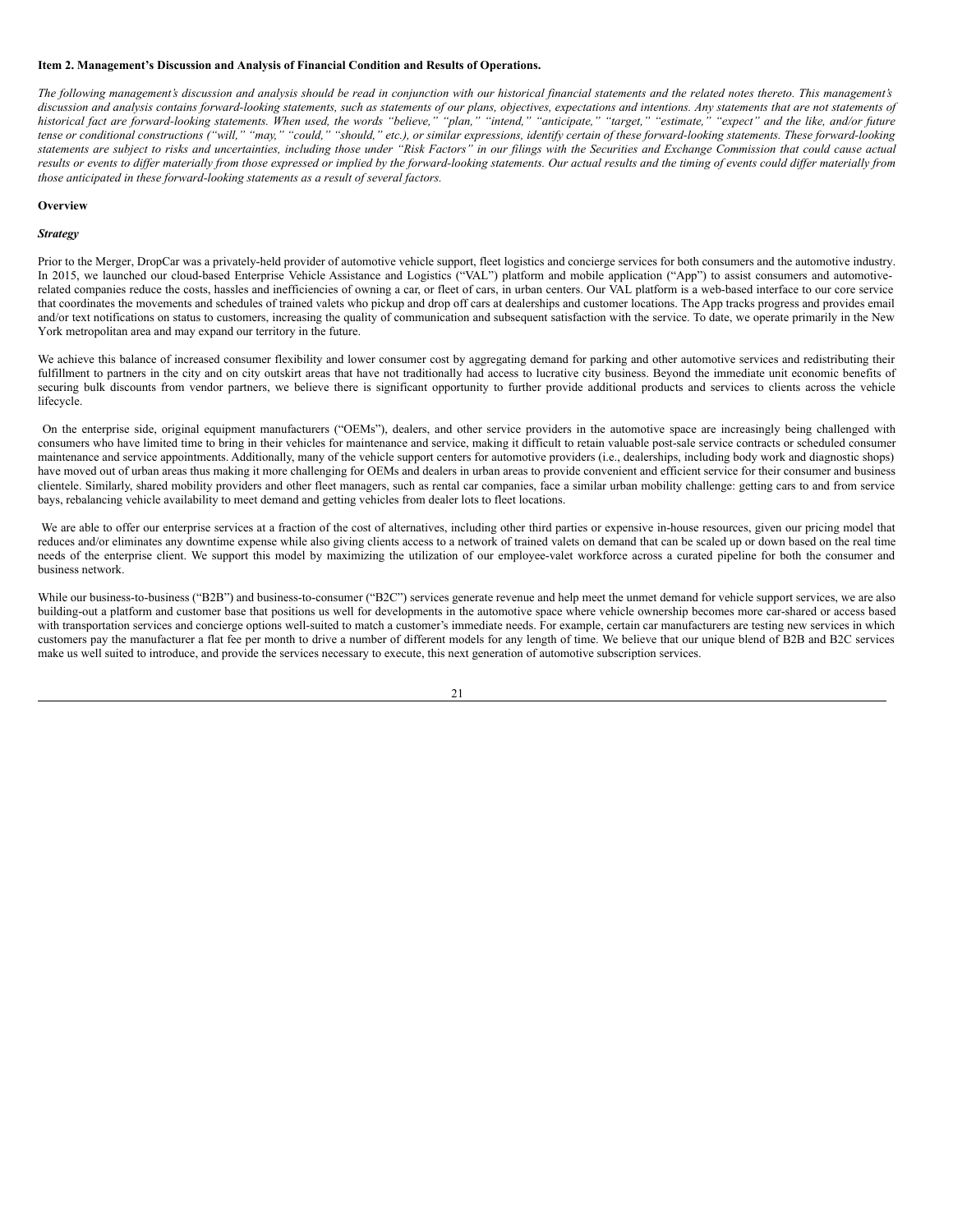**Item 2. Management's Discussion and Analysis of Financial Condition and Results of Operations.**

*The following management's discussion and analysis should be read in conjunction with our historical financial statements and the related notes thereto. This management's discussion and analysis contains forward-looking statements, such as statements of our plans, objectives, expectations and intentions. Any statements that are not statements of historical fact are forward-looking statements. When used, the words "believe," "plan," "intend," "anticipate," "target," "estimate," "expect" and the like, and/or future tense or conditional constructions ("will," "may," "could," "should," etc.), or similar expressions, identify certain of these forward-looking statements. These forward-looking statements are subject to risks and uncertainties, including those under "Risk Factors" in our filings with the Securities and Exchange Commission that could cause actual results or events to differ materially from those expressed or implied by the forward-looking statements. Our actual results and the timing of events could differ materially from those anticipated in these forward-looking statements as a result of several factors.*

**Overview**

***Strategy***

Prior to the Merger, DropCar was a privately-held provider of automotive vehicle support, fleet logistics and concierge services for both consumers and the automotive industry. In 2015, we launched our cloud-based Enterprise Vehicle Assistance and Logistics ("VAL") platform and mobile application ("App") to assist consumers and automotive-related companies reduce the costs, hassles and inefficiencies of owning a car, or fleet of cars, in urban centers. Our VAL platform is a web-based interface to our core service that coordinates the movements and schedules of trained valets who pickup and drop off cars at dealerships and customer locations. The App tracks progress and provides email and/or text notifications on status to customers, increasing the quality of communication and subsequent satisfaction with the service. To date, we operate primarily in the New York metropolitan area and may expand our territory in the future.

We achieve this balance of increased consumer flexibility and lower consumer cost by aggregating demand for parking and other automotive services and redistributing their fulfillment to partners in the city and on city outskirt areas that have not traditionally had access to lucrative city business. Beyond the immediate unit economic benefits of securing bulk discounts from vendor partners, we believe there is significant opportunity to further provide additional products and services to clients across the vehicle lifecycle.

On the enterprise side, original equipment manufacturers ("OEMs"), dealers, and other service providers in the automotive space are increasingly being challenged with consumers who have limited time to bring in their vehicles for maintenance and service, making it difficult to retain valuable post-sale service contracts or scheduled consumer maintenance and service appointments. Additionally, many of the vehicle support centers for automotive providers (i.e., dealerships, including body work and diagnostic shops) have moved out of urban areas thus making it more challenging for OEMs and dealers in urban areas to provide convenient and efficient service for their consumer and business clientele. Similarly, shared mobility providers and other fleet managers, such as rental car companies, face a similar urban mobility challenge: getting cars to and from service bays, rebalancing vehicle availability to meet demand and getting vehicles from dealer lots to fleet locations.

We are able to offer our enterprise services at a fraction of the cost of alternatives, including other third parties or expensive in-house resources, given our pricing model that reduces and/or eliminates any downtime expense while also giving clients access to a network of trained valets on demand that can be scaled up or down based on the real time needs of the enterprise client. We support this model by maximizing the utilization of our employee-valet workforce across a curated pipeline for both the consumer and business network.

While our business-to-business ("B2B") and business-to-consumer ("B2C") services generate revenue and help meet the unmet demand for vehicle support services, we are also building-out a platform and customer base that positions us well for developments in the automotive space where vehicle ownership becomes more car-shared or access based with transportation services and concierge options well-suited to match a customer's immediate needs. For example, certain car manufacturers are testing new services in which customers pay the manufacturer a flat fee per month to drive a number of different models for any length of time. We believe that our unique blend of B2B and B2C services make us well suited to introduce, and provide the services necessary to execute, this next generation of automotive subscription services.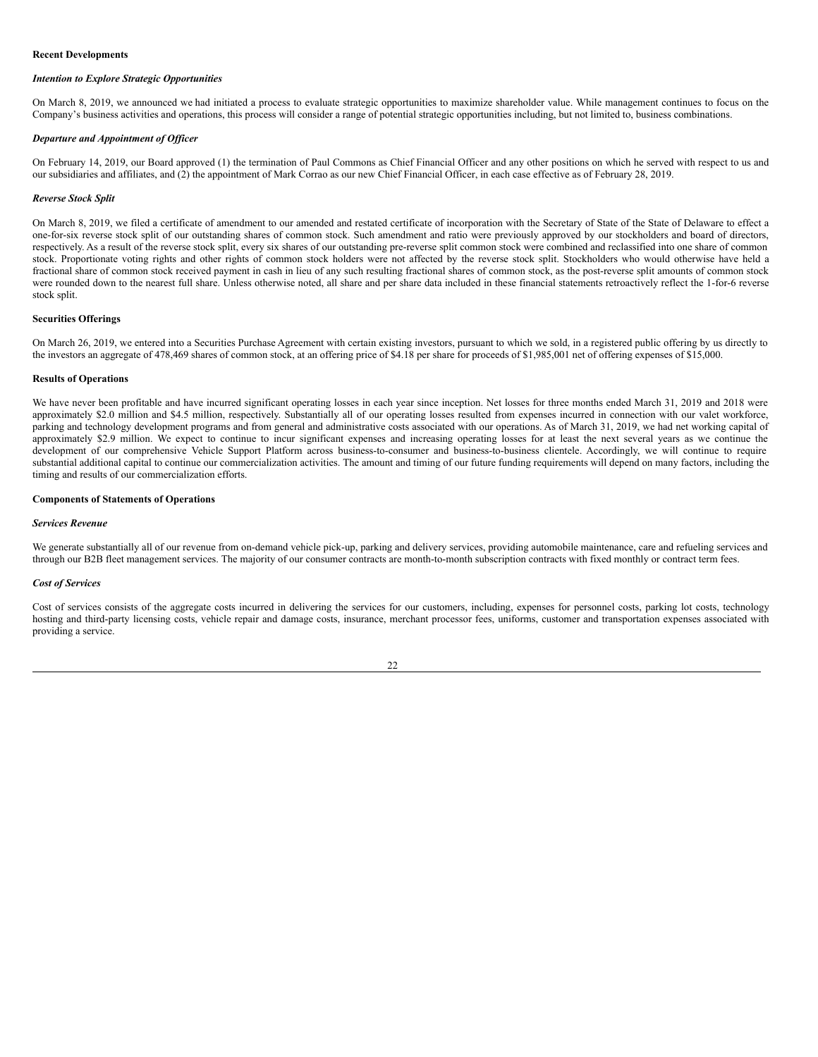**Recent Developments**

***Intention to Explore Strategic Opportunities***

On March 8, 2019, we announced we had initiated a process to evaluate strategic opportunities to maximize shareholder value. While management continues to focus on the Company's business activities and operations, this process will consider a range of potential strategic opportunities including, but not limited to, business combinations.

***Departure and Appointment of Officer***

On February 14, 2019, our Board approved (1) the termination of Paul Commons as Chief Financial Officer and any other positions on which he served with respect to us and our subsidiaries and affiliates, and (2) the appointment of Mark Corrao as our new Chief Financial Officer, in each case effective as of February 28, 2019.

***Reverse Stock Split***

On March 8, 2019, we filed a certificate of amendment to our amended and restated certificate of incorporation with the Secretary of State of the State of Delaware to effect a one-for-six reverse stock split of our outstanding shares of common stock. Such amendment and ratio were previously approved by our stockholders and board of directors, respectively. As a result of the reverse stock split, every six shares of our outstanding pre-reverse split common stock were combined and reclassified into one share of common stock. Proportionate voting rights and other rights of common stock holders were not affected by the reverse stock split. Stockholders who would otherwise have held a fractional share of common stock received payment in cash in lieu of any such resulting fractional shares of common stock, as the post-reverse split amounts of common stock were rounded down to the nearest full share. Unless otherwise noted, all share and per share data included in these financial statements retroactively reflect the 1-for-6 reverse stock split.

**Securities Offerings**

On March 26, 2019, we entered into a Securities Purchase Agreement with certain existing investors, pursuant to which we sold, in a registered public offering by us directly to the investors an aggregate of 478,469 shares of common stock, at an offering price of $4.18 per share for proceeds of $1,985,001 net of offering expenses of $15,000.

**Results of Operations**

We have never been profitable and have incurred significant operating losses in each year since inception. Net losses for three months ended March 31, 2019 and 2018 were approximately $2.0 million and $4.5 million, respectively. Substantially all of our operating losses resulted from expenses incurred in connection with our valet workforce, parking and technology development programs and from general and administrative costs associated with our operations. As of March 31, 2019, we had net working capital of approximately $2.9 million. We expect to continue to incur significant expenses and increasing operating losses for at least the next several years as we continue the development of our comprehensive Vehicle Support Platform across business-to-consumer and business-to-business clientele. Accordingly, we will continue to require substantial additional capital to continue our commercialization activities. The amount and timing of our future funding requirements will depend on many factors, including the timing and results of our commercialization efforts.

**Components of Statements of Operations**

***Services Revenue***

We generate substantially all of our revenue from on-demand vehicle pick-up, parking and delivery services, providing automobile maintenance, care and refueling services and through our B2B fleet management services. The majority of our consumer contracts are month-to-month subscription contracts with fixed monthly or contract term fees.

***Cost of Services***

Cost of services consists of the aggregate costs incurred in delivering the services for our customers, including, expenses for personnel costs, parking lot costs, technology hosting and third-party licensing costs, vehicle repair and damage costs, insurance, merchant processor fees, uniforms, customer and transportation expenses associated with providing a service.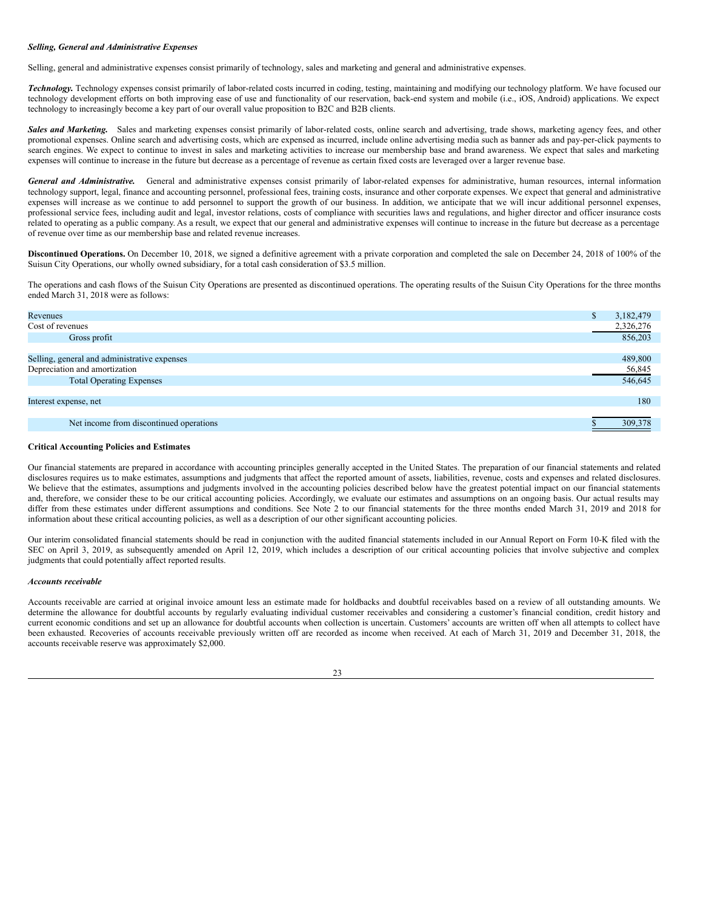### *Selling, General and Administrative Expenses*

Selling, general and administrative expenses consist primarily of technology, sales and marketing and general and administrative expenses.

***Technology.*** Technology expenses consist primarily of labor-related costs incurred in coding, testing, maintaining and modifying our technology platform. We have focused our technology development efforts on both improving ease of use and functionality of our reservation, back-end system and mobile (i.e., iOS, Android) applications. We expect technology to increasingly become a key part of our overall value proposition to B2C and B2B clients.

***Sales and Marketing.*** Sales and marketing expenses consist primarily of labor-related costs, online search and advertising, trade shows, marketing agency fees, and other promotional expenses. Online search and advertising costs, which are expensed as incurred, include online advertising media such as banner ads and pay-per-click payments to search engines. We expect to continue to invest in sales and marketing activities to increase our membership base and brand awareness. We expect that sales and marketing expenses will continue to increase in the future but decrease as a percentage of revenue as certain fixed costs are leveraged over a larger revenue base.

***General and Administrative.*** General and administrative expenses consist primarily of labor-related expenses for administrative, human resources, internal information technology support, legal, finance and accounting personnel, professional fees, training costs, insurance and other corporate expenses. We expect that general and administrative expenses will increase as we continue to add personnel to support the growth of our business. In addition, we anticipate that we will incur additional personnel expenses, professional service fees, including audit and legal, investor relations, costs of compliance with securities laws and regulations, and higher director and officer insurance costs related to operating as a public company. As a result, we expect that our general and administrative expenses will continue to increase in the future but decrease as a percentage of revenue over time as our membership base and related revenue increases.

**Discontinued Operations.** On December 10, 2018, we signed a definitive agreement with a private corporation and completed the sale on December 24, 2018 of 100% of the Suisun City Operations, our wholly owned subsidiary, for a total cash consideration of $3.5 million.

The operations and cash flows of the Suisun City Operations are presented as discontinued operations. The operating results of the Suisun City Operations for the three months ended March 31, 2018 were as follows:

| | |
|---|---|
| Revenues | $ 3,182,479 |
| Cost of revenues | 2,326,276 |
| Gross profit | 856,203 |
| | |
| Selling, general and administrative expenses | 489,800 |
| Depreciation and amortization | 56,845 |
| Total Operating Expenses | 546,645 |
| | |
| Interest expense, net | 180 |
| | |
| Net income from discontinued operations | $ 309,378 |

**Critical Accounting Policies and Estimates**

Our financial statements are prepared in accordance with accounting principles generally accepted in the United States. The preparation of our financial statements and related disclosures requires us to make estimates, assumptions and judgments that affect the reported amount of assets, liabilities, revenue, costs and expenses and related disclosures. We believe that the estimates, assumptions and judgments involved in the accounting policies described below have the greatest potential impact on our financial statements and, therefore, we consider these to be our critical accounting policies. Accordingly, we evaluate our estimates and assumptions on an ongoing basis. Our actual results may differ from these estimates under different assumptions and conditions. See Note 2 to our financial statements for the three months ended March 31, 2019 and 2018 for information about these critical accounting policies, as well as a description of our other significant accounting policies.

Our interim consolidated financial statements should be read in conjunction with the audited financial statements included in our Annual Report on Form 10-K filed with the SEC on April 3, 2019, as subsequently amended on April 12, 2019, which includes a description of our critical accounting policies that involve subjective and complex judgments that could potentially affect reported results.

***Accounts receivable***

Accounts receivable are carried at original invoice amount less an estimate made for holdbacks and doubtful receivables based on a review of all outstanding amounts. We determine the allowance for doubtful accounts by regularly evaluating individual customer receivables and considering a customer's financial condition, credit history and current economic conditions and set up an allowance for doubtful accounts when collection is uncertain. Customers' accounts are written off when all attempts to collect have been exhausted. Recoveries of accounts receivable previously written off are recorded as income when received. At each of March 31, 2019 and December 31, 2018, the accounts receivable reserve was approximately $2,000.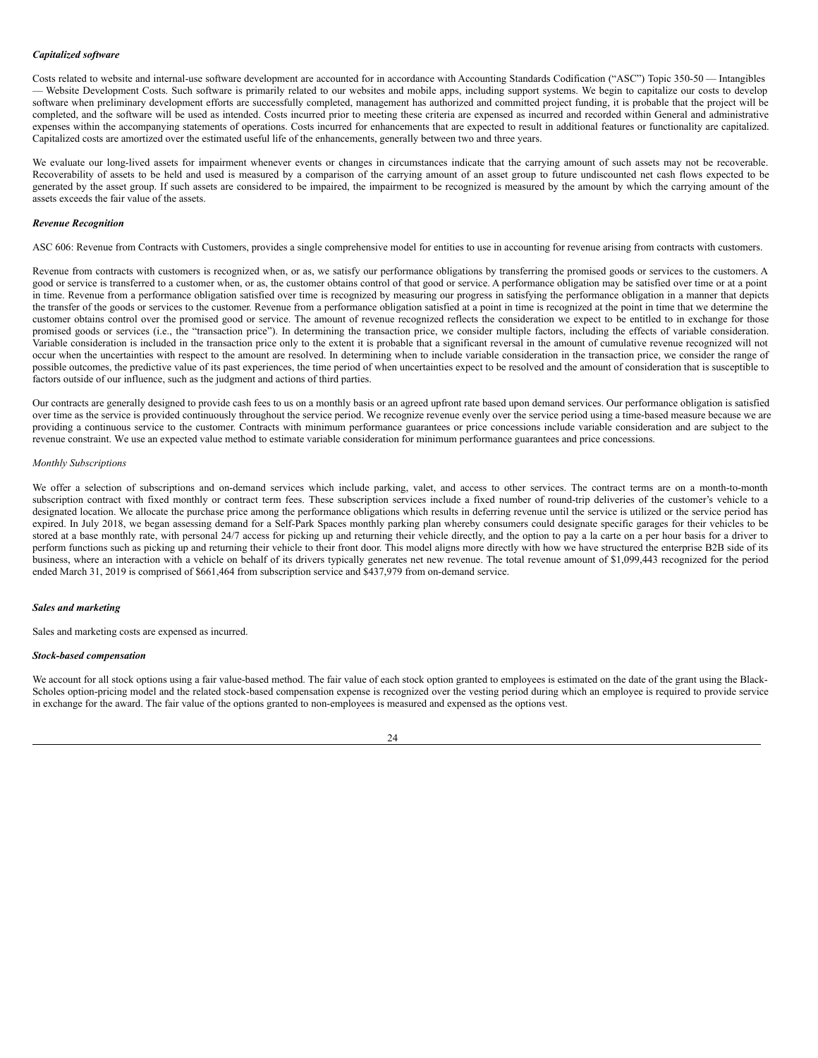***Capitalized software***

Costs related to website and internal-use software development are accounted for in accordance with Accounting Standards Codification ("ASC") Topic 350-50 — Intangibles — Website Development Costs. Such software is primarily related to our websites and mobile apps, including support systems. We begin to capitalize our costs to develop software when preliminary development efforts are successfully completed, management has authorized and committed project funding, it is probable that the project will be completed, and the software will be used as intended. Costs incurred prior to meeting these criteria are expensed as incurred and recorded within General and administrative expenses within the accompanying statements of operations. Costs incurred for enhancements that are expected to result in additional features or functionality are capitalized. Capitalized costs are amortized over the estimated useful life of the enhancements, generally between two and three years.

We evaluate our long-lived assets for impairment whenever events or changes in circumstances indicate that the carrying amount of such assets may not be recoverable. Recoverability of assets to be held and used is measured by a comparison of the carrying amount of an asset group to future undiscounted net cash flows expected to be generated by the asset group. If such assets are considered to be impaired, the impairment to be recognized is measured by the amount by which the carrying amount of the assets exceeds the fair value of the assets.

***Revenue Recognition***

ASC 606: Revenue from Contracts with Customers, provides a single comprehensive model for entities to use in accounting for revenue arising from contracts with customers.

Revenue from contracts with customers is recognized when, or as, we satisfy our performance obligations by transferring the promised goods or services to the customers. A good or service is transferred to a customer when, or as, the customer obtains control of that good or service. A performance obligation may be satisfied over time or at a point in time. Revenue from a performance obligation satisfied over time is recognized by measuring our progress in satisfying the performance obligation in a manner that depicts the transfer of the goods or services to the customer. Revenue from a performance obligation satisfied at a point in time is recognized at the point in time that we determine the customer obtains control over the promised good or service. The amount of revenue recognized reflects the consideration we expect to be entitled to in exchange for those promised goods or services (i.e., the "transaction price"). In determining the transaction price, we consider multiple factors, including the effects of variable consideration. Variable consideration is included in the transaction price only to the extent it is probable that a significant reversal in the amount of cumulative revenue recognized will not occur when the uncertainties with respect to the amount are resolved. In determining when to include variable consideration in the transaction price, we consider the range of possible outcomes, the predictive value of its past experiences, the time period of when uncertainties expect to be resolved and the amount of consideration that is susceptible to factors outside of our influence, such as the judgment and actions of third parties.

Our contracts are generally designed to provide cash fees to us on a monthly basis or an agreed upfront rate based upon demand services. Our performance obligation is satisfied over time as the service is provided continuously throughout the service period. We recognize revenue evenly over the service period using a time-based measure because we are providing a continuous service to the customer. Contracts with minimum performance guarantees or price concessions include variable consideration and are subject to the revenue constraint. We use an expected value method to estimate variable consideration for minimum performance guarantees and price concessions.

*Monthly Subscriptions*

We offer a selection of subscriptions and on-demand services which include parking, valet, and access to other services. The contract terms are on a month-to-month subscription contract with fixed monthly or contract term fees. These subscription services include a fixed number of round-trip deliveries of the customer's vehicle to a designated location. We allocate the purchase price among the performance obligations which results in deferring revenue until the service is utilized or the service period has expired. In July 2018, we began assessing demand for a Self-Park Spaces monthly parking plan whereby consumers could designate specific garages for their vehicles to be stored at a base monthly rate, with personal 24/7 access for picking up and returning their vehicle directly, and the option to pay a la carte on a per hour basis for a driver to perform functions such as picking up and returning their vehicle to their front door. This model aligns more directly with how we have structured the enterprise B2B side of its business, where an interaction with a vehicle on behalf of its drivers typically generates net new revenue. The total revenue amount of $1,099,443 recognized for the period ended March 31, 2019 is comprised of $661,464 from subscription service and $437,979 from on-demand service.

***Sales and marketing***

Sales and marketing costs are expensed as incurred.

***Stock-based compensation***

We account for all stock options using a fair value-based method. The fair value of each stock option granted to employees is estimated on the date of the grant using the Black-Scholes option-pricing model and the related stock-based compensation expense is recognized over the vesting period during which an employee is required to provide service in exchange for the award. The fair value of the options granted to non-employees is measured and expensed as the options vest.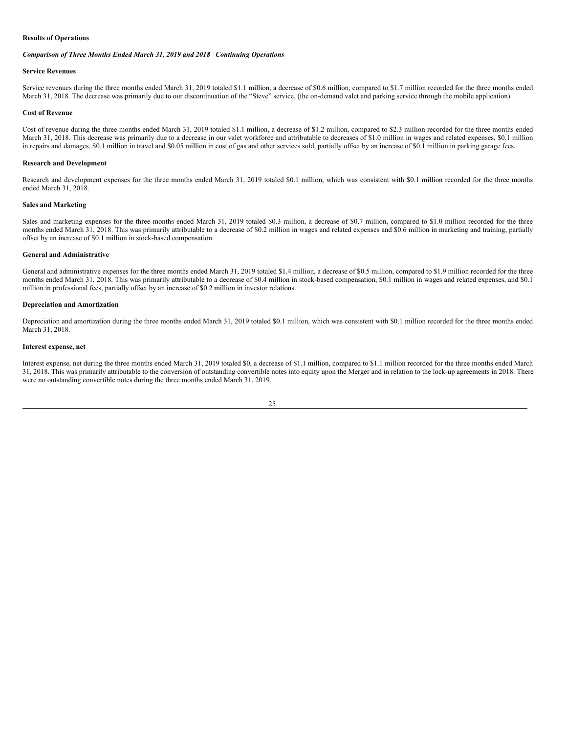**Results of Operations**

***Comparison of Three Months Ended March 31, 2019 and 2018– Continuing Operations***

**Service Revenues**

Service revenues during the three months ended March 31, 2019 totaled $1.1 million, a decrease of $0.6 million, compared to $1.7 million recorded for the three months ended March 31, 2018. The decrease was primarily due to our discontinuation of the "Steve" service, (the on-demand valet and parking service through the mobile application).

**Cost of Revenue**

Cost of revenue during the three months ended March 31, 2019 totaled $1.1 million, a decrease of $1.2 million, compared to $2.3 million recorded for the three months ended March 31, 2018. This decrease was primarily due to a decrease in our valet workforce and attributable to decreases of $1.0 million in wages and related expenses, $0.1 million in repairs and damages, $0.1 million in travel and $0.05 million in cost of gas and other services sold, partially offset by an increase of $0.1 million in parking garage fees.

**Research and Development**

Research and development expenses for the three months ended March 31, 2019 totaled $0.1 million, which was consistent with $0.1 million recorded for the three months ended March 31, 2018.

**Sales and Marketing**

Sales and marketing expenses for the three months ended March 31, 2019 totaled $0.3 million, a decrease of $0.7 million, compared to $1.0 million recorded for the three months ended March 31, 2018. This was primarily attributable to a decrease of $0.2 million in wages and related expenses and $0.6 million in marketing and training, partially offset by an increase of $0.1 million in stock-based compensation.

**General and Administrative**

General and administrative expenses for the three months ended March 31, 2019 totaled $1.4 million, a decrease of $0.5 million, compared to $1.9 million recorded for the three months ended March 31, 2018. This was primarily attributable to a decrease of $0.4 million in stock-based compensation, $0.1 million in wages and related expenses, and $0.1 million in professional fees, partially offset by an increase of $0.2 million in investor relations.

**Depreciation and Amortization**

Depreciation and amortization during the three months ended March 31, 2019 totaled $0.1 million, which was consistent with $0.1 million recorded for the three months ended March 31, 2018.

**Interest expense, net**

Interest expense, net during the three months ended March 31, 2019 totaled $0, a decrease of $1.1 million, compared to $1.1 million recorded for the three months ended March 31, 2018. This was primarily attributable to the conversion of outstanding convertible notes into equity upon the Merger and in relation to the lock-up agreements in 2018. There were no outstanding convertible notes during the three months ended March 31, 2019.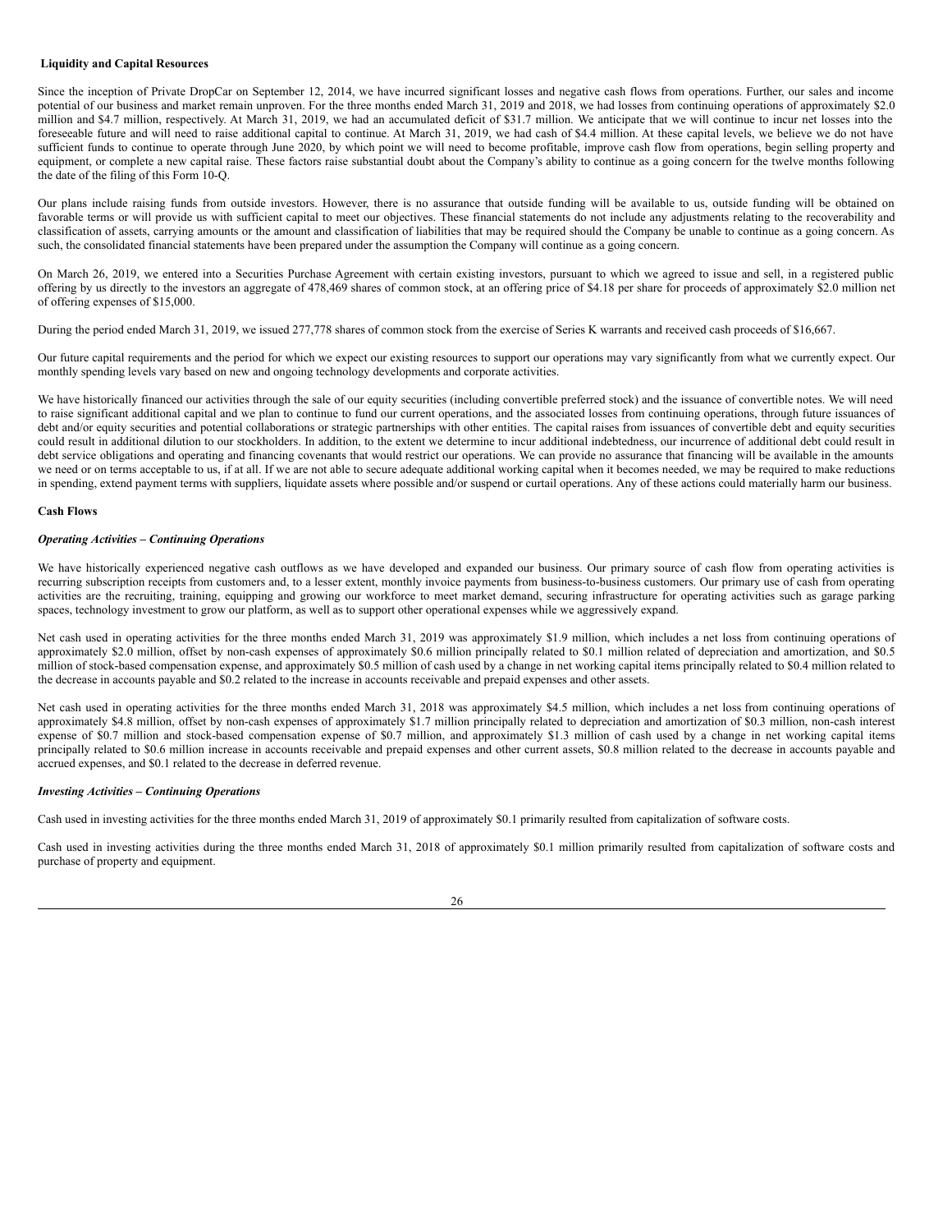**Liquidity and Capital Resources**

Since the inception of Private DropCar on September 12, 2014, we have incurred significant losses and negative cash flows from operations. Further, our sales and income potential of our business and market remain unproven. For the three months ended March 31, 2019 and 2018, we had losses from continuing operations of approximately $2.0 million and $4.7 million, respectively. At March 31, 2019, we had an accumulated deficit of $31.7 million. We anticipate that we will continue to incur net losses into the foreseeable future and will need to raise additional capital to continue. At March 31, 2019, we had cash of $4.4 million. At these capital levels, we believe we do not have sufficient funds to continue to operate through June 2020, by which point we will need to become profitable, improve cash flow from operations, begin selling property and equipment, or complete a new capital raise. These factors raise substantial doubt about the Company's ability to continue as a going concern for the twelve months following the date of the filing of this Form 10-Q.

Our plans include raising funds from outside investors. However, there is no assurance that outside funding will be available to us, outside funding will be obtained on favorable terms or will provide us with sufficient capital to meet our objectives. These financial statements do not include any adjustments relating to the recoverability and classification of assets, carrying amounts or the amount and classification of liabilities that may be required should the Company be unable to continue as a going concern. As such, the consolidated financial statements have been prepared under the assumption the Company will continue as a going concern.

On March 26, 2019, we entered into a Securities Purchase Agreement with certain existing investors, pursuant to which we agreed to issue and sell, in a registered public offering by us directly to the investors an aggregate of 478,469 shares of common stock, at an offering price of $4.18 per share for proceeds of approximately $2.0 million net of offering expenses of $15,000.

During the period ended March 31, 2019, we issued 277,778 shares of common stock from the exercise of Series K warrants and received cash proceeds of $16,667.

Our future capital requirements and the period for which we expect our existing resources to support our operations may vary significantly from what we currently expect. Our monthly spending levels vary based on new and ongoing technology developments and corporate activities.

We have historically financed our activities through the sale of our equity securities (including convertible preferred stock) and the issuance of convertible notes. We will need to raise significant additional capital and we plan to continue to fund our current operations, and the associated losses from continuing operations, through future issuances of debt and/or equity securities and potential collaborations or strategic partnerships with other entities. The capital raises from issuances of convertible debt and equity securities could result in additional dilution to our stockholders. In addition, to the extent we determine to incur additional indebtedness, our incurrence of additional debt could result in debt service obligations and operating and financing covenants that would restrict our operations. We can provide no assurance that financing will be available in the amounts we need or on terms acceptable to us, if at all. If we are not able to secure adequate additional working capital when it becomes needed, we may be required to make reductions in spending, extend payment terms with suppliers, liquidate assets where possible and/or suspend or curtail operations. Any of these actions could materially harm our business.

**Cash Flows**

***Operating Activities – Continuing Operations***

We have historically experienced negative cash outflows as we have developed and expanded our business. Our primary source of cash flow from operating activities is recurring subscription receipts from customers and, to a lesser extent, monthly invoice payments from business-to-business customers. Our primary use of cash from operating activities are the recruiting, training, equipping and growing our workforce to meet market demand, securing infrastructure for operating activities such as garage parking spaces, technology investment to grow our platform, as well as to support other operational expenses while we aggressively expand.

Net cash used in operating activities for the three months ended March 31, 2019 was approximately $1.9 million, which includes a net loss from continuing operations of approximately $2.0 million, offset by non-cash expenses of approximately $0.6 million principally related to $0.1 million related of depreciation and amortization, and $0.5 million of stock-based compensation expense, and approximately $0.5 million of cash used by a change in net working capital items principally related to $0.4 million related to the decrease in accounts payable and $0.2 related to the increase in accounts receivable and prepaid expenses and other assets.

Net cash used in operating activities for the three months ended March 31, 2018 was approximately $4.5 million, which includes a net loss from continuing operations of approximately $4.8 million, offset by non-cash expenses of approximately $1.7 million principally related to depreciation and amortization of $0.3 million, non-cash interest expense of $0.7 million and stock-based compensation expense of $0.7 million, and approximately $1.3 million of cash used by a change in net working capital items principally related to $0.6 million increase in accounts receivable and prepaid expenses and other current assets, $0.8 million related to the decrease in accounts payable and accrued expenses, and $0.1 related to the decrease in deferred revenue.

***Investing Activities – Continuing Operations***

Cash used in investing activities for the three months ended March 31, 2019 of approximately $0.1 primarily resulted from capitalization of software costs.

Cash used in investing activities during the three months ended March 31, 2018 of approximately $0.1 million primarily resulted from capitalization of software costs and purchase of property and equipment.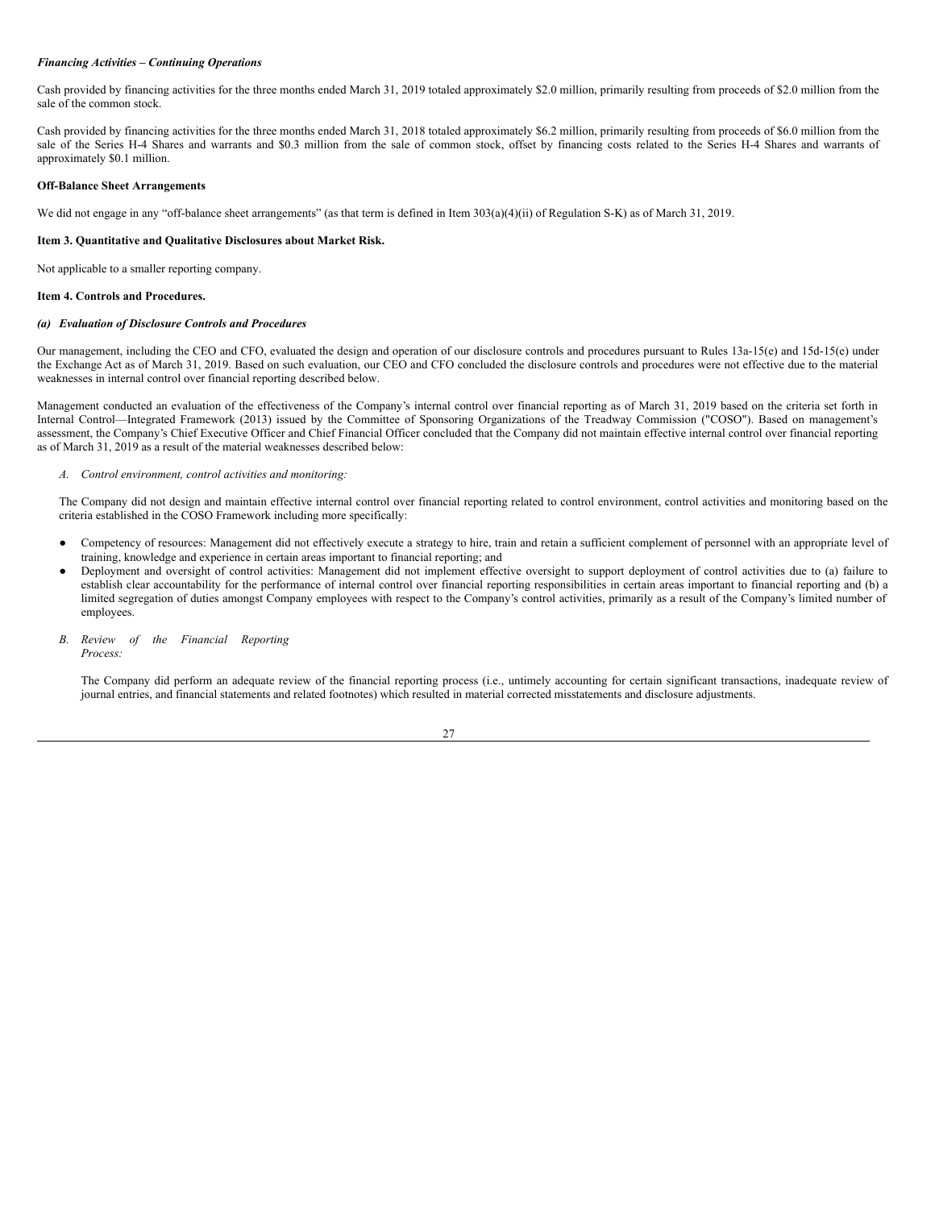***Financing Activities – Continuing Operations***

Cash provided by financing activities for the three months ended March 31, 2019 totaled approximately $2.0 million, primarily resulting from proceeds of $2.0 million from the sale of the common stock.

Cash provided by financing activities for the three months ended March 31, 2018 totaled approximately $6.2 million, primarily resulting from proceeds of $6.0 million from the sale of the Series H-4 Shares and warrants and $0.3 million from the sale of common stock, offset by financing costs related to the Series H-4 Shares and warrants of approximately $0.1 million.

**Off-Balance Sheet Arrangements**

We did not engage in any "off-balance sheet arrangements" (as that term is defined in Item 303(a)(4)(ii) of Regulation S-K) as of March 31, 2019.

**Item 3. Quantitative and Qualitative Disclosures about Market Risk.**

Not applicable to a smaller reporting company.

**Item 4. Controls and Procedures.**

***(a) Evaluation of Disclosure Controls and Procedures***

Our management, including the CEO and CFO, evaluated the design and operation of our disclosure controls and procedures pursuant to Rules 13a-15(e) and 15d-15(e) under the Exchange Act as of March 31, 2019. Based on such evaluation, our CEO and CFO concluded the disclosure controls and procedures were not effective due to the material weaknesses in internal control over financial reporting described below.

Management conducted an evaluation of the effectiveness of the Company's internal control over financial reporting as of March 31, 2019 based on the criteria set forth in Internal Control—Integrated Framework (2013) issued by the Committee of Sponsoring Organizations of the Treadway Commission ("COSO"). Based on management's assessment, the Company's Chief Executive Officer and Chief Financial Officer concluded that the Company did not maintain effective internal control over financial reporting as of March 31, 2019 as a result of the material weaknesses described below:

*A. Control environment, control activities and monitoring:*

The Company did not design and maintain effective internal control over financial reporting related to control environment, control activities and monitoring based on the criteria established in the COSO Framework including more specifically:

- Competency of resources: Management did not effectively execute a strategy to hire, train and retain a sufficient complement of personnel with an appropriate level of training, knowledge and experience in certain areas important to financial reporting; and
- Deployment and oversight of control activities: Management did not implement effective oversight to support deployment of control activities due to (a) failure to establish clear accountability for the performance of internal control over financial reporting responsibilities in certain areas important to financial reporting and (b) a limited segregation of duties amongst Company employees with respect to the Company's control activities, primarily as a result of the Company's limited number of employees.

*B. Review of the Financial Reporting Process:*

The Company did perform an adequate review of the financial reporting process (i.e., untimely accounting for certain significant transactions, inadequate review of journal entries, and financial statements and related footnotes) which resulted in material corrected misstatements and disclosure adjustments.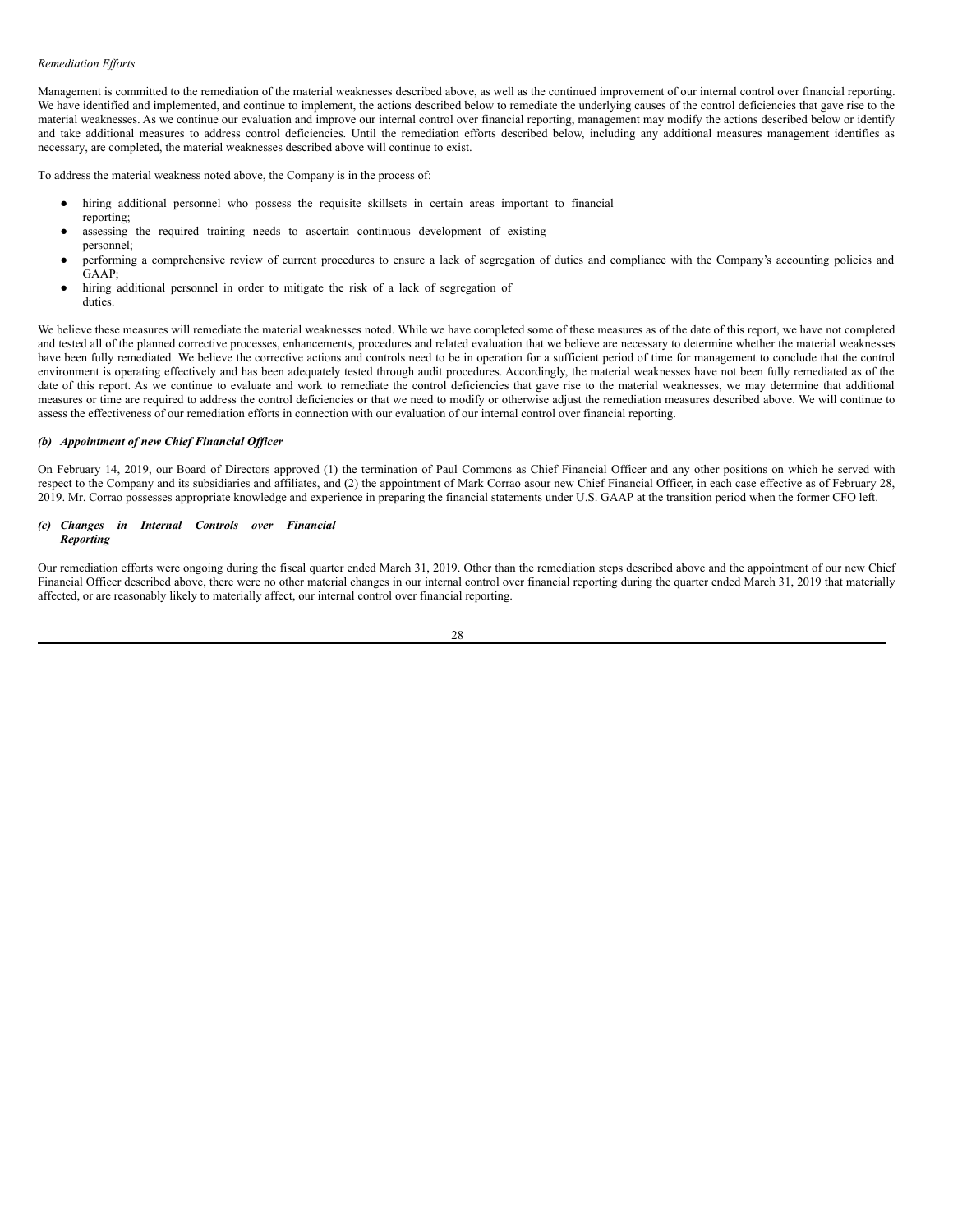*Remediation Efforts*

Management is committed to the remediation of the material weaknesses described above, as well as the continued improvement of our internal control over financial reporting. We have identified and implemented, and continue to implement, the actions described below to remediate the underlying causes of the control deficiencies that gave rise to the material weaknesses. As we continue our evaluation and improve our internal control over financial reporting, management may modify the actions described below or identify and take additional measures to address control deficiencies. Until the remediation efforts described below, including any additional measures management identifies as necessary, are completed, the material weaknesses described above will continue to exist.

To address the material weakness noted above, the Company is in the process of:

- hiring additional personnel who possess the requisite skillsets in certain areas important to financial reporting;
- assessing the required training needs to ascertain continuous development of existing personnel;
- performing a comprehensive review of current procedures to ensure a lack of segregation of duties and compliance with the Company's accounting policies and GAAP;
- hiring additional personnel in order to mitigate the risk of a lack of segregation of duties.

We believe these measures will remediate the material weaknesses noted. While we have completed some of these measures as of the date of this report, we have not completed and tested all of the planned corrective processes, enhancements, procedures and related evaluation that we believe are necessary to determine whether the material weaknesses have been fully remediated. We believe the corrective actions and controls need to be in operation for a sufficient period of time for management to conclude that the control environment is operating effectively and has been adequately tested through audit procedures. Accordingly, the material weaknesses have not been fully remediated as of the date of this report. As we continue to evaluate and work to remediate the control deficiencies that gave rise to the material weaknesses, we may determine that additional measures or time are required to address the control deficiencies or that we need to modify or otherwise adjust the remediation measures described above. We will continue to assess the effectiveness of our remediation efforts in connection with our evaluation of our internal control over financial reporting.

***(b) Appointment of new Chief Financial Officer***

On February 14, 2019, our Board of Directors approved (1) the termination of Paul Commons as Chief Financial Officer and any other positions on which he served with respect to the Company and its subsidiaries and affiliates, and (2) the appointment of Mark Corrao asour new Chief Financial Officer, in each case effective as of February 28, 2019. Mr. Corrao possesses appropriate knowledge and experience in preparing the financial statements under U.S. GAAP at the transition period when the former CFO left.

***(c) Changes in Internal Controls over Financial Reporting***

Our remediation efforts were ongoing during the fiscal quarter ended March 31, 2019. Other than the remediation steps described above and the appointment of our new Chief Financial Officer described above, there were no other material changes in our internal control over financial reporting during the quarter ended March 31, 2019 that materially affected, or are reasonably likely to materially affect, our internal control over financial reporting.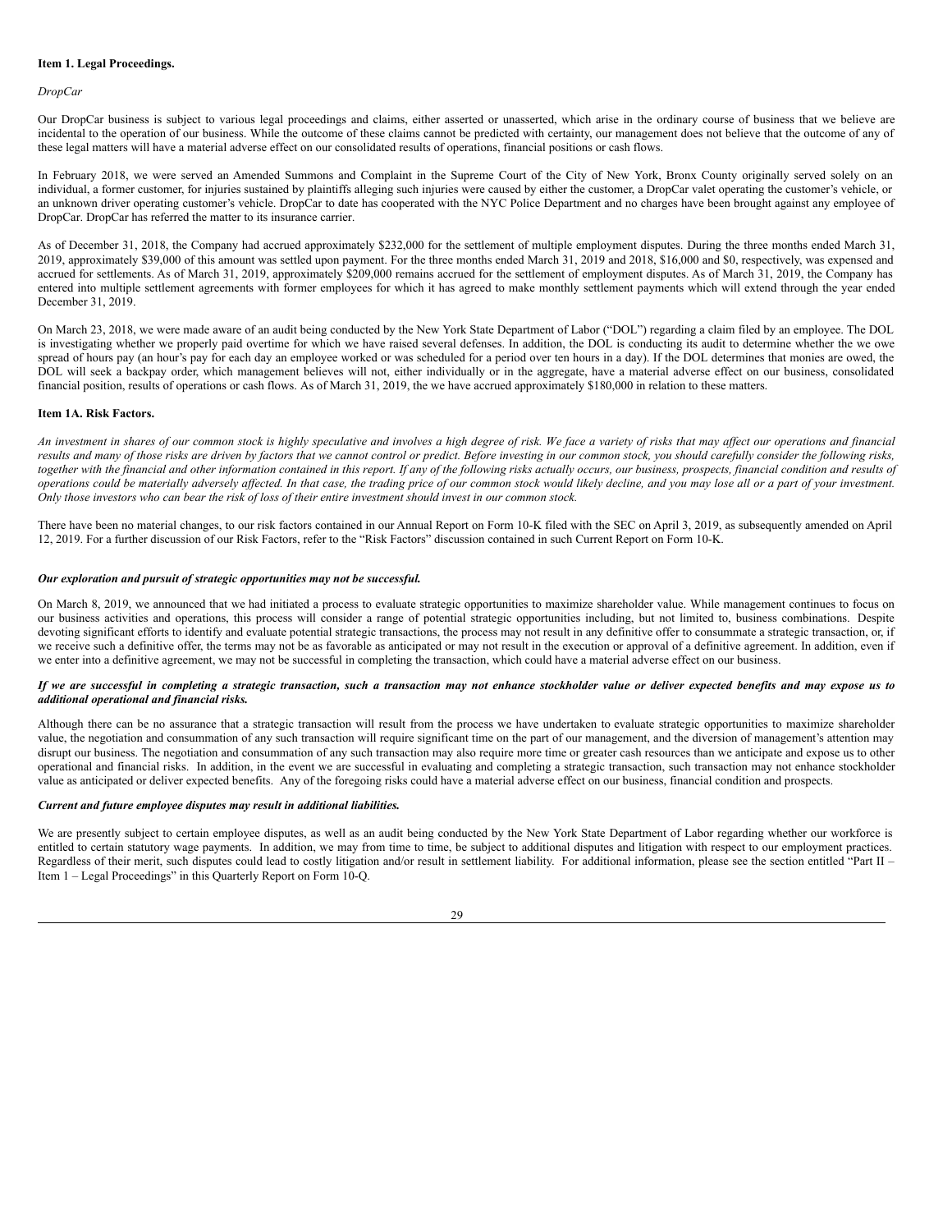### Item 1. Legal Proceedings.

*DropCar*

Our DropCar business is subject to various legal proceedings and claims, either asserted or unasserted, which arise in the ordinary course of business that we believe are incidental to the operation of our business. While the outcome of these claims cannot be predicted with certainty, our management does not believe that the outcome of any of these legal matters will have a material adverse effect on our consolidated results of operations, financial positions or cash flows.

In February 2018, we were served an Amended Summons and Complaint in the Supreme Court of the City of New York, Bronx County originally served solely on an individual, a former customer, for injuries sustained by plaintiffs alleging such injuries were caused by either the customer, a DropCar valet operating the customer's vehicle, or an unknown driver operating customer's vehicle. DropCar to date has cooperated with the NYC Police Department and no charges have been brought against any employee of DropCar. DropCar has referred the matter to its insurance carrier.

As of December 31, 2018, the Company had accrued approximately \$232,000 for the settlement of multiple employment disputes. During the three months ended March 31, 2019, approximately \$39,000 of this amount was settled upon payment. For the three months ended March 31, 2019 and 2018, \$16,000 and \$0, respectively, was expensed and accrued for settlements. As of March 31, 2019, approximately \$209,000 remains accrued for the settlement of employment disputes. As of March 31, 2019, the Company has entered into multiple settlement agreements with former employees for which it has agreed to make monthly settlement payments which will extend through the year ended December 31, 2019.

On March 23, 2018, we were made aware of an audit being conducted by the New York State Department of Labor ("DOL") regarding a claim filed by an employee. The DOL is investigating whether we properly paid overtime for which we have raised several defenses. In addition, the DOL is conducting its audit to determine whether the we owe spread of hours pay (an hour's pay for each day an employee worked or was scheduled for a period over ten hours in a day). If the DOL determines that monies are owed, the DOL will seek a backpay order, which management believes will not, either individually or in the aggregate, have a material adverse effect on our business, consolidated financial position, results of operations or cash flows. As of March 31, 2019, the we have accrued approximately \$180,000 in relation to these matters.

### Item 1A. Risk Factors.

*An investment in shares of our common stock is highly speculative and involves a high degree of risk. We face a variety of risks that may affect our operations and financial results and many of those risks are driven by factors that we cannot control or predict. Before investing in our common stock, you should carefully consider the following risks, together with the financial and other information contained in this report. If any of the following risks actually occurs, our business, prospects, financial condition and results of operations could be materially adversely affected. In that case, the trading price of our common stock would likely decline, and you may lose all or a part of your investment. Only those investors who can bear the risk of loss of their entire investment should invest in our common stock.*

There have been no material changes, to our risk factors contained in our Annual Report on Form 10-K filed with the SEC on April 3, 2019, as subsequently amended on April 12, 2019. For a further discussion of our Risk Factors, refer to the "Risk Factors" discussion contained in such Current Report on Form 10-K.

***Our exploration and pursuit of strategic opportunities may not be successful.***

On March 8, 2019, we announced that we had initiated a process to evaluate strategic opportunities to maximize shareholder value. While management continues to focus on our business activities and operations, this process will consider a range of potential strategic opportunities including, but not limited to, business combinations. Despite devoting significant efforts to identify and evaluate potential strategic transactions, the process may not result in any definitive offer to consummate a strategic transaction, or, if we receive such a definitive offer, the terms may not be as favorable as anticipated or may not result in the execution or approval of a definitive agreement. In addition, even if we enter into a definitive agreement, we may not be successful in completing the transaction, which could have a material adverse effect on our business.

***If we are successful in completing a strategic transaction, such a transaction may not enhance stockholder value or deliver expected benefits and may expose us to additional operational and financial risks.***

Although there can be no assurance that a strategic transaction will result from the process we have undertaken to evaluate strategic opportunities to maximize shareholder value, the negotiation and consummation of any such transaction will require significant time on the part of our management, and the diversion of management's attention may disrupt our business. The negotiation and consummation of any such transaction may also require more time or greater cash resources than we anticipate and expose us to other operational and financial risks. In addition, in the event we are successful in evaluating and completing a strategic transaction, such transaction may not enhance stockholder value as anticipated or deliver expected benefits. Any of the foregoing risks could have a material adverse effect on our business, financial condition and prospects.

***Current and future employee disputes may result in additional liabilities.***

We are presently subject to certain employee disputes, as well as an audit being conducted by the New York State Department of Labor regarding whether our workforce is entitled to certain statutory wage payments. In addition, we may from time to time, be subject to additional disputes and litigation with respect to our employment practices. Regardless of their merit, such disputes could lead to costly litigation and/or result in settlement liability. For additional information, please see the section entitled "Part II – Item 1 – Legal Proceedings" in this Quarterly Report on Form 10-Q.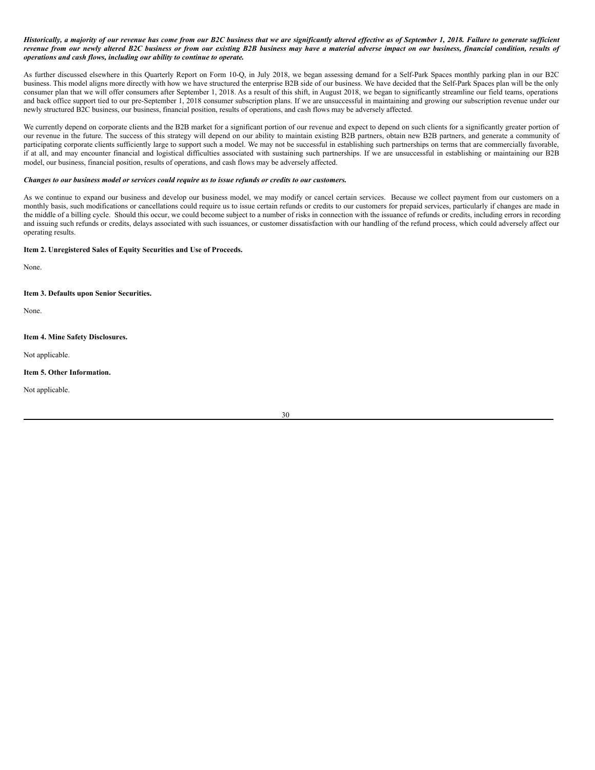***Historically, a majority of our revenue has come from our B2C business that we are significantly altered effective as of September 1, 2018. Failure to generate sufficient revenue from our newly altered B2C business or from our existing B2B business may have a material adverse impact on our business, financial condition, results of operations and cash flows, including our ability to continue to operate.***

As further discussed elsewhere in this Quarterly Report on Form 10-Q, in July 2018, we began assessing demand for a Self-Park Spaces monthly parking plan in our B2C business. This model aligns more directly with how we have structured the enterprise B2B side of our business. We have decided that the Self-Park Spaces plan will be the only consumer plan that we will offer consumers after September 1, 2018. As a result of this shift, in August 2018, we began to significantly streamline our field teams, operations and back office support tied to our pre-September 1, 2018 consumer subscription plans. If we are unsuccessful in maintaining and growing our subscription revenue under our newly structured B2C business, our business, financial position, results of operations, and cash flows may be adversely affected.

We currently depend on corporate clients and the B2B market for a significant portion of our revenue and expect to depend on such clients for a significantly greater portion of our revenue in the future. The success of this strategy will depend on our ability to maintain existing B2B partners, obtain new B2B partners, and generate a community of participating corporate clients sufficiently large to support such a model. We may not be successful in establishing such partnerships on terms that are commercially favorable, if at all, and may encounter financial and logistical difficulties associated with sustaining such partnerships. If we are unsuccessful in establishing or maintaining our B2B model, our business, financial position, results of operations, and cash flows may be adversely affected.

***Changes to our business model or services could require us to issue refunds or credits to our customers.***

As we continue to expand our business and develop our business model, we may modify or cancel certain services. Because we collect payment from our customers on a monthly basis, such modifications or cancellations could require us to issue certain refunds or credits to our customers for prepaid services, particularly if changes are made in the middle of a billing cycle. Should this occur, we could become subject to a number of risks in connection with the issuance of refunds or credits, including errors in recording and issuing such refunds or credits, delays associated with such issuances, or customer dissatisfaction with our handling of the refund process, which could adversely affect our operating results.

**Item 2. Unregistered Sales of Equity Securities and Use of Proceeds.**

None.

**Item 3. Defaults upon Senior Securities.**

None.

**Item 4. Mine Safety Disclosures.**

Not applicable.

**Item 5. Other Information.**

Not applicable.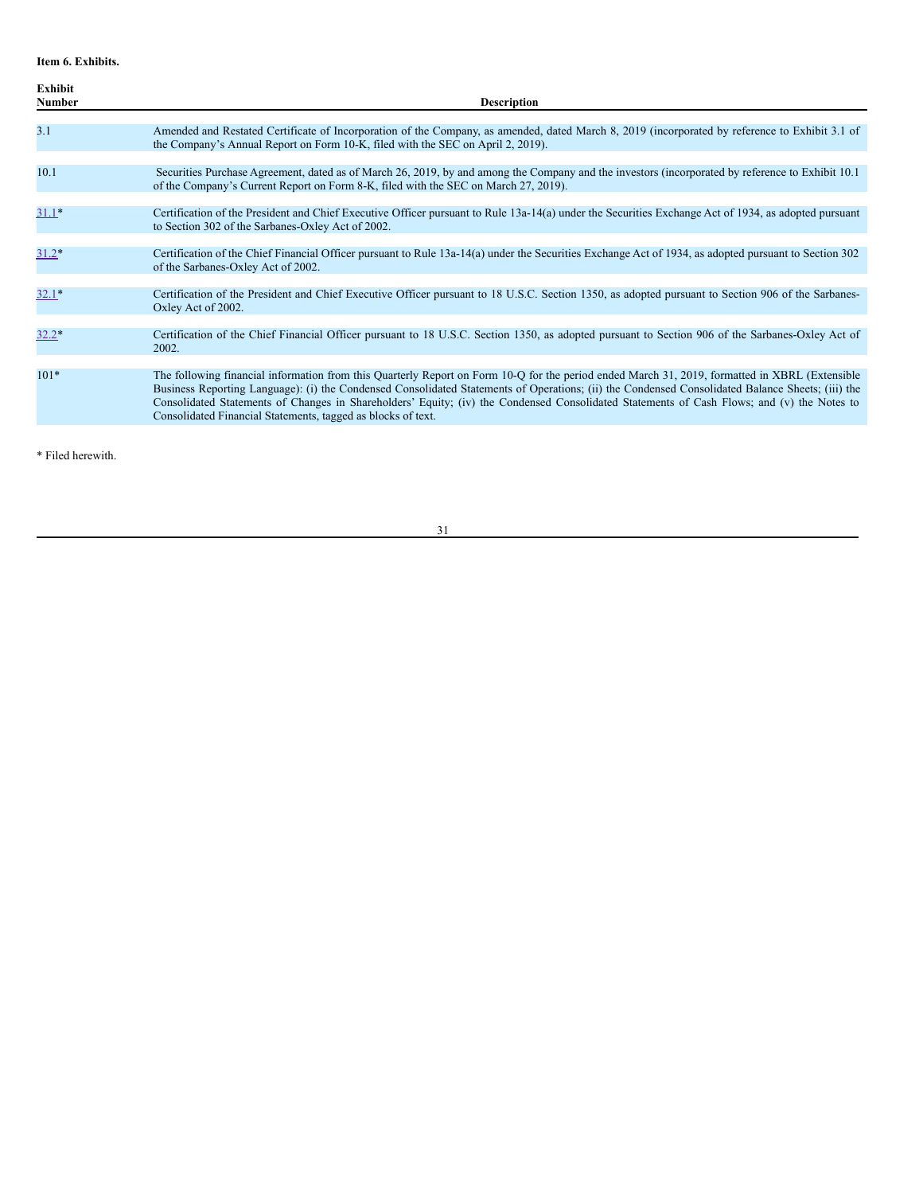**Item 6. Exhibits.**

| Exhibit Number | Description |
|---|---|
| 3.1 | Amended and Restated Certificate of Incorporation of the Company, as amended, dated March 8, 2019 (incorporated by reference to Exhibit 3.1 of the Company's Annual Report on Form 10-K, filed with the SEC on April 2, 2019). |
| 10.1 | Securities Purchase Agreement, dated as of March 26, 2019, by and among the Company and the investors (incorporated by reference to Exhibit 10.1 of the Company's Current Report on Form 8-K, filed with the SEC on March 27, 2019). |
| 31.1* | Certification of the President and Chief Executive Officer pursuant to Rule 13a-14(a) under the Securities Exchange Act of 1934, as adopted pursuant to Section 302 of the Sarbanes-Oxley Act of 2002. |
| 31.2* | Certification of the Chief Financial Officer pursuant to Rule 13a-14(a) under the Securities Exchange Act of 1934, as adopted pursuant to Section 302 of the Sarbanes-Oxley Act of 2002. |
| 32.1* | Certification of the President and Chief Executive Officer pursuant to 18 U.S.C. Section 1350, as adopted pursuant to Section 906 of the Sarbanes-Oxley Act of 2002. |
| 32.2* | Certification of the Chief Financial Officer pursuant to 18 U.S.C. Section 1350, as adopted pursuant to Section 906 of the Sarbanes-Oxley Act of 2002. |
| 101* | The following financial information from this Quarterly Report on Form 10-Q for the period ended March 31, 2019, formatted in XBRL (Extensible Business Reporting Language): (i) the Condensed Consolidated Statements of Operations; (ii) the Condensed Consolidated Balance Sheets; (iii) the Consolidated Statements of Changes in Shareholders' Equity; (iv) the Condensed Consolidated Statements of Cash Flows; and (v) the Notes to Consolidated Financial Statements, tagged as blocks of text. |

* Filed herewith.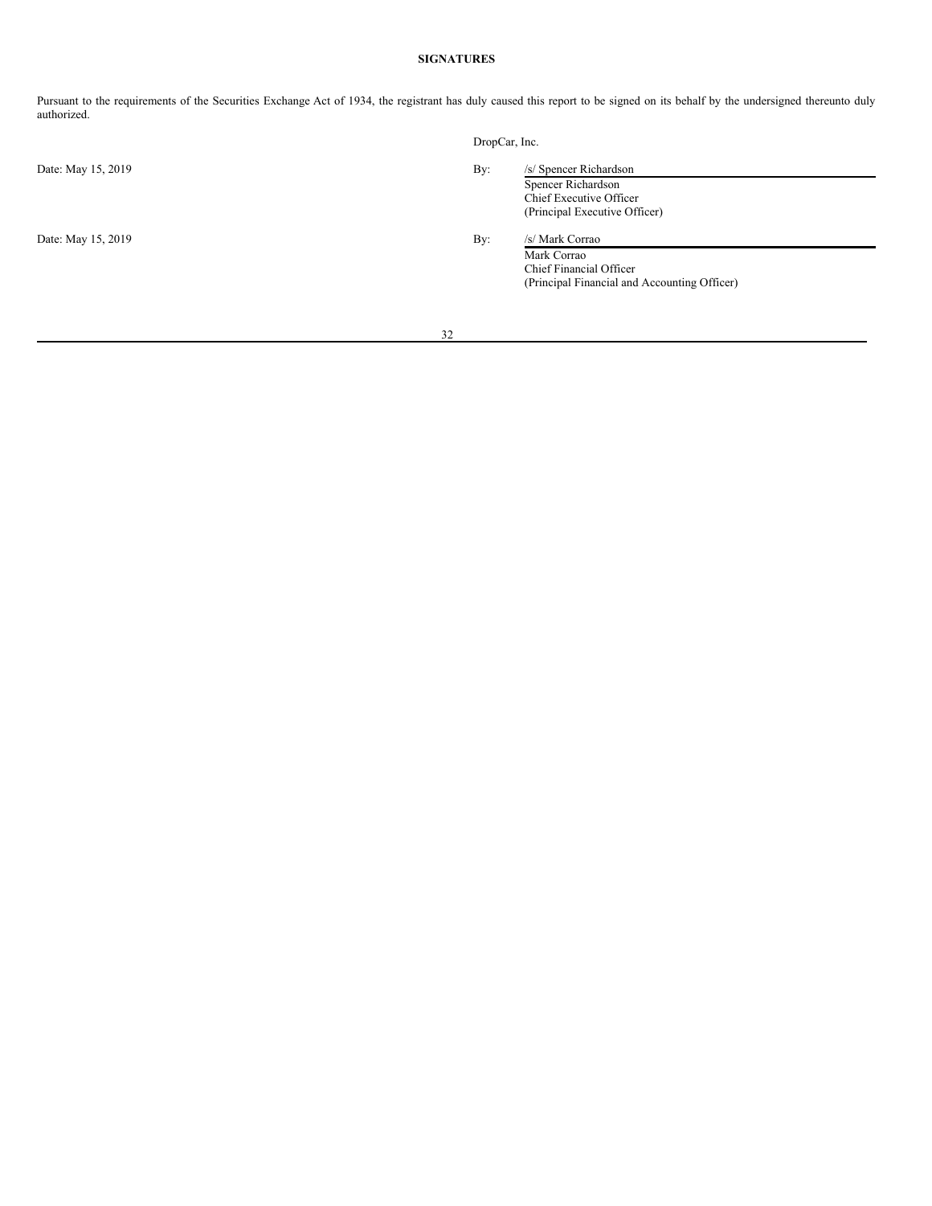**SIGNATURES**

Pursuant to the requirements of the Securities Exchange Act of 1934, the registrant has duly caused this report to be signed on its behalf by the undersigned thereunto duly authorized.

DropCar, Inc.

| | | |
|---|---|---|
| Date: May 15, 2019 | By: | /s/ Spencer Richardson<br>Spencer Richardson<br>Chief Executive Officer<br>(Principal Executive Officer) |
| Date: May 15, 2019 | By: | /s/ Mark Corrao<br>Mark Corrao<br>Chief Financial Officer<br>(Principal Financial and Accounting Officer) |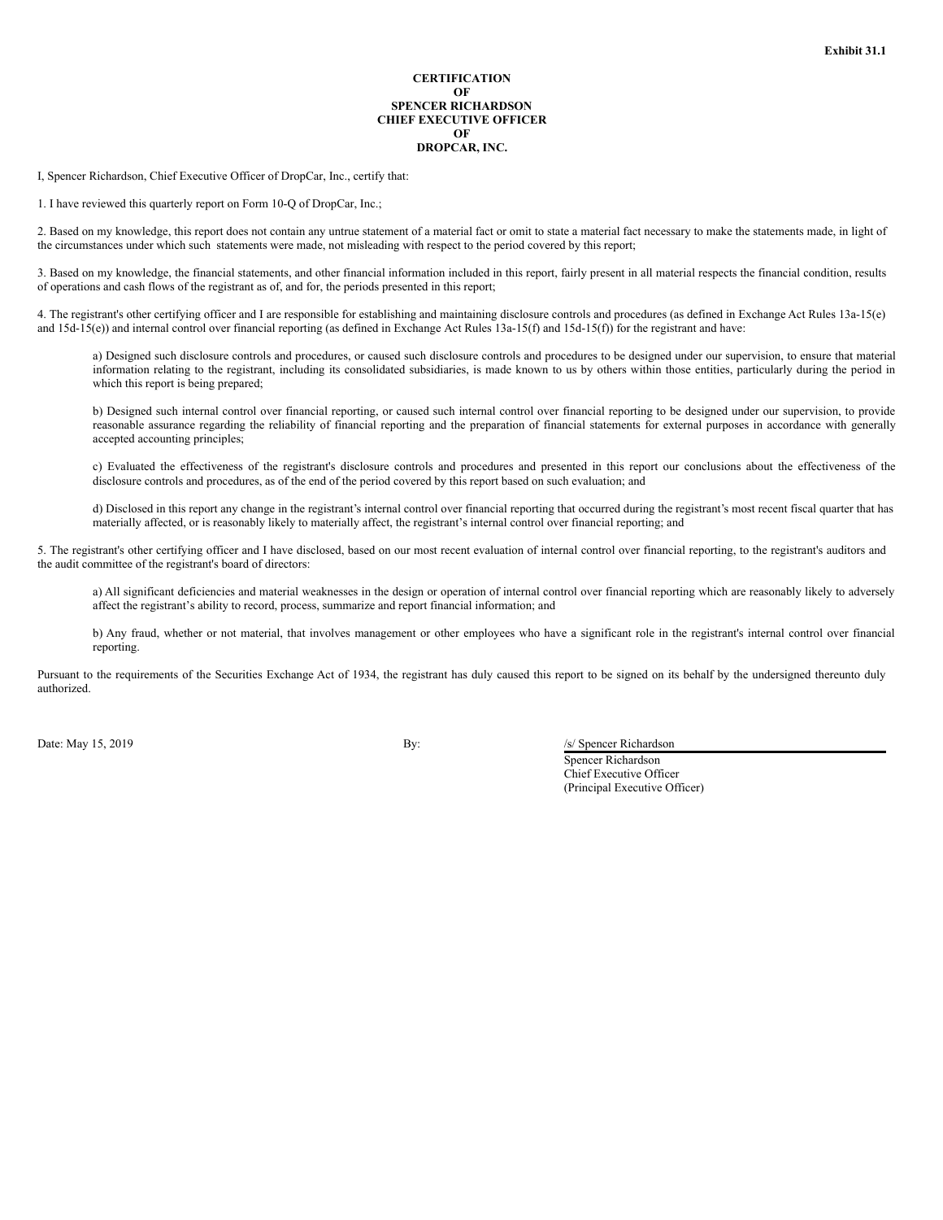**Exhibit 31.1**

**CERTIFICATION**
**OF**
**SPENCER RICHARDSON**
**CHIEF EXECUTIVE OFFICER**
**OF**
**DROPCAR, INC.**

I, Spencer Richardson, Chief Executive Officer of DropCar, Inc., certify that:

1. I have reviewed this quarterly report on Form 10-Q of DropCar, Inc.;

2. Based on my knowledge, this report does not contain any untrue statement of a material fact or omit to state a material fact necessary to make the statements made, in light of the circumstances under which such statements were made, not misleading with respect to the period covered by this report;

3. Based on my knowledge, the financial statements, and other financial information included in this report, fairly present in all material respects the financial condition, results of operations and cash flows of the registrant as of, and for, the periods presented in this report;

4. The registrant's other certifying officer and I are responsible for establishing and maintaining disclosure controls and procedures (as defined in Exchange Act Rules 13a-15(e) and 15d-15(e)) and internal control over financial reporting (as defined in Exchange Act Rules 13a-15(f) and 15d-15(f)) for the registrant and have:

> a) Designed such disclosure controls and procedures, or caused such disclosure controls and procedures to be designed under our supervision, to ensure that material information relating to the registrant, including its consolidated subsidiaries, is made known to us by others within those entities, particularly during the period in which this report is being prepared;
>
> b) Designed such internal control over financial reporting, or caused such internal control over financial reporting to be designed under our supervision, to provide reasonable assurance regarding the reliability of financial reporting and the preparation of financial statements for external purposes in accordance with generally accepted accounting principles;
>
> c) Evaluated the effectiveness of the registrant's disclosure controls and procedures and presented in this report our conclusions about the effectiveness of the disclosure controls and procedures, as of the end of the period covered by this report based on such evaluation; and
>
> d) Disclosed in this report any change in the registrant's internal control over financial reporting that occurred during the registrant's most recent fiscal quarter that has materially affected, or is reasonably likely to materially affect, the registrant's internal control over financial reporting; and

5. The registrant's other certifying officer and I have disclosed, based on our most recent evaluation of internal control over financial reporting, to the registrant's auditors and the audit committee of the registrant's board of directors:

> a) All significant deficiencies and material weaknesses in the design or operation of internal control over financial reporting which are reasonably likely to adversely affect the registrant's ability to record, process, summarize and report financial information; and
>
> b) Any fraud, whether or not material, that involves management or other employees who have a significant role in the registrant's internal control over financial reporting.

Pursuant to the requirements of the Securities Exchange Act of 1934, the registrant has duly caused this report to be signed on its behalf by the undersigned thereunto duly authorized.

Date: May 15, 2019

By: /s/ Spencer Richardson
Spencer Richardson
Chief Executive Officer
(Principal Executive Officer)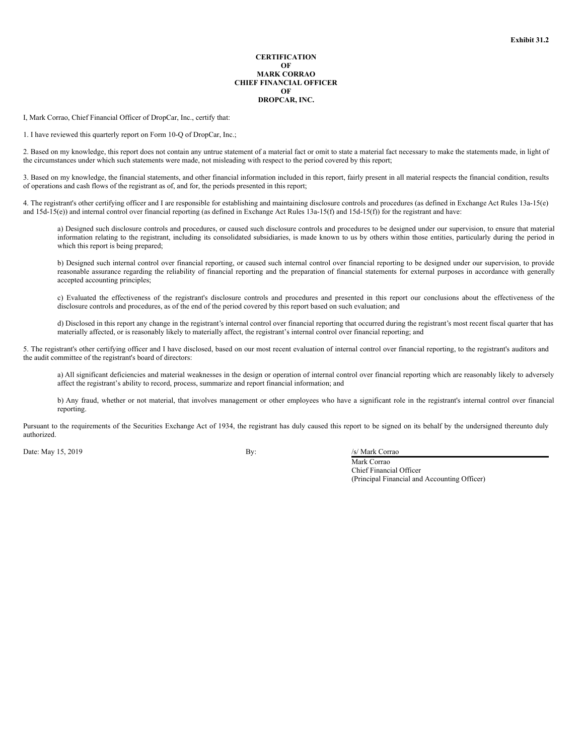**Exhibit 31.2**

**CERTIFICATION**
**OF**
**MARK CORRAO**
**CHIEF FINANCIAL OFFICER**
**OF**
**DROPCAR, INC.**

I, Mark Corrao, Chief Financial Officer of DropCar, Inc., certify that:

1. I have reviewed this quarterly report on Form 10-Q of DropCar, Inc.;

2. Based on my knowledge, this report does not contain any untrue statement of a material fact or omit to state a material fact necessary to make the statements made, in light of the circumstances under which such statements were made, not misleading with respect to the period covered by this report;

3. Based on my knowledge, the financial statements, and other financial information included in this report, fairly present in all material respects the financial condition, results of operations and cash flows of the registrant as of, and for, the periods presented in this report;

4. The registrant's other certifying officer and I are responsible for establishing and maintaining disclosure controls and procedures (as defined in Exchange Act Rules 13a-15(e) and 15d-15(e)) and internal control over financial reporting (as defined in Exchange Act Rules 13a-15(f) and 15d-15(f)) for the registrant and have:

a) Designed such disclosure controls and procedures, or caused such disclosure controls and procedures to be designed under our supervision, to ensure that material information relating to the registrant, including its consolidated subsidiaries, is made known to us by others within those entities, particularly during the period in which this report is being prepared;

b) Designed such internal control over financial reporting, or caused such internal control over financial reporting to be designed under our supervision, to provide reasonable assurance regarding the reliability of financial reporting and the preparation of financial statements for external purposes in accordance with generally accepted accounting principles;

c) Evaluated the effectiveness of the registrant's disclosure controls and procedures and presented in this report our conclusions about the effectiveness of the disclosure controls and procedures, as of the end of the period covered by this report based on such evaluation; and

d) Disclosed in this report any change in the registrant's internal control over financial reporting that occurred during the registrant's most recent fiscal quarter that has materially affected, or is reasonably likely to materially affect, the registrant's internal control over financial reporting; and

5. The registrant's other certifying officer and I have disclosed, based on our most recent evaluation of internal control over financial reporting, to the registrant's auditors and the audit committee of the registrant's board of directors:

a) All significant deficiencies and material weaknesses in the design or operation of internal control over financial reporting which are reasonably likely to adversely affect the registrant's ability to record, process, summarize and report financial information; and

b) Any fraud, whether or not material, that involves management or other employees who have a significant role in the registrant's internal control over financial reporting.

Pursuant to the requirements of the Securities Exchange Act of 1934, the registrant has duly caused this report to be signed on its behalf by the undersigned thereunto duly authorized.

Date: May 15, 2019

By: /s/ Mark Corrao
Mark Corrao
Chief Financial Officer
(Principal Financial and Accounting Officer)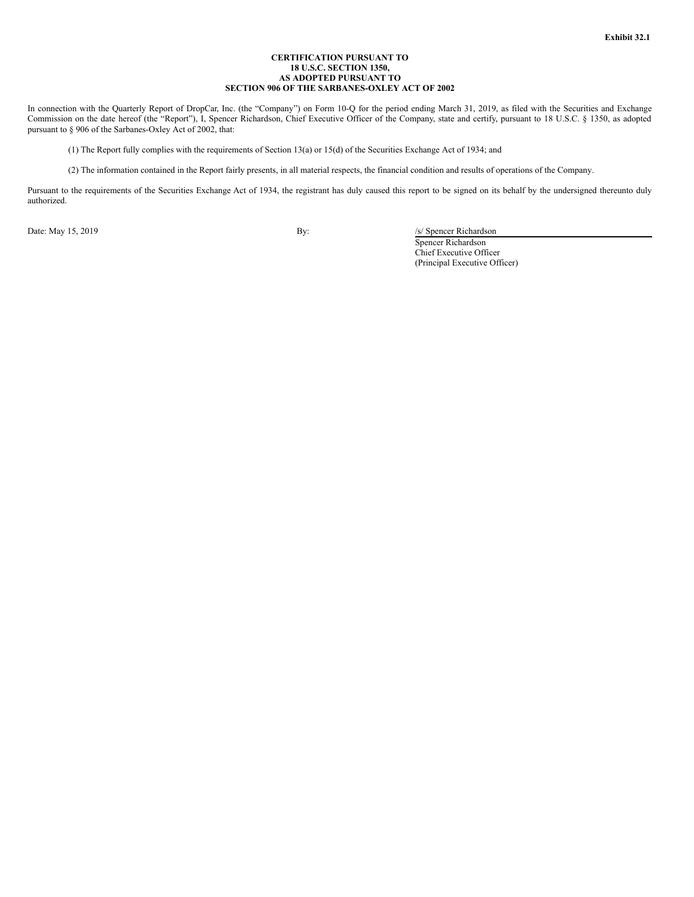**Exhibit 32.1**

**CERTIFICATION PURSUANT TO**
**18 U.S.C. SECTION 1350,**
**AS ADOPTED PURSUANT TO**
**SECTION 906 OF THE SARBANES-OXLEY ACT OF 2002**

In connection with the Quarterly Report of DropCar, Inc. (the "Company") on Form 10-Q for the period ending March 31, 2019, as filed with the Securities and Exchange Commission on the date hereof (the "Report"), I, Spencer Richardson, Chief Executive Officer of the Company, state and certify, pursuant to 18 U.S.C. § 1350, as adopted pursuant to § 906 of the Sarbanes-Oxley Act of 2002, that:

(1) The Report fully complies with the requirements of Section 13(a) or 15(d) of the Securities Exchange Act of 1934; and

(2) The information contained in the Report fairly presents, in all material respects, the financial condition and results of operations of the Company.

Pursuant to the requirements of the Securities Exchange Act of 1934, the registrant has duly caused this report to be signed on its behalf by the undersigned thereunto duly authorized.

Date: May 15, 2019

By: /s/ Spencer Richardson
Spencer Richardson
Chief Executive Officer
(Principal Executive Officer)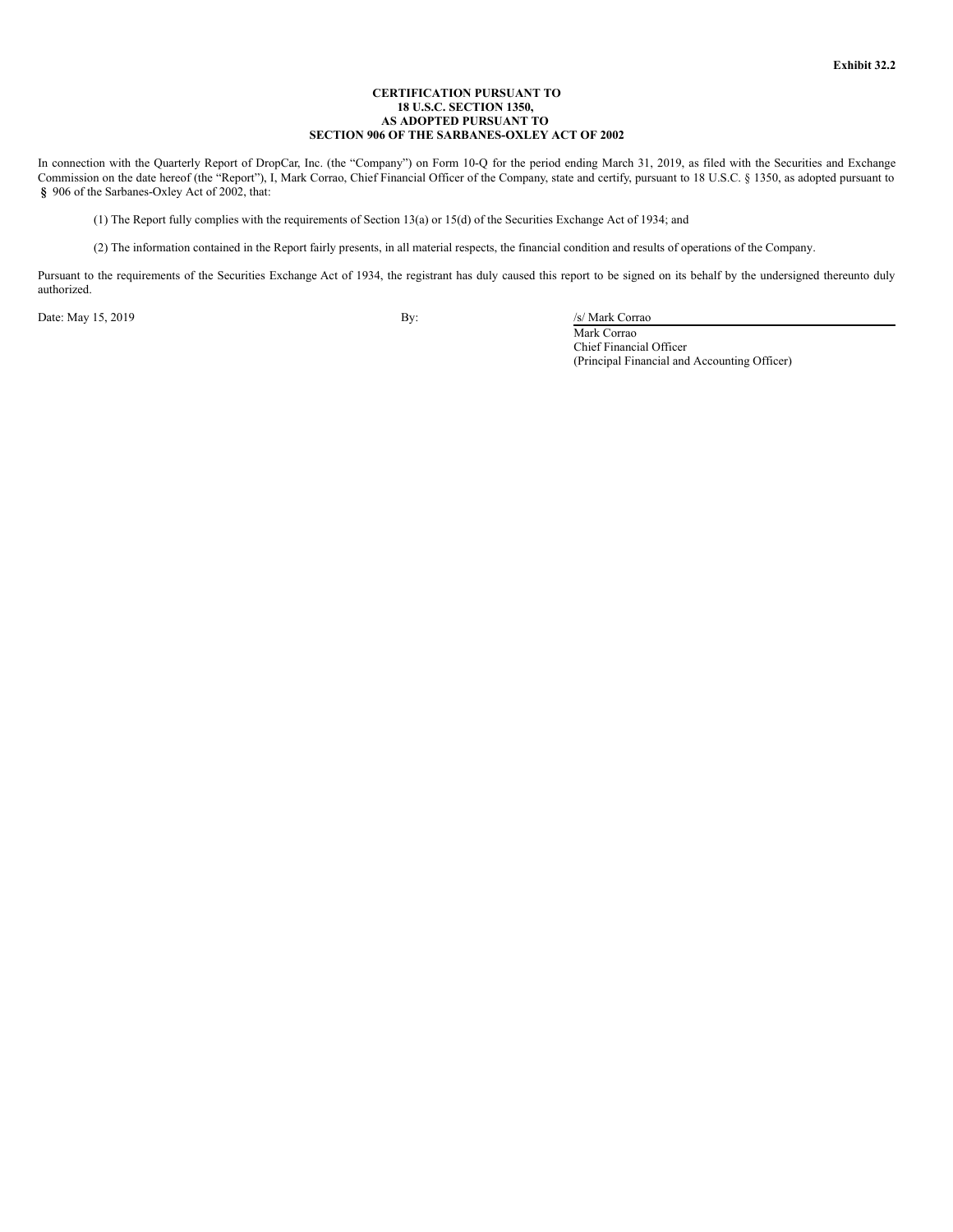**Exhibit 32.2**

**CERTIFICATION PURSUANT TO**
**18 U.S.C. SECTION 1350,**
**AS ADOPTED PURSUANT TO**
**SECTION 906 OF THE SARBANES-OXLEY ACT OF 2002**

In connection with the Quarterly Report of DropCar, Inc. (the "Company") on Form 10-Q for the period ending March 31, 2019, as filed with the Securities and Exchange Commission on the date hereof (the "Report"), I, Mark Corrao, Chief Financial Officer of the Company, state and certify, pursuant to 18 U.S.C. § 1350, as adopted pursuant to § 906 of the Sarbanes-Oxley Act of 2002, that:

(1) The Report fully complies with the requirements of Section 13(a) or 15(d) of the Securities Exchange Act of 1934; and

(2) The information contained in the Report fairly presents, in all material respects, the financial condition and results of operations of the Company.

Pursuant to the requirements of the Securities Exchange Act of 1934, the registrant has duly caused this report to be signed on its behalf by the undersigned thereunto duly authorized.

Date: May 15, 2019

By: /s/ Mark Corrao
Mark Corrao
Chief Financial Officer
(Principal Financial and Accounting Officer)